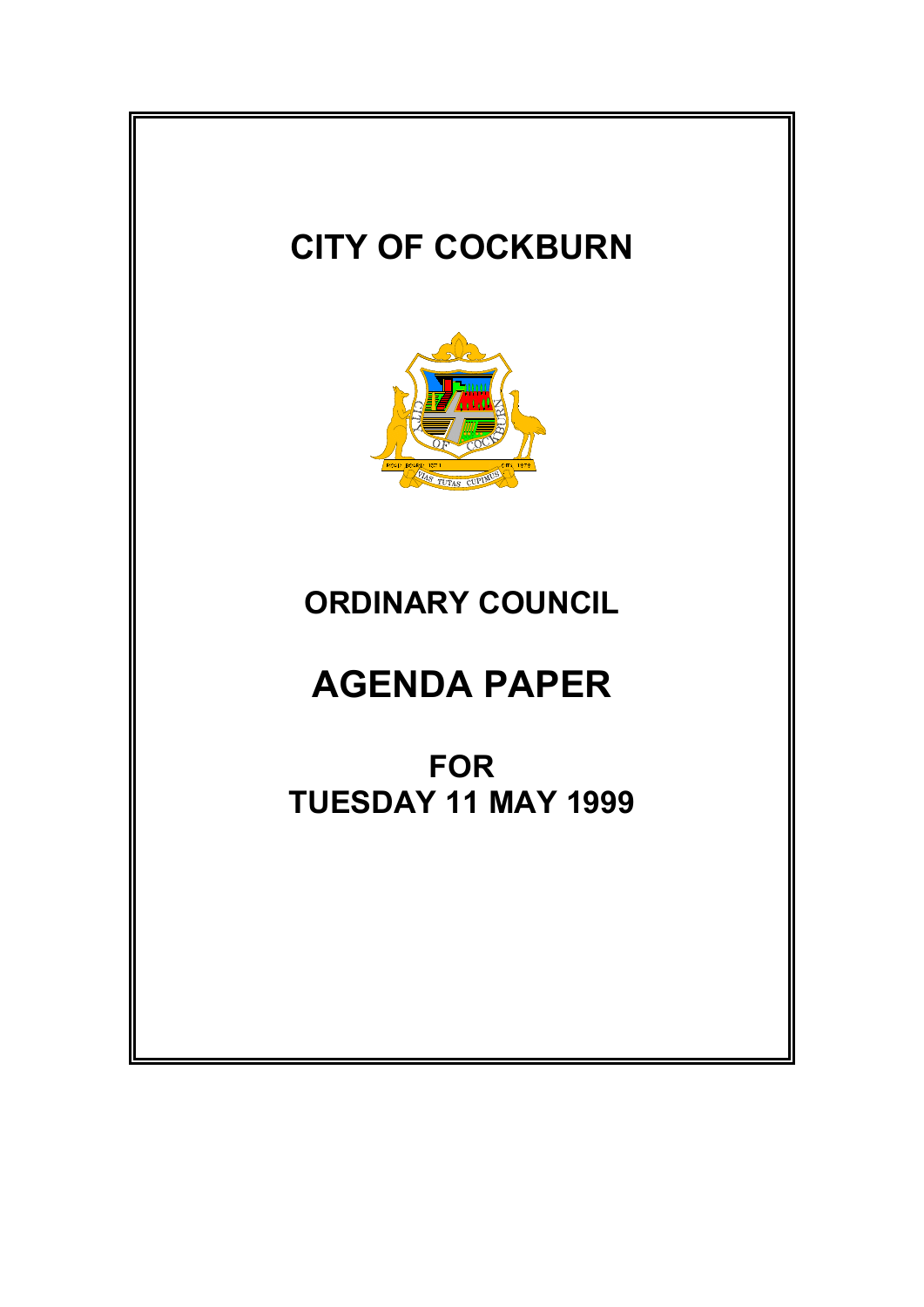# CITY OF COCKBURN

## ORDINARY COUNCIL

# AGENDA PAPER

## FOR
## TUESDAY 11 MAY 1999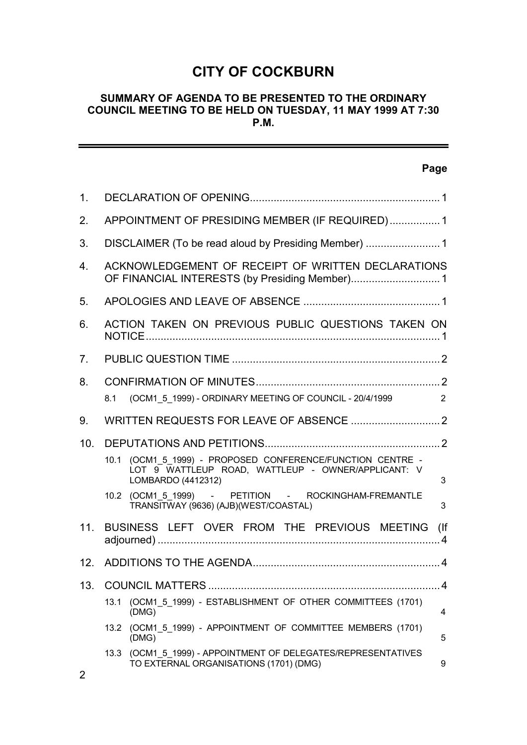# CITY OF COCKBURN

## SUMMARY OF AGENDA TO BE PRESENTED TO THE ORDINARY COUNCIL MEETING TO BE HELD ON TUESDAY, 11 MAY 1999 AT 7:30 P.M.

| | | Page |
|---|---|---|
| 1. | DECLARATION OF OPENING | 1 |
| 2. | APPOINTMENT OF PRESIDING MEMBER (IF REQUIRED) | 1 |
| 3. | DISCLAIMER (To be read aloud by Presiding Member) | 1 |
| 4. | ACKNOWLEDGEMENT OF RECEIPT OF WRITTEN DECLARATIONS OF FINANCIAL INTERESTS (by Presiding Member) | 1 |
| 5. | APOLOGIES AND LEAVE OF ABSENCE | 1 |
| 6. | ACTION TAKEN ON PREVIOUS PUBLIC QUESTIONS TAKEN ON NOTICE | 1 |
| 7. | PUBLIC QUESTION TIME | 2 |
| 8. | CONFIRMATION OF MINUTES | 2 |
| | 8.1 (OCM1_5_1999) - ORDINARY MEETING OF COUNCIL - 20/4/1999 | 2 |
| 9. | WRITTEN REQUESTS FOR LEAVE OF ABSENCE | 2 |
| 10. | DEPUTATIONS AND PETITIONS | 2 |
| | 10.1 (OCM1_5_1999) - PROPOSED CONFERENCE/FUNCTION CENTRE - LOT 9 WATTLEUP ROAD, WATTLEUP - OWNER/APPLICANT: V LOMBARDO (4412312) | 3 |
| | 10.2 (OCM1_5_1999) - PETITION - ROCKINGHAM-FREMANTLE TRANSITWAY (9636) (AJB)(WEST/COASTAL) | 3 |
| 11. | BUSINESS LEFT OVER FROM THE PREVIOUS MEETING (If adjourned) | 4 |
| 12. | ADDITIONS TO THE AGENDA | 4 |
| 13. | COUNCIL MATTERS | 4 |
| | 13.1 (OCM1_5_1999) - ESTABLISHMENT OF OTHER COMMITTEES (1701) (DMG) | 4 |
| | 13.2 (OCM1_5_1999) - APPOINTMENT OF COMMITTEE MEMBERS (1701) (DMG) | 5 |
| | 13.3 (OCM1_5_1999) - APPOINTMENT OF DELEGATES/REPRESENTATIVES TO EXTERNAL ORGANISATIONS (1701) (DMG) | 9 |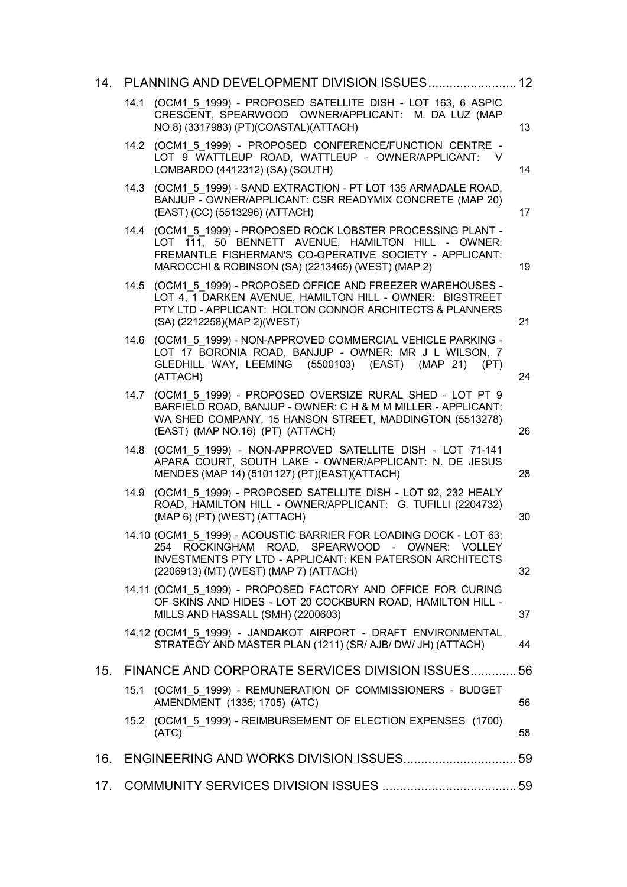14. PLANNING AND DEVELOPMENT DIVISION ISSUES......................... 12

- 14.1 (OCM1_5_1999) - PROPOSED SATELLITE DISH - LOT 163, 6 ASPIC CRESCENT, SPEARWOOD OWNER/APPLICANT: M. DA LUZ (MAP NO.8) (3317983) (PT)(COASTAL)(ATTACH) 13
- 14.2 (OCM1_5_1999) - PROPOSED CONFERENCE/FUNCTION CENTRE - LOT 9 WATTLEUP ROAD, WATTLEUP - OWNER/APPLICANT: V LOMBARDO (4412312) (SA) (SOUTH) 14
- 14.3 (OCM1_5_1999) - SAND EXTRACTION - PT LOT 135 ARMADALE ROAD, BANJUP - OWNER/APPLICANT: CSR READYMIX CONCRETE (MAP 20) (EAST) (CC) (5513296) (ATTACH) 17
- 14.4 (OCM1_5_1999) - PROPOSED ROCK LOBSTER PROCESSING PLANT - LOT 111, 50 BENNETT AVENUE, HAMILTON HILL - OWNER: FREMANTLE FISHERMAN'S CO-OPERATIVE SOCIETY - APPLICANT: MAROCCHI & ROBINSON (SA) (2213465) (WEST) (MAP 2) 19
- 14.5 (OCM1_5_1999) - PROPOSED OFFICE AND FREEZER WAREHOUSES - LOT 4, 1 DARKEN AVENUE, HAMILTON HILL - OWNER: BIGSTREET PTY LTD - APPLICANT: HOLTON CONNOR ARCHITECTS & PLANNERS (SA) (2212258)(MAP 2)(WEST) 21
- 14.6 (OCM1_5_1999) - NON-APPROVED COMMERCIAL VEHICLE PARKING - LOT 17 BORONIA ROAD, BANJUP - OWNER: MR J L WILSON, 7 GLEDHILL WAY, LEEMING (5500103) (EAST) (MAP 21) (PT) (ATTACH) 24
- 14.7 (OCM1_5_1999) - PROPOSED OVERSIZE RURAL SHED - LOT PT 9 BARFIELD ROAD, BANJUP - OWNER: C H & M M MILLER - APPLICANT: WA SHED COMPANY, 15 HANSON STREET, MADDINGTON (5513278) (EAST) (MAP NO.16) (PT) (ATTACH) 26
- 14.8 (OCM1_5_1999) - NON-APPROVED SATELLITE DISH - LOT 71-141 APARA COURT, SOUTH LAKE - OWNER/APPLICANT: N. DE JESUS MENDES (MAP 14) (5101127) (PT)(EAST)(ATTACH) 28
- 14.9 (OCM1_5_1999) - PROPOSED SATELLITE DISH - LOT 92, 232 HEALY ROAD, HAMILTON HILL - OWNER/APPLICANT: G. TUFILLI (2204732) (MAP 6) (PT) (WEST) (ATTACH) 30
- 14.10 (OCM1_5_1999) - ACOUSTIC BARRIER FOR LOADING DOCK - LOT 63; 254 ROCKINGHAM ROAD, SPEARWOOD - OWNER: VOLLEY INVESTMENTS PTY LTD - APPLICANT: KEN PATERSON ARCHITECTS (2206913) (MT) (WEST) (MAP 7) (ATTACH) 32
- 14.11 (OCM1_5_1999) - PROPOSED FACTORY AND OFFICE FOR CURING OF SKINS AND HIDES - LOT 20 COCKBURN ROAD, HAMILTON HILL - MILLS AND HASSALL (SMH) (2200603) 37
- 14.12 (OCM1_5_1999) - JANDAKOT AIRPORT - DRAFT ENVIRONMENTAL STRATEGY AND MASTER PLAN (1211) (SR/ AJB/ DW/ JH) (ATTACH) 44

15. FINANCE AND CORPORATE SERVICES DIVISION ISSUES............. 56

- 15.1 (OCM1_5_1999) - REMUNERATION OF COMMISSIONERS - BUDGET AMENDMENT (1335; 1705) (ATC) 56
- 15.2 (OCM1_5_1999) - REIMBURSEMENT OF ELECTION EXPENSES (1700) (ATC) 58

16. ENGINEERING AND WORKS DIVISION ISSUES................................ 59

17. COMMUNITY SERVICES DIVISION ISSUES ...................................... 59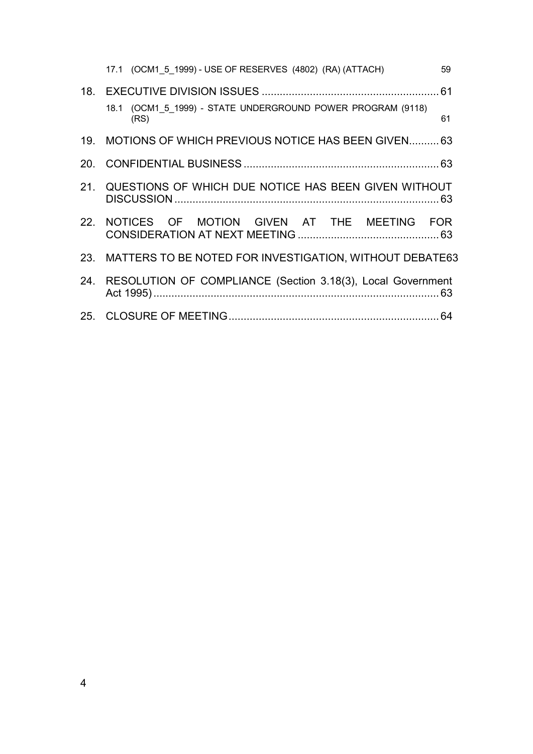17.1 (OCM1_5_1999) - USE OF RESERVES (4802) (RA) (ATTACH) 59

18. EXECUTIVE DIVISION ISSUES ........................................................... 61

    18.1 (OCM1_5_1999) - STATE UNDERGROUND POWER PROGRAM (9118) (RS) 61

19. MOTIONS OF WHICH PREVIOUS NOTICE HAS BEEN GIVEN.......... 63

20. CONFIDENTIAL BUSINESS ................................................................. 63

21. QUESTIONS OF WHICH DUE NOTICE HAS BEEN GIVEN WITHOUT DISCUSSION ........................................................................................ 63

22. NOTICES OF MOTION GIVEN AT THE MEETING FOR CONSIDERATION AT NEXT MEETING ............................................... 63

23. MATTERS TO BE NOTED FOR INVESTIGATION, WITHOUT DEBATE63

24. RESOLUTION OF COMPLIANCE (Section 3.18(3), Local Government Act 1995) ................................................................................................ 63

25. CLOSURE OF MEETING...................................................................... 64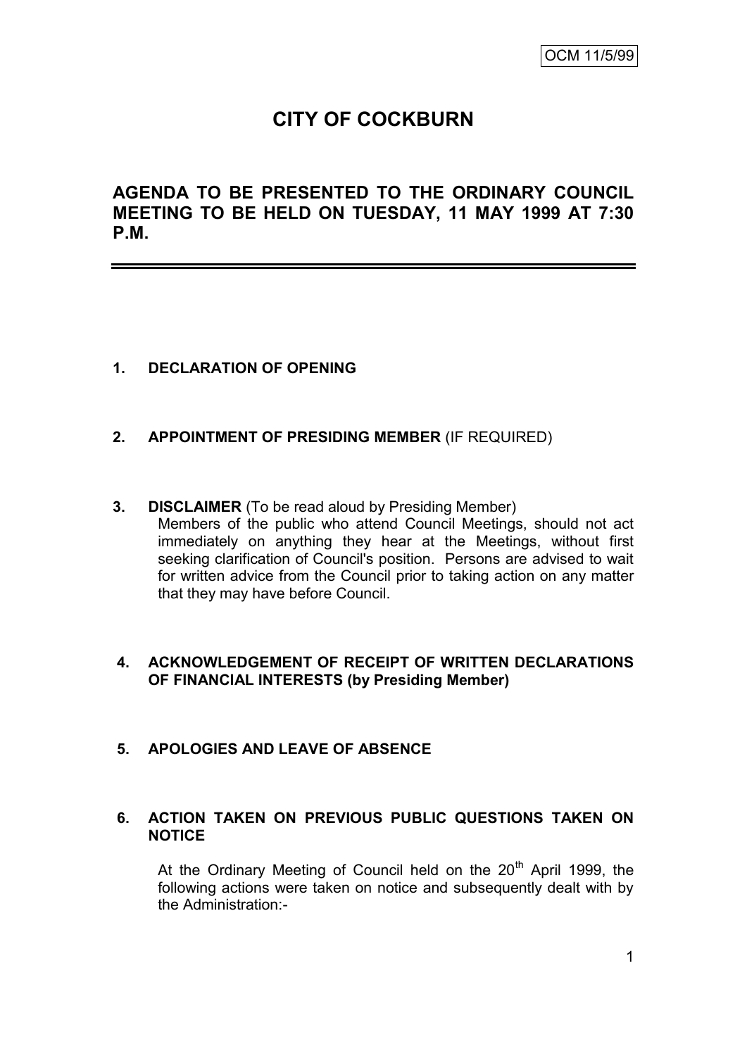OCM 11/5/99

# CITY OF COCKBURN

## AGENDA TO BE PRESENTED TO THE ORDINARY COUNCIL MEETING TO BE HELD ON TUESDAY, 11 MAY 1999 AT 7:30 P.M.

**1. DECLARATION OF OPENING**

**2. APPOINTMENT OF PRESIDING MEMBER** (IF REQUIRED)

**3. DISCLAIMER** (To be read aloud by Presiding Member)

Members of the public who attend Council Meetings, should not act immediately on anything they hear at the Meetings, without first seeking clarification of Council's position. Persons are advised to wait for written advice from the Council prior to taking action on any matter that they may have before Council.

**4. ACKNOWLEDGEMENT OF RECEIPT OF WRITTEN DECLARATIONS OF FINANCIAL INTERESTS (by Presiding Member)**

**5. APOLOGIES AND LEAVE OF ABSENCE**

**6. ACTION TAKEN ON PREVIOUS PUBLIC QUESTIONS TAKEN ON NOTICE**

At the Ordinary Meeting of Council held on the 20th April 1999, the following actions were taken on notice and subsequently dealt with by the Administration:-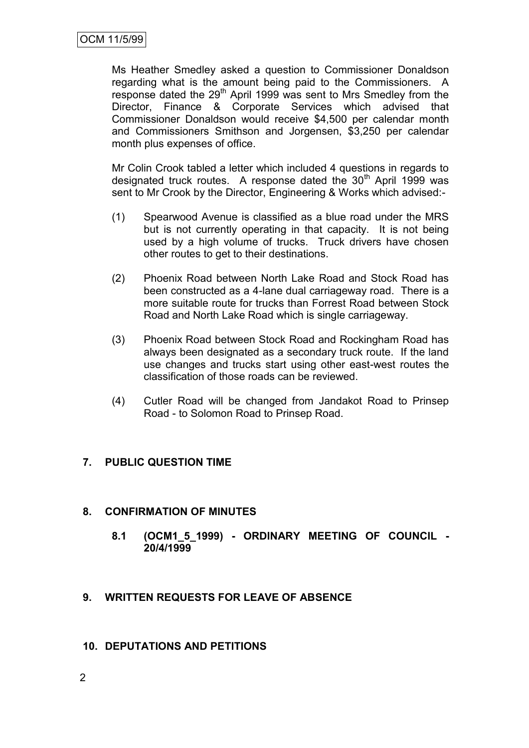Ms Heather Smedley asked a question to Commissioner Donaldson regarding what is the amount being paid to the Commissioners. A response dated the 29th April 1999 was sent to Mrs Smedley from the Director, Finance & Corporate Services which advised that Commissioner Donaldson would receive $4,500 per calendar month and Commissioners Smithson and Jorgensen, $3,250 per calendar month plus expenses of office.

Mr Colin Crook tabled a letter which included 4 questions in regards to designated truck routes. A response dated the 30th April 1999 was sent to Mr Crook by the Director, Engineering & Works which advised:-

(1) Spearwood Avenue is classified as a blue road under the MRS but is not currently operating in that capacity. It is not being used by a high volume of trucks. Truck drivers have chosen other routes to get to their destinations.

(2) Phoenix Road between North Lake Road and Stock Road has been constructed as a 4-lane dual carriageway road. There is a more suitable route for trucks than Forrest Road between Stock Road and North Lake Road which is single carriageway.

(3) Phoenix Road between Stock Road and Rockingham Road has always been designated as a secondary truck route. If the land use changes and trucks start using other east-west routes the classification of those roads can be reviewed.

(4) Cutler Road will be changed from Jandakot Road to Prinsep Road - to Solomon Road to Prinsep Road.

## 7. PUBLIC QUESTION TIME

## 8. CONFIRMATION OF MINUTES

### 8.1 (OCM1_5_1999) - ORDINARY MEETING OF COUNCIL - 20/4/1999

## 9. WRITTEN REQUESTS FOR LEAVE OF ABSENCE

## 10. DEPUTATIONS AND PETITIONS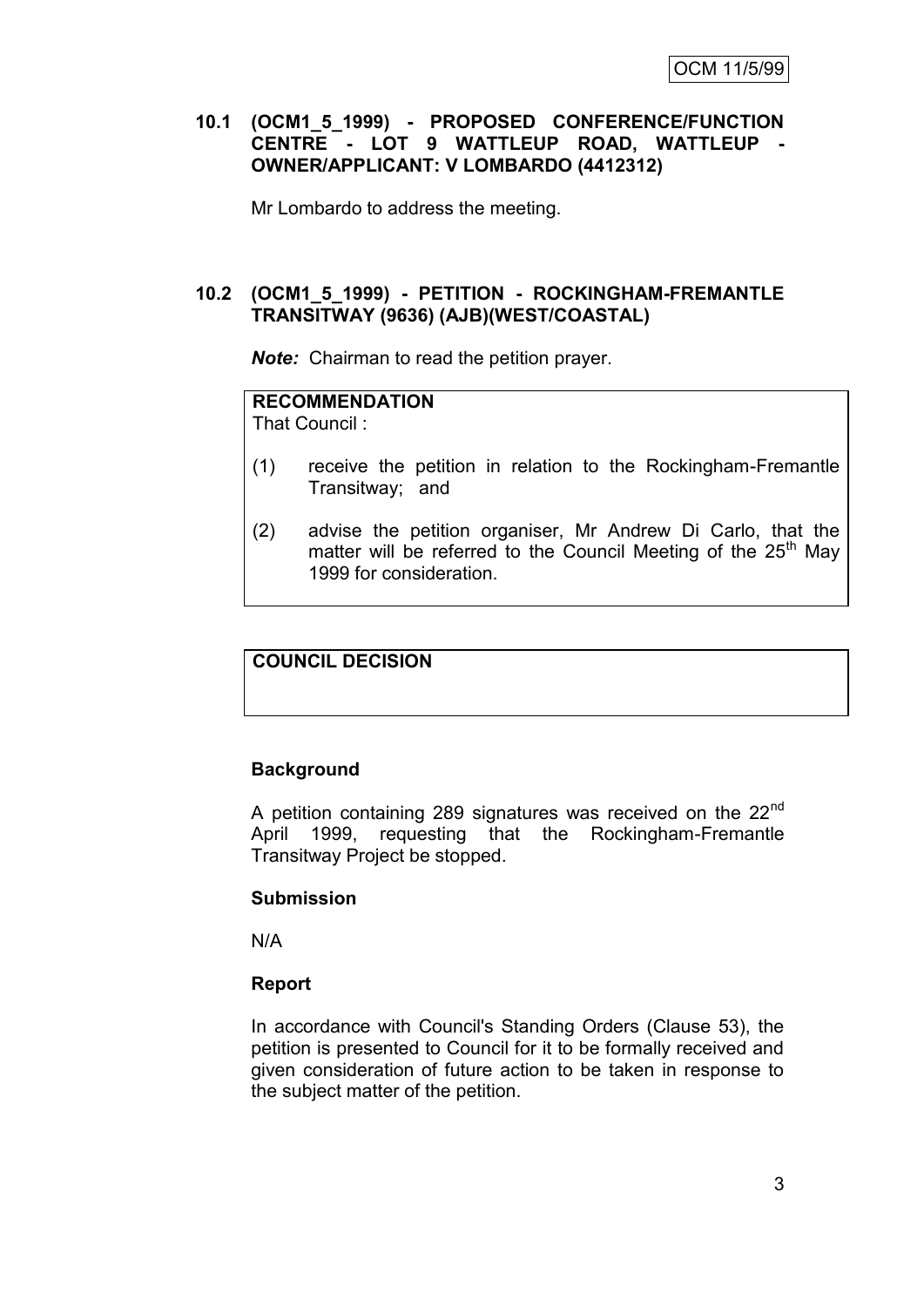### 10.1 (OCM1_5_1999) - PROPOSED CONFERENCE/FUNCTION CENTRE - LOT 9 WATTLEUP ROAD, WATTLEUP - OWNER/APPLICANT: V LOMBARDO (4412312)

Mr Lombardo to address the meeting.

### 10.2 (OCM1_5_1999) - PETITION - ROCKINGHAM-FREMANTLE TRANSITWAY (9636) (AJB)(WEST/COASTAL)

***Note:*** Chairman to read the petition prayer.

**RECOMMENDATION**

That Council :

(1) receive the petition in relation to the Rockingham-Fremantle Transitway; and

(2) advise the petition organiser, Mr Andrew Di Carlo, that the matter will be referred to the Council Meeting of the 25th May 1999 for consideration.

**COUNCIL DECISION**

**Background**

A petition containing 289 signatures was received on the 22nd April 1999, requesting that the Rockingham-Fremantle Transitway Project be stopped.

**Submission**

N/A

**Report**

In accordance with Council's Standing Orders (Clause 53), the petition is presented to Council for it to be formally received and given consideration of future action to be taken in response to the subject matter of the petition.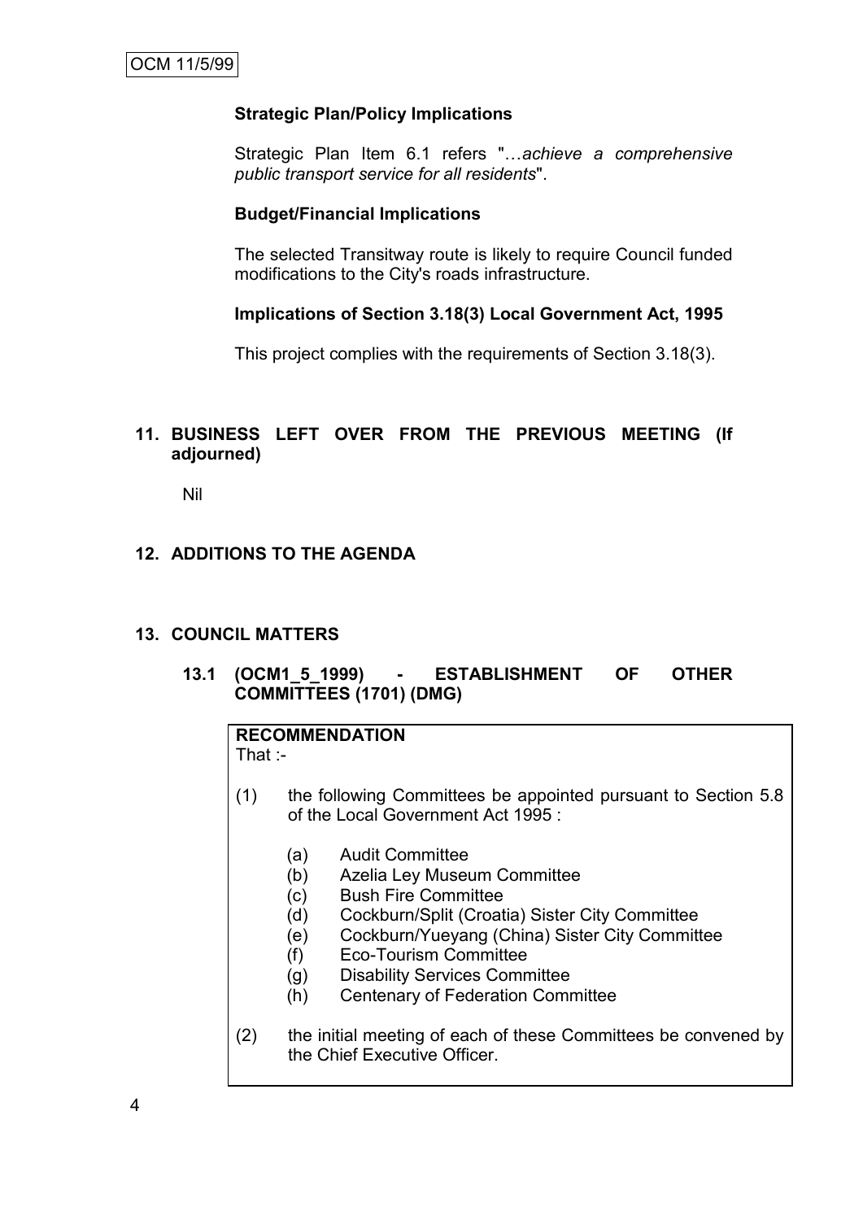**Strategic Plan/Policy Implications**

Strategic Plan Item 6.1 refers "…*achieve a comprehensive public transport service for all residents*".

**Budget/Financial Implications**

The selected Transitway route is likely to require Council funded modifications to the City's roads infrastructure.

**Implications of Section 3.18(3) Local Government Act, 1995**

This project complies with the requirements of Section 3.18(3).

## 11. BUSINESS LEFT OVER FROM THE PREVIOUS MEETING (If adjourned)

Nil

## 12. ADDITIONS TO THE AGENDA

## 13. COUNCIL MATTERS

### 13.1 (OCM1_5_1999) - ESTABLISHMENT OF OTHER COMMITTEES (1701) (DMG)

**RECOMMENDATION**

That :-

(1) the following Committees be appointed pursuant to Section 5.8 of the Local Government Act 1995 :

- (a) Audit Committee
- (b) Azelia Ley Museum Committee
- (c) Bush Fire Committee
- (d) Cockburn/Split (Croatia) Sister City Committee
- (e) Cockburn/Yueyang (China) Sister City Committee
- (f) Eco-Tourism Committee
- (g) Disability Services Committee
- (h) Centenary of Federation Committee

(2) the initial meeting of each of these Committees be convened by the Chief Executive Officer.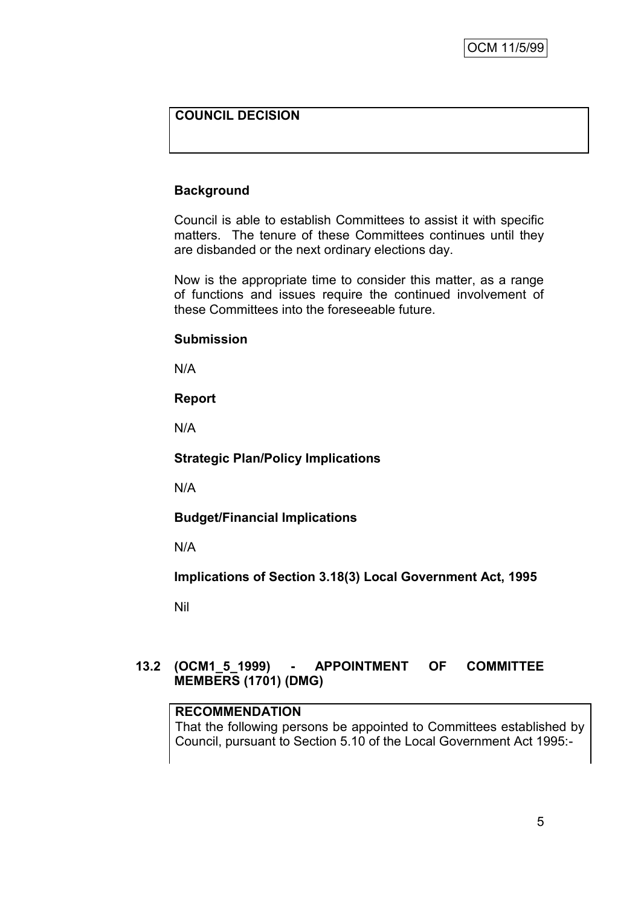**COUNCIL DECISION**

**Background**

Council is able to establish Committees to assist it with specific matters. The tenure of these Committees continues until they are disbanded or the next ordinary elections day.

Now is the appropriate time to consider this matter, as a range of functions and issues require the continued involvement of these Committees into the foreseeable future.

**Submission**

N/A

**Report**

N/A

**Strategic Plan/Policy Implications**

N/A

**Budget/Financial Implications**

N/A

**Implications of Section 3.18(3) Local Government Act, 1995**

Nil

### 13.2 (OCM1_5_1999) - APPOINTMENT OF COMMITTEE MEMBERS (1701) (DMG)

**RECOMMENDATION**

That the following persons be appointed to Committees established by Council, pursuant to Section 5.10 of the Local Government Act 1995:-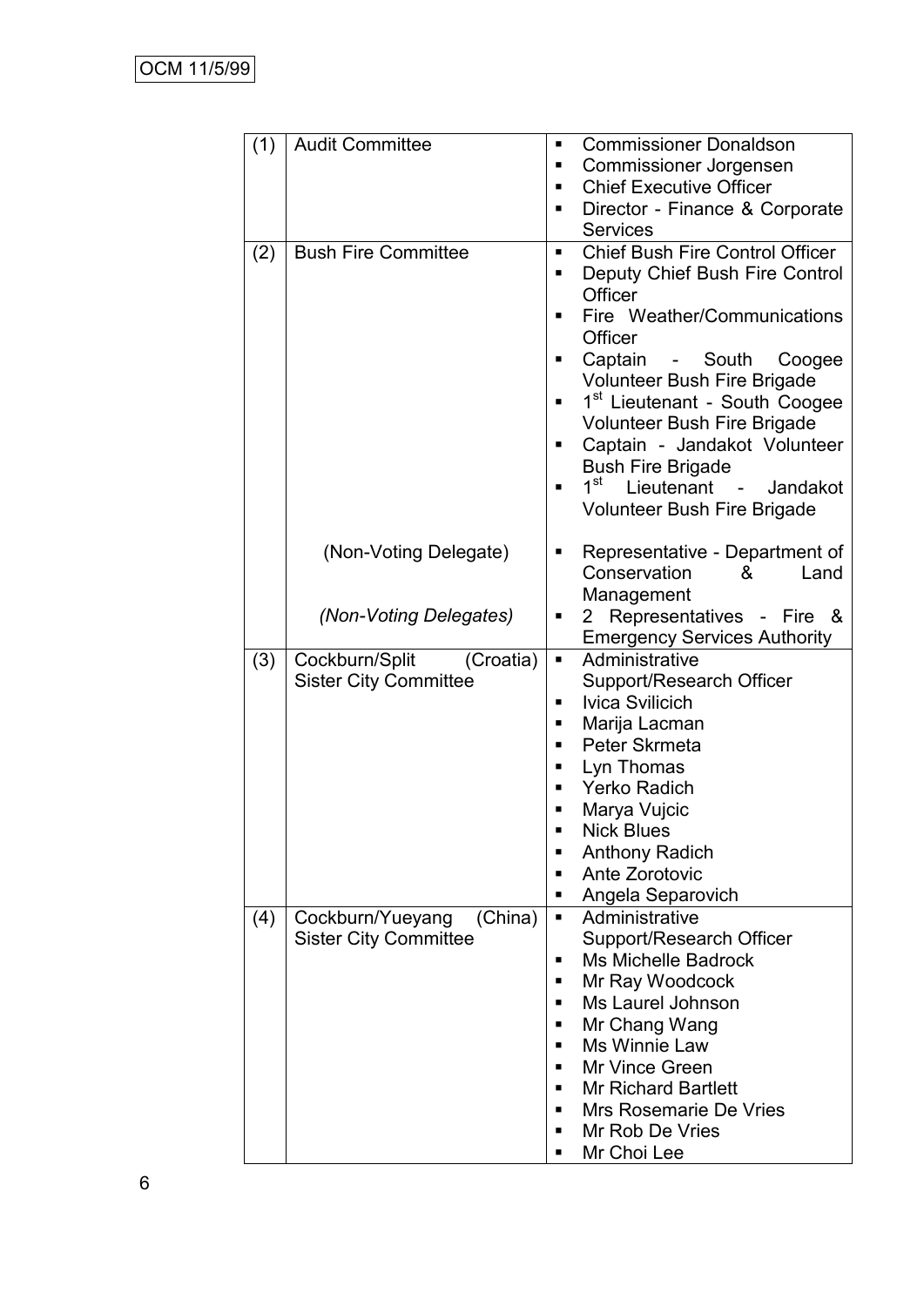| | | |
|---|---|---|
| (1) | Audit Committee | ▪ Commissioner Donaldson<br>▪ Commissioner Jorgensen<br>▪ Chief Executive Officer<br>▪ Director - Finance & Corporate Services |
| (2) | Bush Fire Committee | ▪ Chief Bush Fire Control Officer<br>▪ Deputy Chief Bush Fire Control Officer<br>▪ Fire Weather/Communications Officer<br>▪ Captain - South Coogee Volunteer Bush Fire Brigade<br>▪ 1st Lieutenant - South Coogee Volunteer Bush Fire Brigade<br>▪ Captain - Jandakot Volunteer Bush Fire Brigade<br>▪ 1st Lieutenant - Jandakot Volunteer Bush Fire Brigade |
| | (Non-Voting Delegate) | ▪ Representative - Department of Conservation & Land Management |
| | *(Non-Voting Delegates)* | ▪ 2 Representatives - Fire & Emergency Services Authority |
| (3) | Cockburn/Split (Croatia) Sister City Committee | ▪ Administrative Support/Research Officer<br>▪ Ivica Svilicich<br>▪ Marija Lacman<br>▪ Peter Skrmeta<br>▪ Lyn Thomas<br>▪ Yerko Radich<br>▪ Marya Vujcic<br>▪ Nick Blues<br>▪ Anthony Radich<br>▪ Ante Zorotovic<br>▪ Angela Separovich |
| (4) | Cockburn/Yueyang (China) Sister City Committee | ▪ Administrative Support/Research Officer<br>▪ Ms Michelle Badrock<br>▪ Mr Ray Woodcock<br>▪ Ms Laurel Johnson<br>▪ Mr Chang Wang<br>▪ Ms Winnie Law<br>▪ Mr Vince Green<br>▪ Mr Richard Bartlett<br>▪ Mrs Rosemarie De Vries<br>▪ Mr Rob De Vries<br>▪ Mr Choi Lee |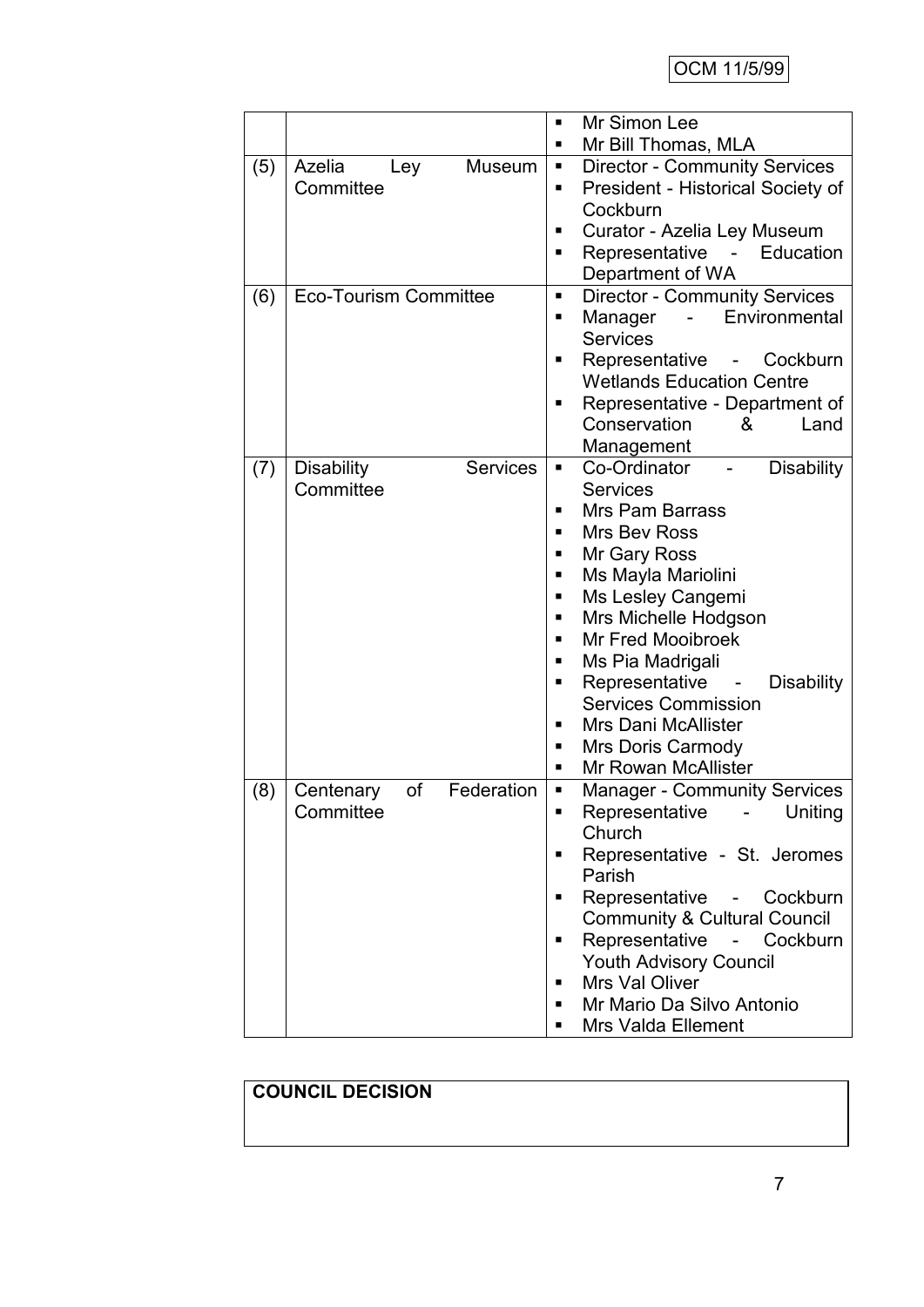| | | |
|---|---|---|
| | | ▪ Mr Simon Lee<br>▪ Mr Bill Thomas, MLA |
| (5) | Azelia Ley Museum Committee | ▪ Director - Community Services<br>▪ President - Historical Society of Cockburn<br>▪ Curator - Azelia Ley Museum<br>▪ Representative - Education Department of WA |
| (6) | Eco-Tourism Committee | ▪ Director - Community Services<br>▪ Manager - Environmental Services<br>▪ Representative - Cockburn Wetlands Education Centre<br>▪ Representative - Department of Conservation & Land Management |
| (7) | Disability Services Committee | ▪ Co-Ordinator - Disability Services<br>▪ Mrs Pam Barrass<br>▪ Mrs Bev Ross<br>▪ Mr Gary Ross<br>▪ Ms Mayla Mariolini<br>▪ Ms Lesley Cangemi<br>▪ Mrs Michelle Hodgson<br>▪ Mr Fred Mooibroek<br>▪ Ms Pia Madrigali<br>▪ Representative - Disability Services Commission<br>▪ Mrs Dani McAllister<br>▪ Mrs Doris Carmody<br>▪ Mr Rowan McAllister |
| (8) | Centenary of Federation Committee | ▪ Manager - Community Services<br>▪ Representative - Uniting Church<br>▪ Representative - St. Jeromes Parish<br>▪ Representative - Cockburn Community & Cultural Council<br>▪ Representative - Cockburn Youth Advisory Council<br>▪ Mrs Val Oliver<br>▪ Mr Mario Da Silvo Antonio<br>▪ Mrs Valda Ellement |

**COUNCIL DECISION**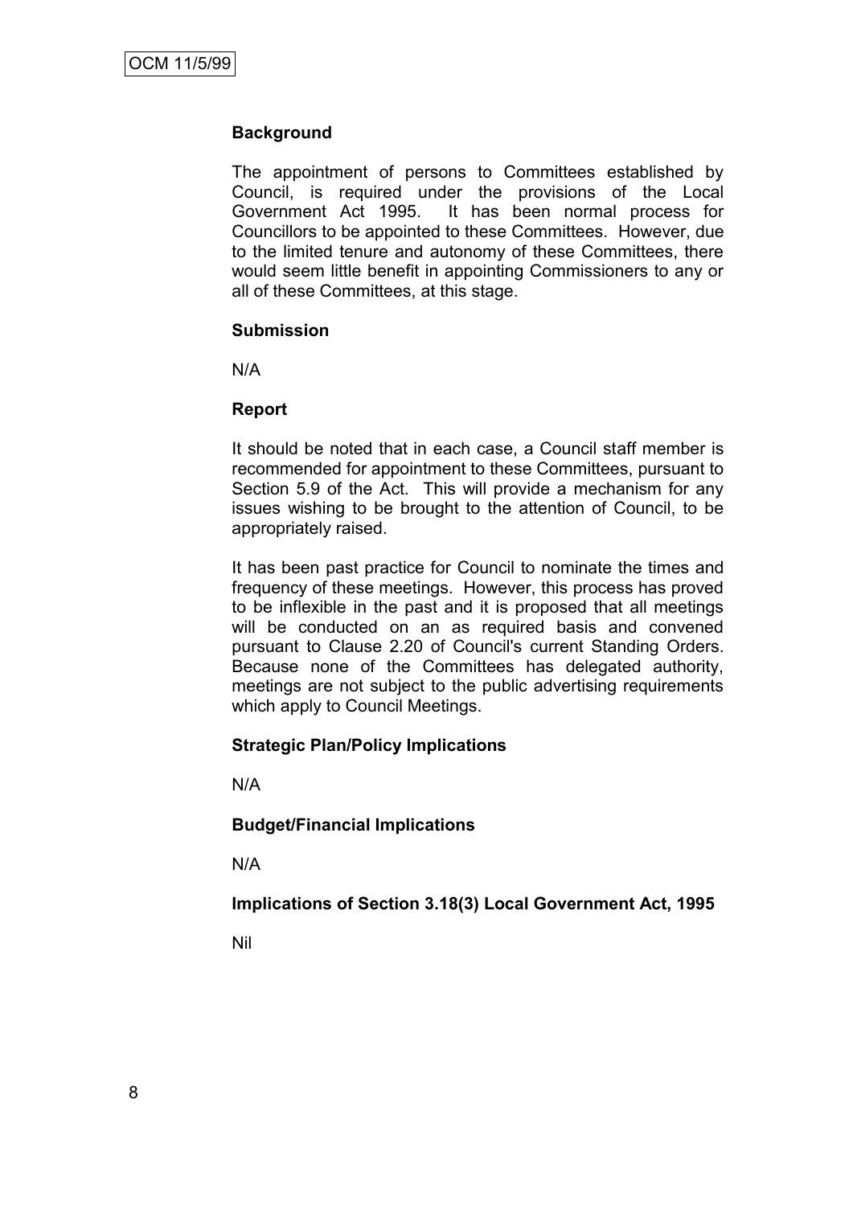**Background**

The appointment of persons to Committees established by Council, is required under the provisions of the Local Government Act 1995. It has been normal process for Councillors to be appointed to these Committees. However, due to the limited tenure and autonomy of these Committees, there would seem little benefit in appointing Commissioners to any or all of these Committees, at this stage.

**Submission**

N/A

**Report**

It should be noted that in each case, a Council staff member is recommended for appointment to these Committees, pursuant to Section 5.9 of the Act. This will provide a mechanism for any issues wishing to be brought to the attention of Council, to be appropriately raised.

It has been past practice for Council to nominate the times and frequency of these meetings. However, this process has proved to be inflexible in the past and it is proposed that all meetings will be conducted on an as required basis and convened pursuant to Clause 2.20 of Council's current Standing Orders. Because none of the Committees has delegated authority, meetings are not subject to the public advertising requirements which apply to Council Meetings.

**Strategic Plan/Policy Implications**

N/A

**Budget/Financial Implications**

N/A

**Implications of Section 3.18(3) Local Government Act, 1995**

Nil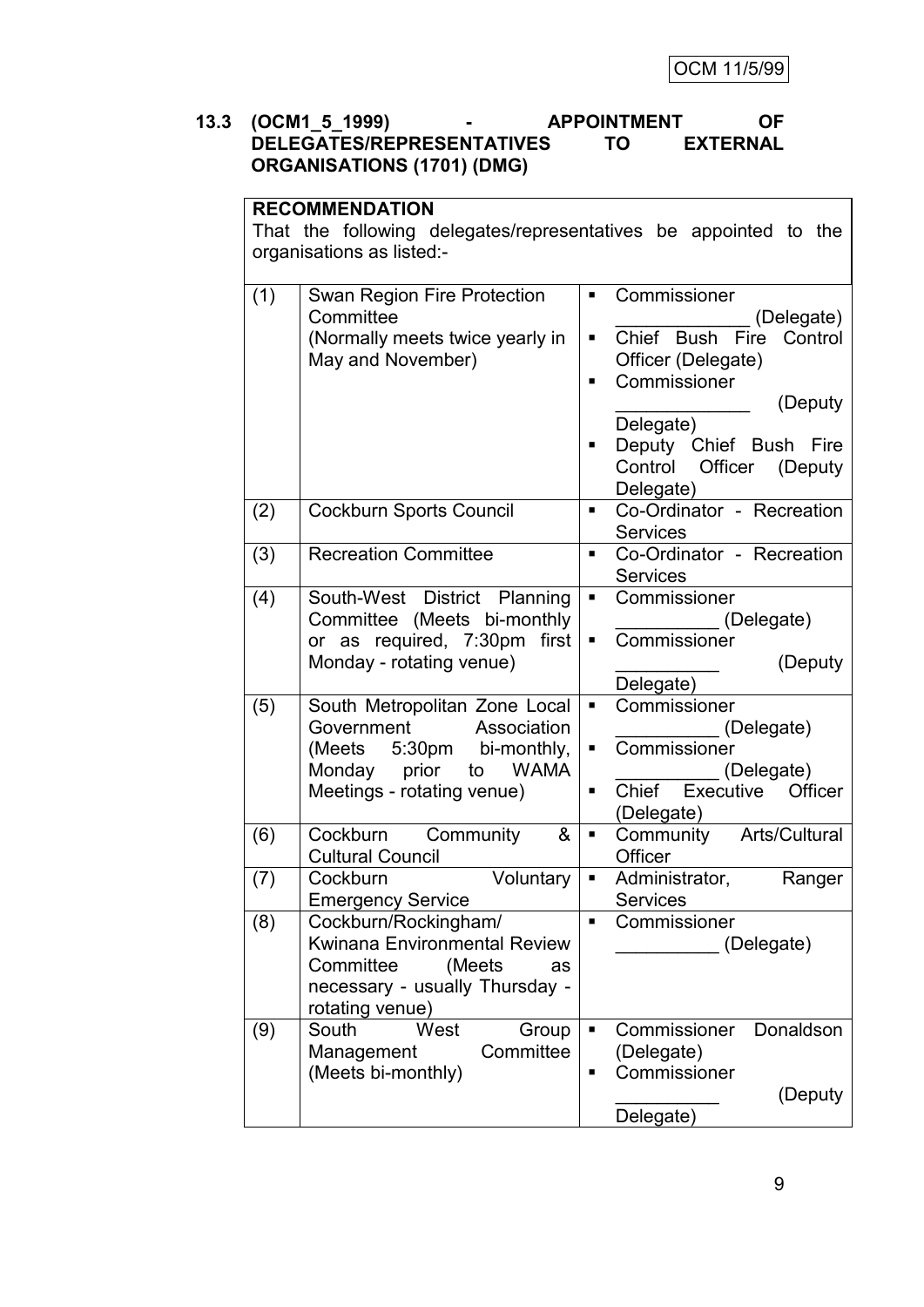OCM 11/5/99

### 13.3 (OCM1_5_1999) - APPOINTMENT OF DELEGATES/REPRESENTATIVES TO EXTERNAL ORGANISATIONS (1701) (DMG)

**RECOMMENDATION**
That the following delegates/representatives be appointed to the organisations as listed:-

| | | |
|---|---|---|
| (1) | Swan Region Fire Protection Committee (Normally meets twice yearly in May and November) | ▪ Commissioner _____________ (Delegate)<br>▪ Chief Bush Fire Control Officer (Delegate)<br>▪ Commissioner _____________ (Deputy Delegate)<br>▪ Deputy Chief Bush Fire Control Officer (Deputy Delegate) |
| (2) | Cockburn Sports Council | ▪ Co-Ordinator - Recreation Services |
| (3) | Recreation Committee | ▪ Co-Ordinator - Recreation Services |
| (4) | South-West District Planning Committee (Meets bi-monthly or as required, 7:30pm first Monday - rotating venue) | ▪ Commissioner __________ (Delegate)<br>▪ Commissioner __________ (Deputy Delegate) |
| (5) | South Metropolitan Zone Local Government Association (Meets 5:30pm bi-monthly, Monday prior to WAMA Meetings - rotating venue) | ▪ Commissioner __________ (Delegate)<br>▪ Commissioner __________ (Delegate)<br>▪ Chief Executive Officer (Delegate) |
| (6) | Cockburn Community & Cultural Council | ▪ Community Arts/Cultural Officer |
| (7) | Cockburn Voluntary Emergency Service | ▪ Administrator, Ranger Services |
| (8) | Cockburn/Rockingham/ Kwinana Environmental Review Committee (Meets as necessary - usually Thursday - rotating venue) | ▪ Commissioner __________ (Delegate) |
| (9) | South West Group Management Committee (Meets bi-monthly) | ▪ Commissioner Donaldson (Delegate)<br>▪ Commissioner __________ (Deputy Delegate) |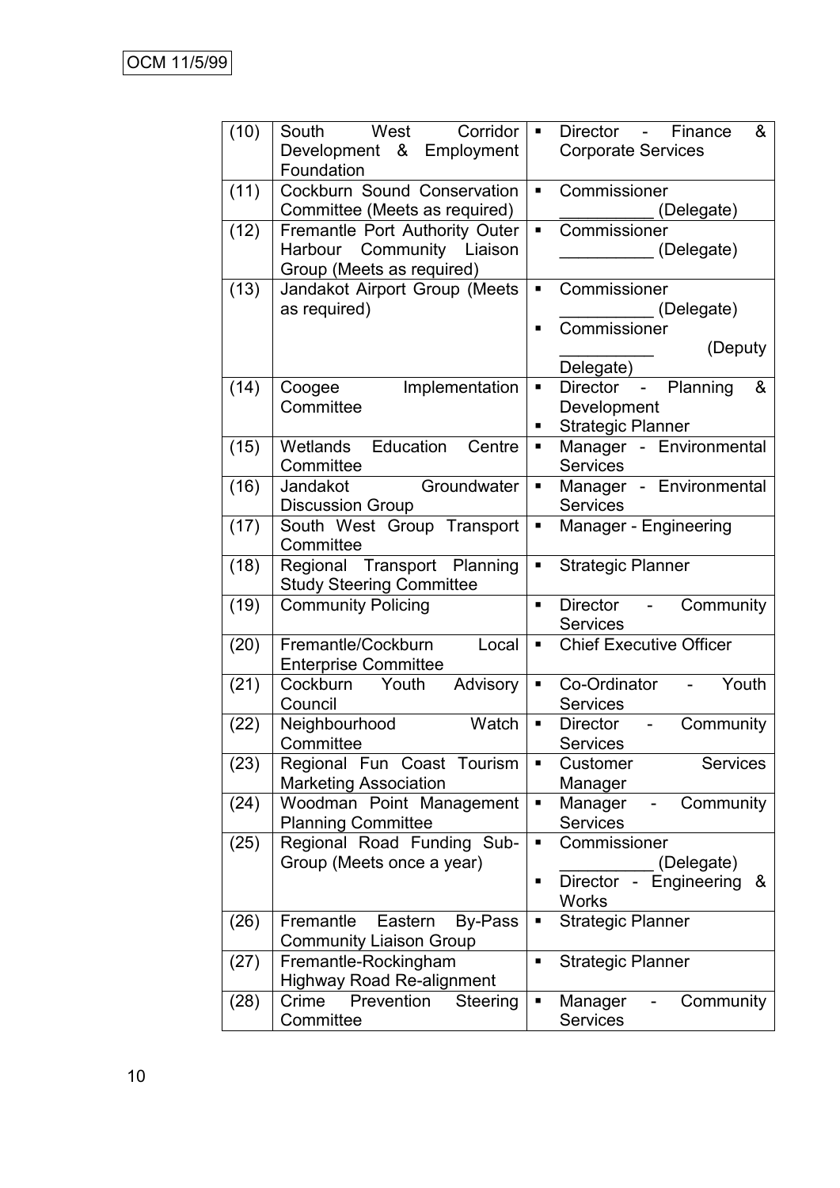| | | |
|---|---|---|
| (10) | South West Corridor Development & Employment Foundation | ▪ Director - Finance & Corporate Services |
| (11) | Cockburn Sound Conservation Committee (Meets as required) | ▪ Commissioner __________ (Delegate) |
| (12) | Fremantle Port Authority Outer Harbour Community Liaison Group (Meets as required) | ▪ Commissioner __________ (Delegate) |
| (13) | Jandakot Airport Group (Meets as required) | ▪ Commissioner __________ (Delegate)<br>▪ Commissioner __________ (Deputy Delegate) |
| (14) | Coogee Implementation Committee | ▪ Director - Planning & Development<br>▪ Strategic Planner |
| (15) | Wetlands Education Centre Committee | ▪ Manager - Environmental Services |
| (16) | Jandakot Groundwater Discussion Group | ▪ Manager - Environmental Services |
| (17) | South West Group Transport Committee | ▪ Manager - Engineering |
| (18) | Regional Transport Planning Study Steering Committee | ▪ Strategic Planner |
| (19) | Community Policing | ▪ Director - Community Services |
| (20) | Fremantle/Cockburn Local Enterprise Committee | ▪ Chief Executive Officer |
| (21) | Cockburn Youth Advisory Council | ▪ Co-Ordinator - Youth Services |
| (22) | Neighbourhood Watch Committee | ▪ Director - Community Services |
| (23) | Regional Fun Coast Tourism Marketing Association | ▪ Customer Services Manager |
| (24) | Woodman Point Management Planning Committee | ▪ Manager - Community Services |
| (25) | Regional Road Funding Sub-Group (Meets once a year) | ▪ Commissioner __________ (Delegate)<br>▪ Director - Engineering & Works |
| (26) | Fremantle Eastern By-Pass Community Liaison Group | ▪ Strategic Planner |
| (27) | Fremantle-Rockingham Highway Road Re-alignment | ▪ Strategic Planner |
| (28) | Crime Prevention Steering Committee | ▪ Manager - Community Services |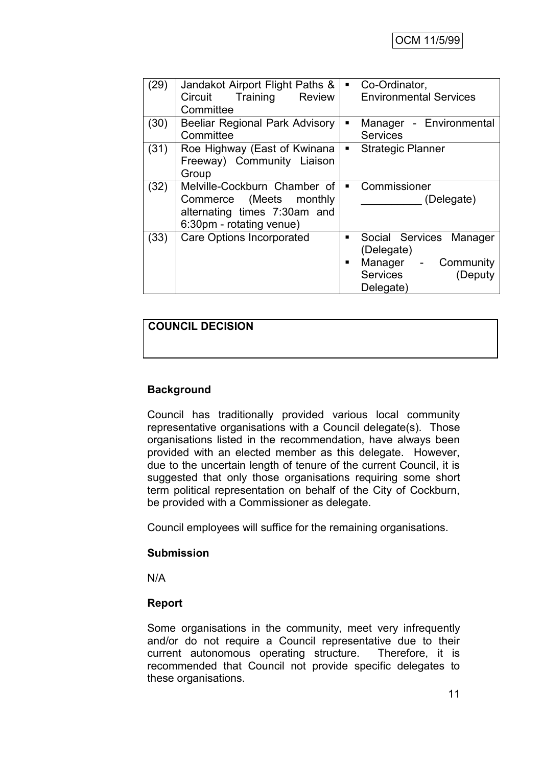| (29) | Jandakot Airport Flight Paths & Circuit Training Review Committee | ▪ Co-Ordinator, Environmental Services |
|---|---|---|
| (30) | Beeliar Regional Park Advisory Committee | ▪ Manager - Environmental Services |
| (31) | Roe Highway (East of Kwinana Freeway) Community Liaison Group | ▪ Strategic Planner |
| (32) | Melville-Cockburn Chamber of Commerce (Meets monthly alternating times 7:30am and 6:30pm - rotating venue) | ▪ Commissioner __________ (Delegate) |
| (33) | Care Options Incorporated | ▪ Social Services Manager (Delegate)<br>▪ Manager - Community Services (Deputy Delegate) |

**COUNCIL DECISION**

### Background

Council has traditionally provided various local community representative organisations with a Council delegate(s). Those organisations listed in the recommendation, have always been provided with an elected member as this delegate. However, due to the uncertain length of tenure of the current Council, it is suggested that only those organisations requiring some short term political representation on behalf of the City of Cockburn, be provided with a Commissioner as delegate.

Council employees will suffice for the remaining organisations.

### Submission

N/A

### Report

Some organisations in the community, meet very infrequently and/or do not require a Council representative due to their current autonomous operating structure. Therefore, it is recommended that Council not provide specific delegates to these organisations.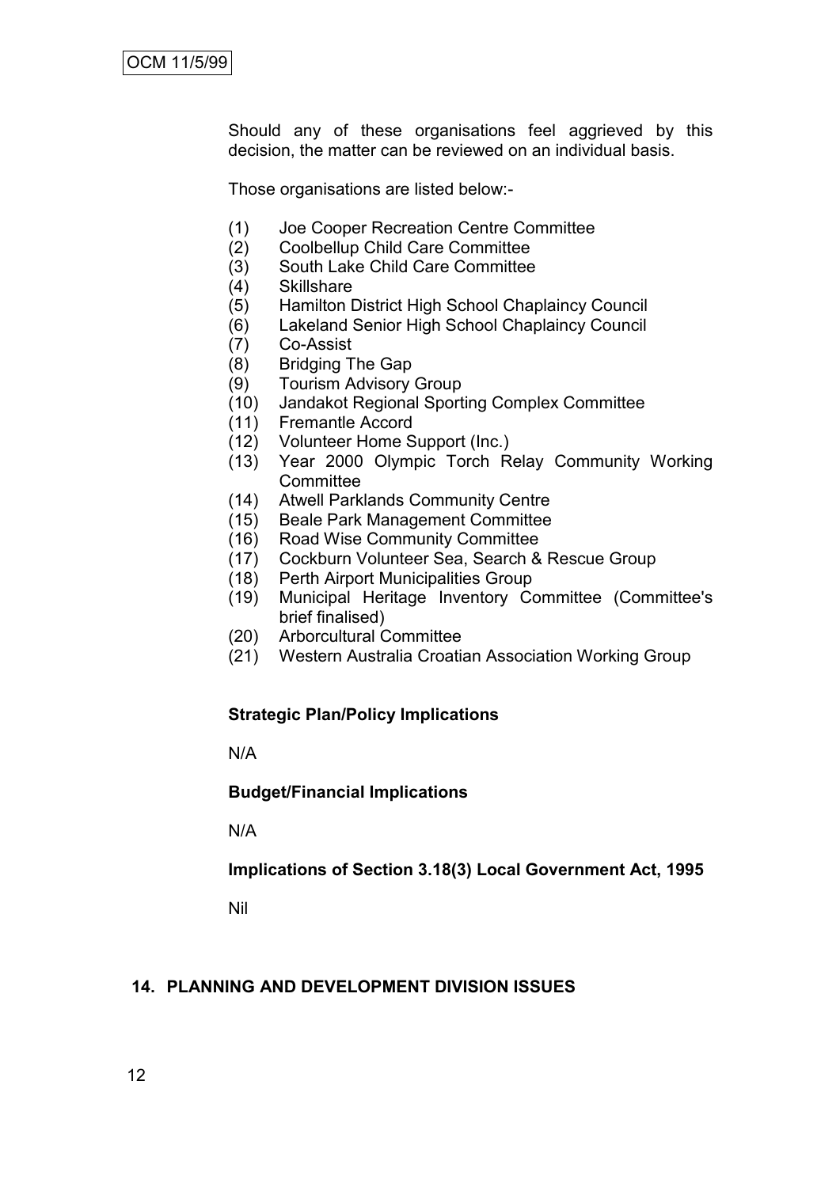Should any of these organisations feel aggrieved by this decision, the matter can be reviewed on an individual basis.

Those organisations are listed below:-

(1) Joe Cooper Recreation Centre Committee
(2) Coolbellup Child Care Committee
(3) South Lake Child Care Committee
(4) Skillshare
(5) Hamilton District High School Chaplaincy Council
(6) Lakeland Senior High School Chaplaincy Council
(7) Co-Assist
(8) Bridging The Gap
(9) Tourism Advisory Group
(10) Jandakot Regional Sporting Complex Committee
(11) Fremantle Accord
(12) Volunteer Home Support (Inc.)
(13) Year 2000 Olympic Torch Relay Community Working Committee
(14) Atwell Parklands Community Centre
(15) Beale Park Management Committee
(16) Road Wise Community Committee
(17) Cockburn Volunteer Sea, Search & Rescue Group
(18) Perth Airport Municipalities Group
(19) Municipal Heritage Inventory Committee (Committee's brief finalised)
(20) Arborcultural Committee
(21) Western Australia Croatian Association Working Group

**Strategic Plan/Policy Implications**

N/A

**Budget/Financial Implications**

N/A

**Implications of Section 3.18(3) Local Government Act, 1995**

Nil

## 14. PLANNING AND DEVELOPMENT DIVISION ISSUES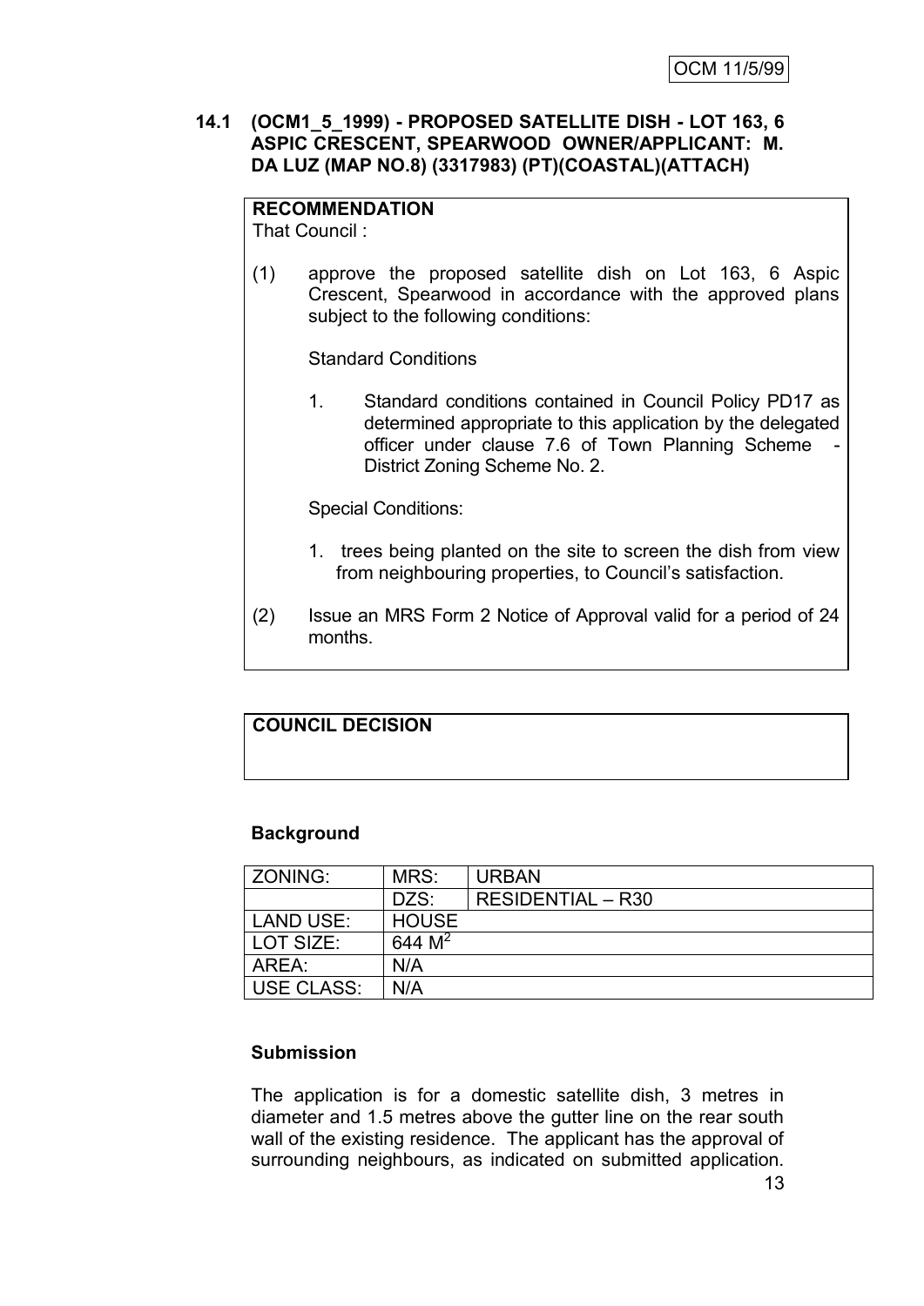OCM 11/5/99

### 14.1 (OCM1_5_1999) - PROPOSED SATELLITE DISH - LOT 163, 6 ASPIC CRESCENT, SPEARWOOD OWNER/APPLICANT: M. DA LUZ (MAP NO.8) (3317983) (PT)(COASTAL)(ATTACH)

**RECOMMENDATION**
That Council :

(1) approve the proposed satellite dish on Lot 163, 6 Aspic Crescent, Spearwood in accordance with the approved plans subject to the following conditions:

Standard Conditions

1. Standard conditions contained in Council Policy PD17 as determined appropriate to this application by the delegated officer under clause 7.6 of Town Planning Scheme - District Zoning Scheme No. 2.

Special Conditions:

1. trees being planted on the site to screen the dish from view from neighbouring properties, to Council's satisfaction.

(2) Issue an MRS Form 2 Notice of Approval valid for a period of 24 months.

**COUNCIL DECISION**

**Background**

| ZONING: | MRS: | URBAN |
|---|---|---|
| | DZS: | RESIDENTIAL – R30 |
| LAND USE: | HOUSE | |
| LOT SIZE: | 644 $M^2$ | |
| AREA: | N/A | |
| USE CLASS: | N/A | |

**Submission**

The application is for a domestic satellite dish, 3 metres in diameter and 1.5 metres above the gutter line on the rear south wall of the existing residence. The applicant has the approval of surrounding neighbours, as indicated on submitted application.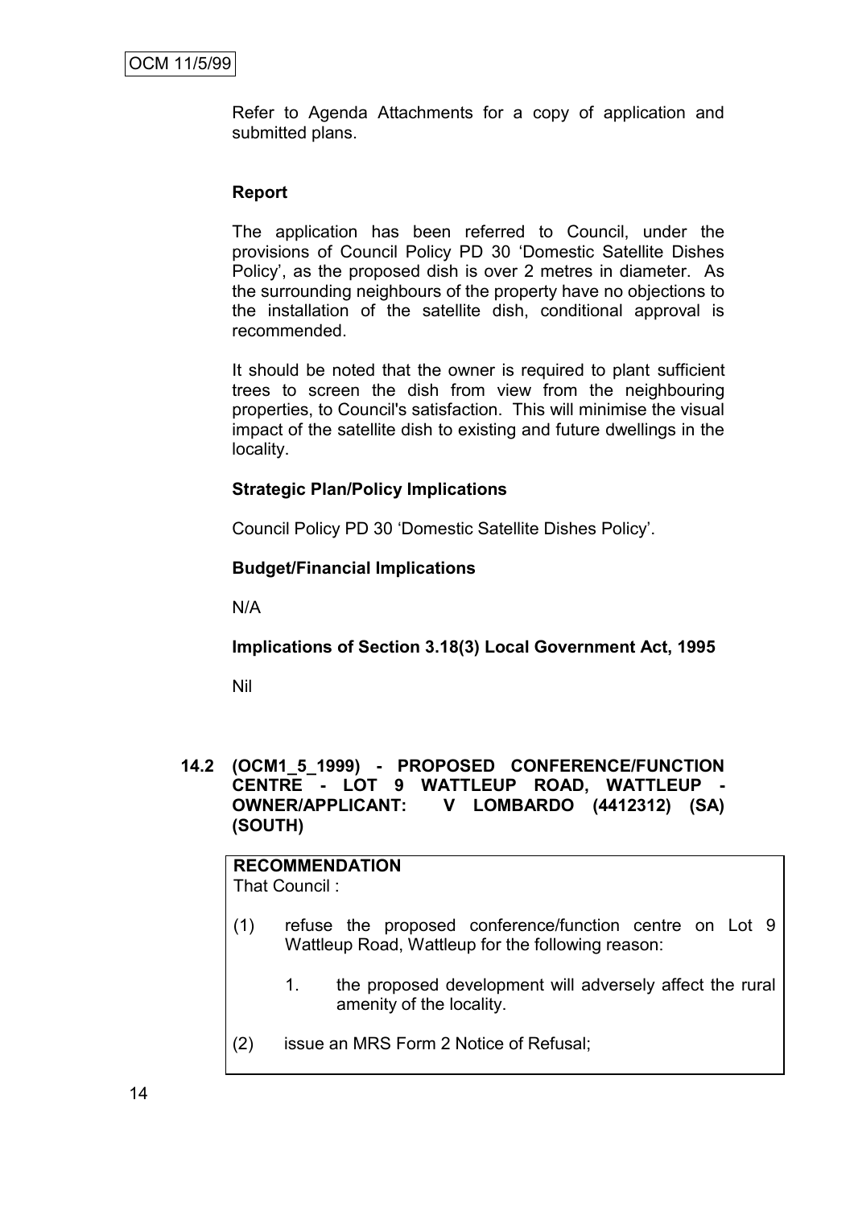Refer to Agenda Attachments for a copy of application and submitted plans.

**Report**

The application has been referred to Council, under the provisions of Council Policy PD 30 'Domestic Satellite Dishes Policy', as the proposed dish is over 2 metres in diameter. As the surrounding neighbours of the property have no objections to the installation of the satellite dish, conditional approval is recommended.

It should be noted that the owner is required to plant sufficient trees to screen the dish from view from the neighbouring properties, to Council's satisfaction. This will minimise the visual impact of the satellite dish to existing and future dwellings in the locality.

**Strategic Plan/Policy Implications**

Council Policy PD 30 'Domestic Satellite Dishes Policy'.

**Budget/Financial Implications**

N/A

**Implications of Section 3.18(3) Local Government Act, 1995**

Nil

### 14.2 (OCM1_5_1999) - PROPOSED CONFERENCE/FUNCTION CENTRE - LOT 9 WATTLEUP ROAD, WATTLEUP - OWNER/APPLICANT: V LOMBARDO (4412312) (SA) (SOUTH)

**RECOMMENDATION**
That Council :

(1) refuse the proposed conference/function centre on Lot 9 Wattleup Road, Wattleup for the following reason:

1. the proposed development will adversely affect the rural amenity of the locality.

(2) issue an MRS Form 2 Notice of Refusal;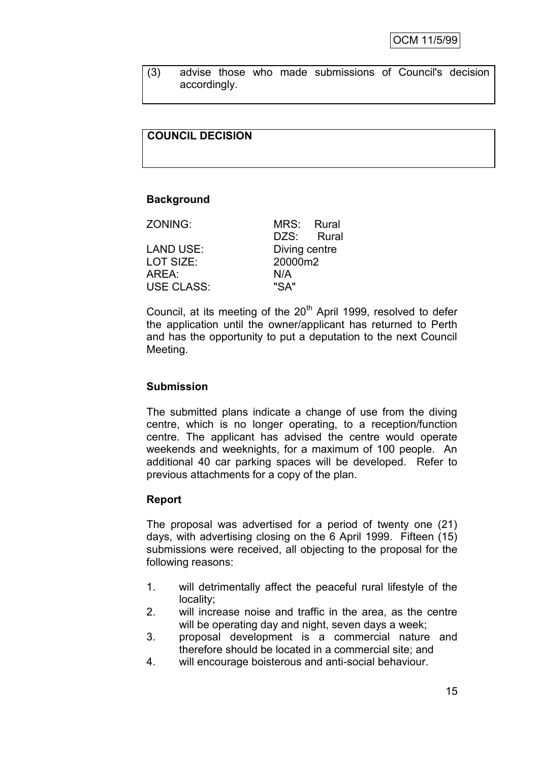(3) advise those who made submissions of Council's decision accordingly.

**COUNCIL DECISION**

**Background**

| | |
|---|---|
| ZONING: | MRS: Rural |
| | DZS: Rural |
| LAND USE: | Diving centre |
| LOT SIZE: | 20000m2 |
| AREA: | N/A |
| USE CLASS: | "SA" |

Council, at its meeting of the 20th April 1999, resolved to defer the application until the owner/applicant has returned to Perth and has the opportunity to put a deputation to the next Council Meeting.

**Submission**

The submitted plans indicate a change of use from the diving centre, which is no longer operating, to a reception/function centre. The applicant has advised the centre would operate weekends and weeknights, for a maximum of 100 people. An additional 40 car parking spaces will be developed. Refer to previous attachments for a copy of the plan.

**Report**

The proposal was advertised for a period of twenty one (21) days, with advertising closing on the 6 April 1999. Fifteen (15) submissions were received, all objecting to the proposal for the following reasons:

1. will detrimentally affect the peaceful rural lifestyle of the locality;
2. will increase noise and traffic in the area, as the centre will be operating day and night, seven days a week;
3. proposal development is a commercial nature and therefore should be located in a commercial site; and
4. will encourage boisterous and anti-social behaviour.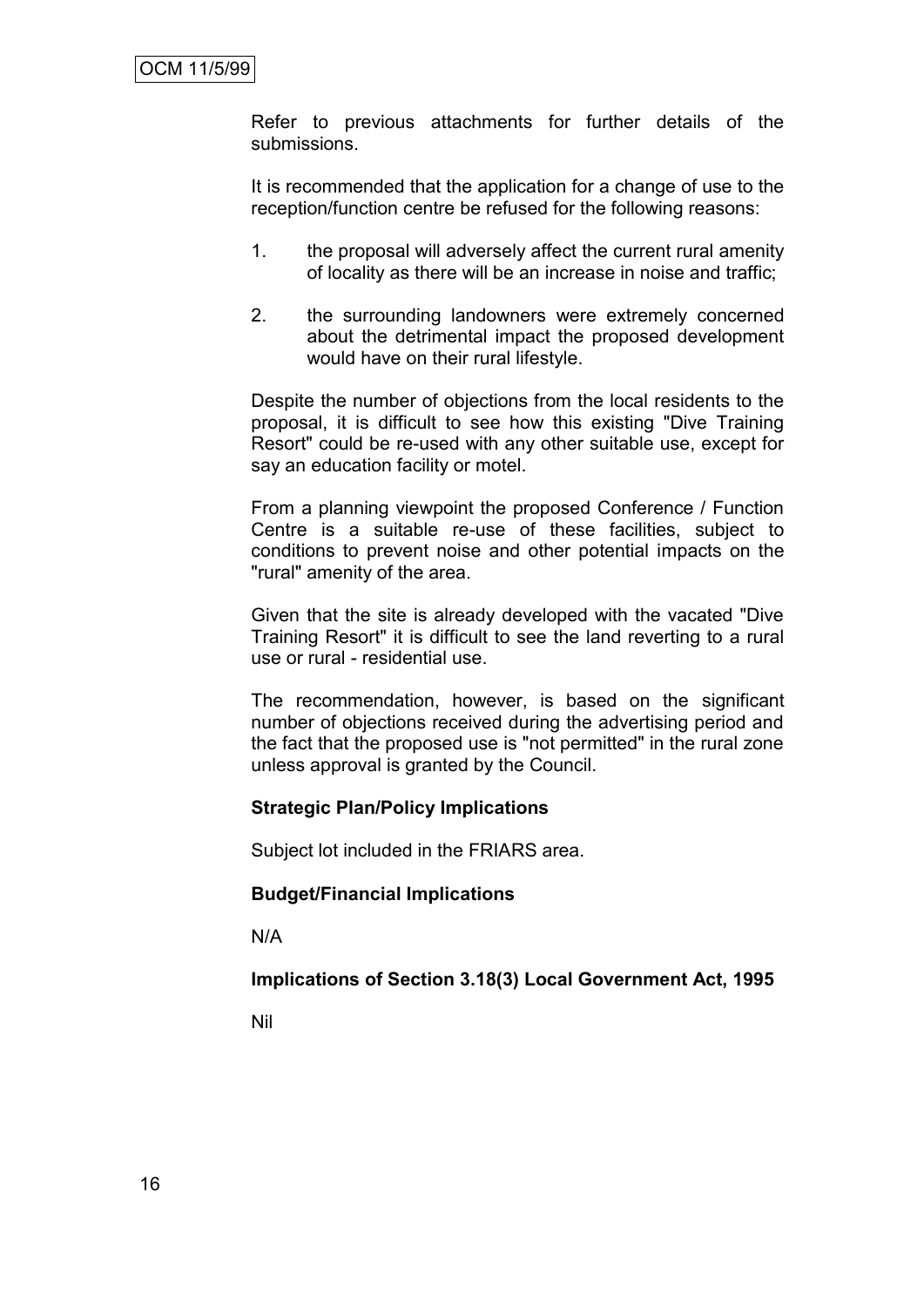Refer to previous attachments for further details of the submissions.

It is recommended that the application for a change of use to the reception/function centre be refused for the following reasons:

1. the proposal will adversely affect the current rural amenity of locality as there will be an increase in noise and traffic;

2. the surrounding landowners were extremely concerned about the detrimental impact the proposed development would have on their rural lifestyle.

Despite the number of objections from the local residents to the proposal, it is difficult to see how this existing "Dive Training Resort" could be re-used with any other suitable use, except for say an education facility or motel.

From a planning viewpoint the proposed Conference / Function Centre is a suitable re-use of these facilities, subject to conditions to prevent noise and other potential impacts on the "rural" amenity of the area.

Given that the site is already developed with the vacated "Dive Training Resort" it is difficult to see the land reverting to a rural use or rural - residential use.

The recommendation, however, is based on the significant number of objections received during the advertising period and the fact that the proposed use is "not permitted" in the rural zone unless approval is granted by the Council.

**Strategic Plan/Policy Implications**

Subject lot included in the FRIARS area.

**Budget/Financial Implications**

N/A

**Implications of Section 3.18(3) Local Government Act, 1995**

Nil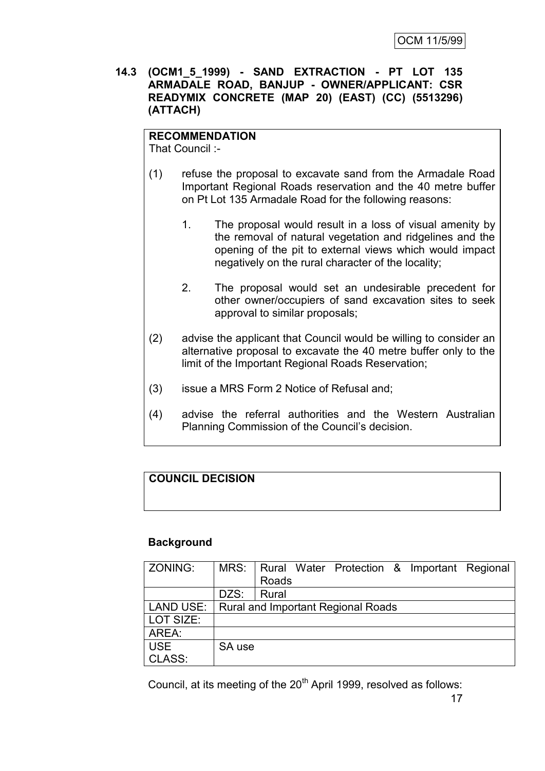OCM 11/5/99

**14.3 (OCM1_5_1999) - SAND EXTRACTION - PT LOT 135 ARMADALE ROAD, BANJUP - OWNER/APPLICANT: CSR READYMIX CONCRETE (MAP 20) (EAST) (CC) (5513296) (ATTACH)**

**RECOMMENDATION**

That Council :-

(1) refuse the proposal to excavate sand from the Armadale Road Important Regional Roads reservation and the 40 metre buffer on Pt Lot 135 Armadale Road for the following reasons:

1. The proposal would result in a loss of visual amenity by the removal of natural vegetation and ridgelines and the opening of the pit to external views which would impact negatively on the rural character of the locality;

2. The proposal would set an undesirable precedent for other owner/occupiers of sand excavation sites to seek approval to similar proposals;

(2) advise the applicant that Council would be willing to consider an alternative proposal to excavate the 40 metre buffer only to the limit of the Important Regional Roads Reservation;

(3) issue a MRS Form 2 Notice of Refusal and;

(4) advise the referral authorities and the Western Australian Planning Commission of the Council's decision.

**COUNCIL DECISION**

**Background**

| ZONING: | MRS: | Rural Water Protection & Important Regional Roads |
|---|---|---|
| | DZS: | Rural |
| LAND USE: | Rural and Important Regional Roads | |
| LOT SIZE: | | |
| AREA: | | |
| USE CLASS: | SA use | |

Council, at its meeting of the 20th April 1999, resolved as follows: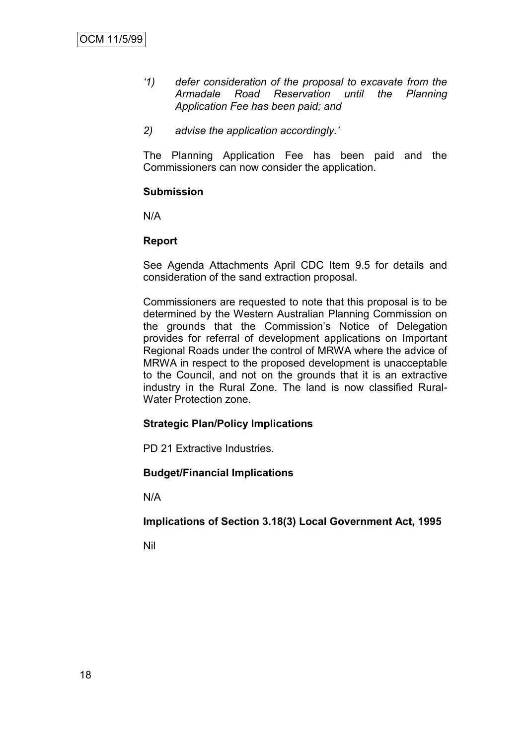*'1) defer consideration of the proposal to excavate from the Armadale Road Reservation until the Planning Application Fee has been paid; and*

*2) advise the application accordingly.'*

The Planning Application Fee has been paid and the Commissioners can now consider the application.

**Submission**

N/A

**Report**

See Agenda Attachments April CDC Item 9.5 for details and consideration of the sand extraction proposal.

Commissioners are requested to note that this proposal is to be determined by the Western Australian Planning Commission on the grounds that the Commission's Notice of Delegation provides for referral of development applications on Important Regional Roads under the control of MRWA where the advice of MRWA in respect to the proposed development is unacceptable to the Council, and not on the grounds that it is an extractive industry in the Rural Zone. The land is now classified Rural-Water Protection zone.

**Strategic Plan/Policy Implications**

PD 21 Extractive Industries.

**Budget/Financial Implications**

N/A

**Implications of Section 3.18(3) Local Government Act, 1995**

Nil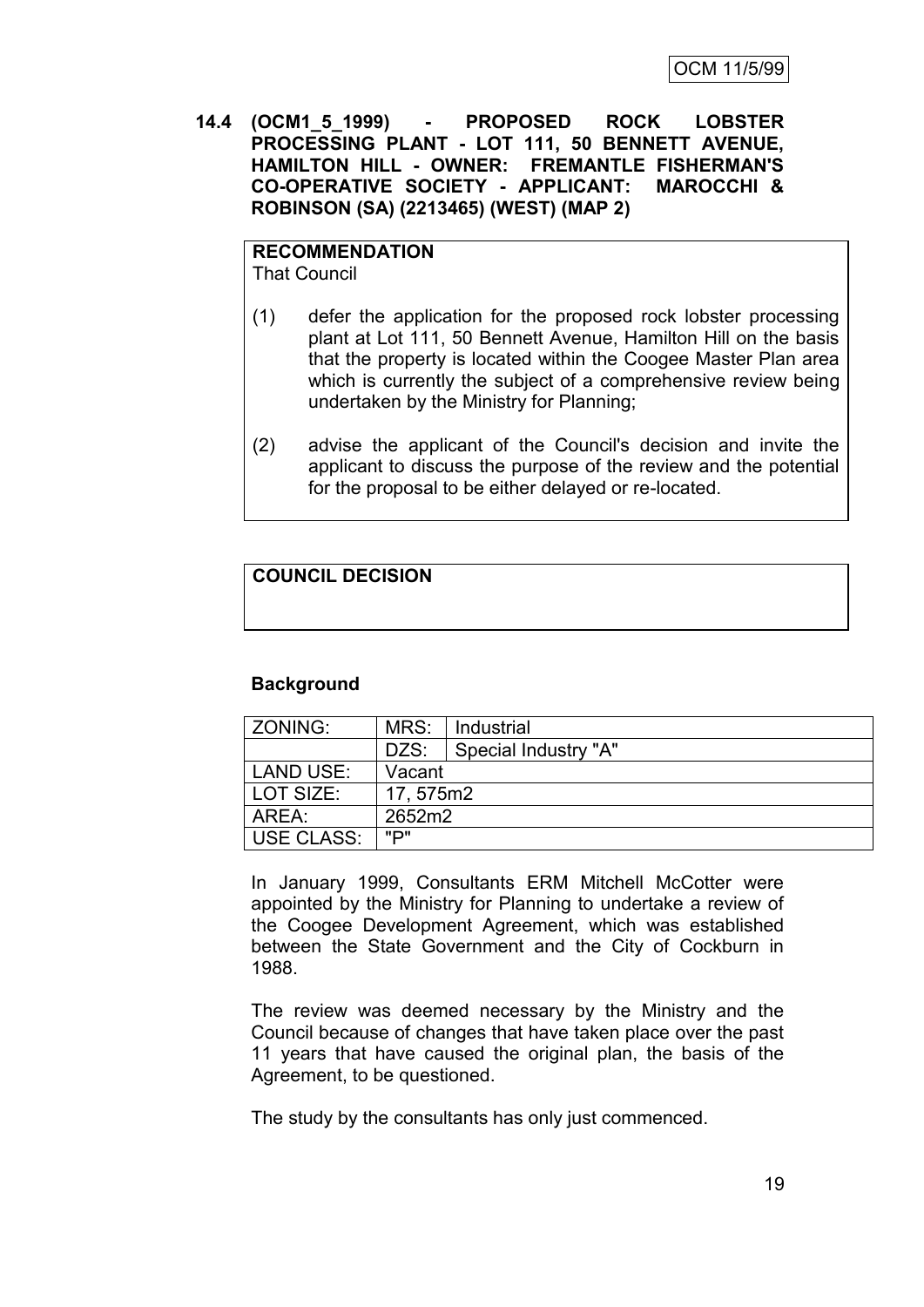OCM 11/5/99

**14.4 (OCM1_5_1999) - PROPOSED ROCK LOBSTER PROCESSING PLANT - LOT 111, 50 BENNETT AVENUE, HAMILTON HILL - OWNER: FREMANTLE FISHERMAN'S CO-OPERATIVE SOCIETY - APPLICANT: MAROCCHI & ROBINSON (SA) (2213465) (WEST) (MAP 2)**

**RECOMMENDATION**
That Council

(1) defer the application for the proposed rock lobster processing plant at Lot 111, 50 Bennett Avenue, Hamilton Hill on the basis that the property is located within the Coogee Master Plan area which is currently the subject of a comprehensive review being undertaken by the Ministry for Planning;

(2) advise the applicant of the Council's decision and invite the applicant to discuss the purpose of the review and the potential for the proposal to be either delayed or re-located.

**COUNCIL DECISION**

**Background**

| ZONING: | MRS: | Industrial |
|---|---|---|
| | DZS: | Special Industry "A" |
| LAND USE: | Vacant | |
| LOT SIZE: | 17, 575m2 | |
| AREA: | 2652m2 | |
| USE CLASS: | "P" | |

In January 1999, Consultants ERM Mitchell McCotter were appointed by the Ministry for Planning to undertake a review of the Coogee Development Agreement, which was established between the State Government and the City of Cockburn in 1988.

The review was deemed necessary by the Ministry and the Council because of changes that have taken place over the past 11 years that have caused the original plan, the basis of the Agreement, to be questioned.

The study by the consultants has only just commenced.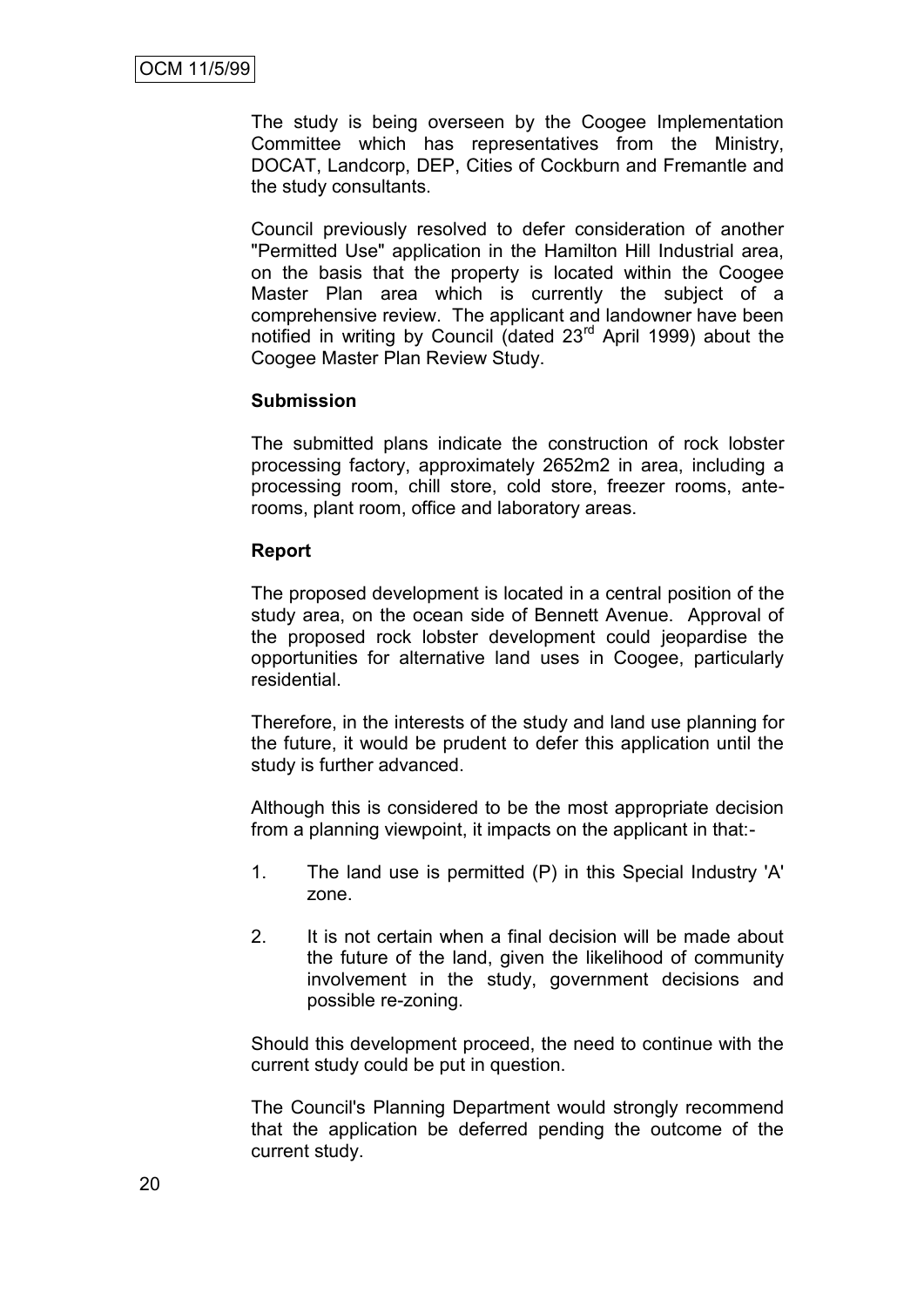The study is being overseen by the Coogee Implementation Committee which has representatives from the Ministry, DOCAT, Landcorp, DEP, Cities of Cockburn and Fremantle and the study consultants.

Council previously resolved to defer consideration of another "Permitted Use" application in the Hamilton Hill Industrial area, on the basis that the property is located within the Coogee Master Plan area which is currently the subject of a comprehensive review. The applicant and landowner have been notified in writing by Council (dated 23rd April 1999) about the Coogee Master Plan Review Study.

**Submission**

The submitted plans indicate the construction of rock lobster processing factory, approximately 2652m2 in area, including a processing room, chill store, cold store, freezer rooms, ante-rooms, plant room, office and laboratory areas.

**Report**

The proposed development is located in a central position of the study area, on the ocean side of Bennett Avenue. Approval of the proposed rock lobster development could jeopardise the opportunities for alternative land uses in Coogee, particularly residential.

Therefore, in the interests of the study and land use planning for the future, it would be prudent to defer this application until the study is further advanced.

Although this is considered to be the most appropriate decision from a planning viewpoint, it impacts on the applicant in that:-

1. The land use is permitted (P) in this Special Industry 'A' zone.
2. It is not certain when a final decision will be made about the future of the land, given the likelihood of community involvement in the study, government decisions and possible re-zoning.

Should this development proceed, the need to continue with the current study could be put in question.

The Council's Planning Department would strongly recommend that the application be deferred pending the outcome of the current study.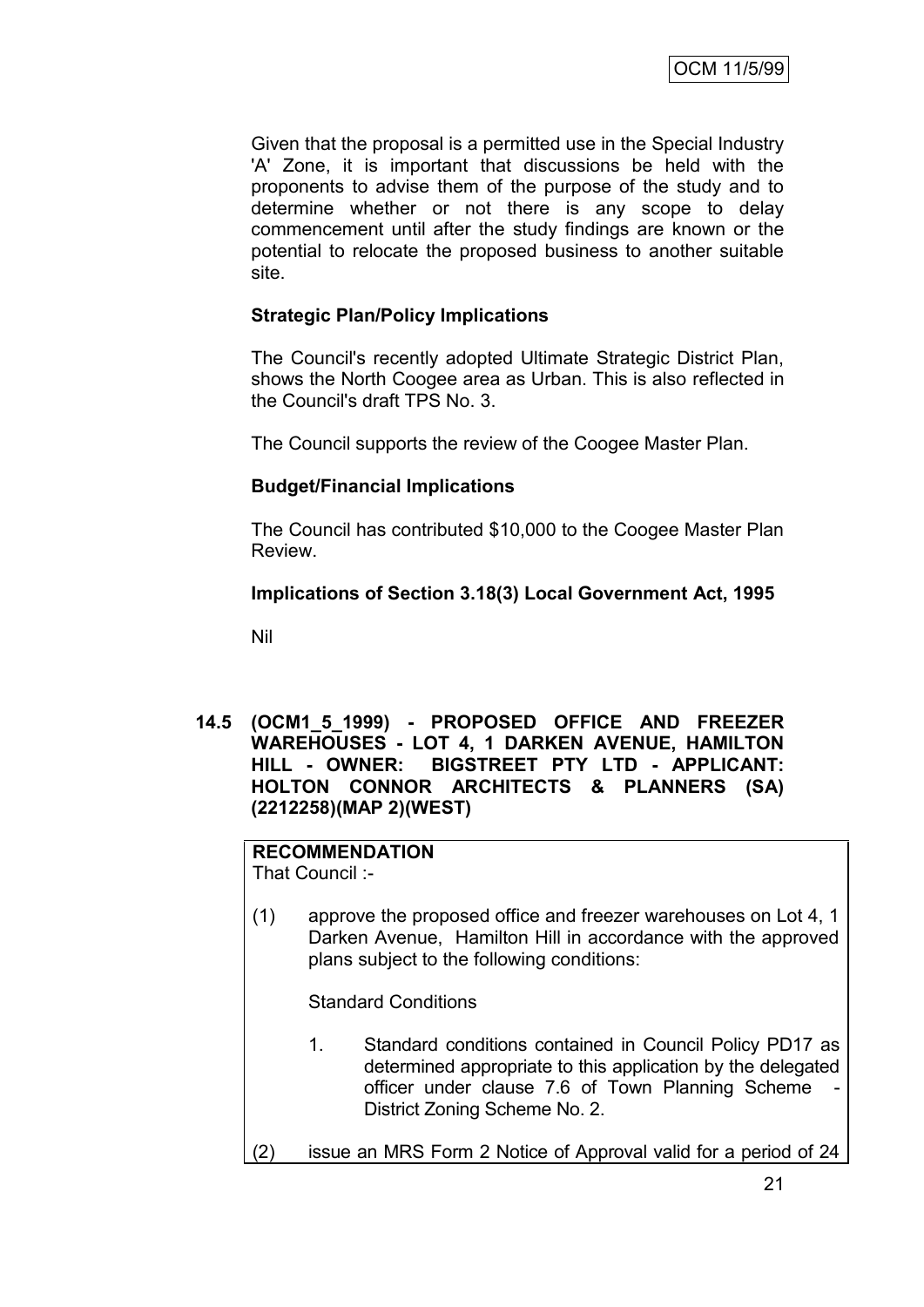Given that the proposal is a permitted use in the Special Industry 'A' Zone, it is important that discussions be held with the proponents to advise them of the purpose of the study and to determine whether or not there is any scope to delay commencement until after the study findings are known or the potential to relocate the proposed business to another suitable site.

**Strategic Plan/Policy Implications**

The Council's recently adopted Ultimate Strategic District Plan, shows the North Coogee area as Urban. This is also reflected in the Council's draft TPS No. 3.

The Council supports the review of the Coogee Master Plan.

**Budget/Financial Implications**

The Council has contributed $10,000 to the Coogee Master Plan Review.

**Implications of Section 3.18(3) Local Government Act, 1995**

Nil

### 14.5 (OCM1_5_1999) - PROPOSED OFFICE AND FREEZER WAREHOUSES - LOT 4, 1 DARKEN AVENUE, HAMILTON HILL - OWNER: BIGSTREET PTY LTD - APPLICANT: HOLTON CONNOR ARCHITECTS & PLANNERS (SA) (2212258)(MAP 2)(WEST)

**RECOMMENDATION**
That Council :-

(1) approve the proposed office and freezer warehouses on Lot 4, 1 Darken Avenue, Hamilton Hill in accordance with the approved plans subject to the following conditions:

Standard Conditions

1. Standard conditions contained in Council Policy PD17 as determined appropriate to this application by the delegated officer under clause 7.6 of Town Planning Scheme - District Zoning Scheme No. 2.

(2) issue an MRS Form 2 Notice of Approval valid for a period of 24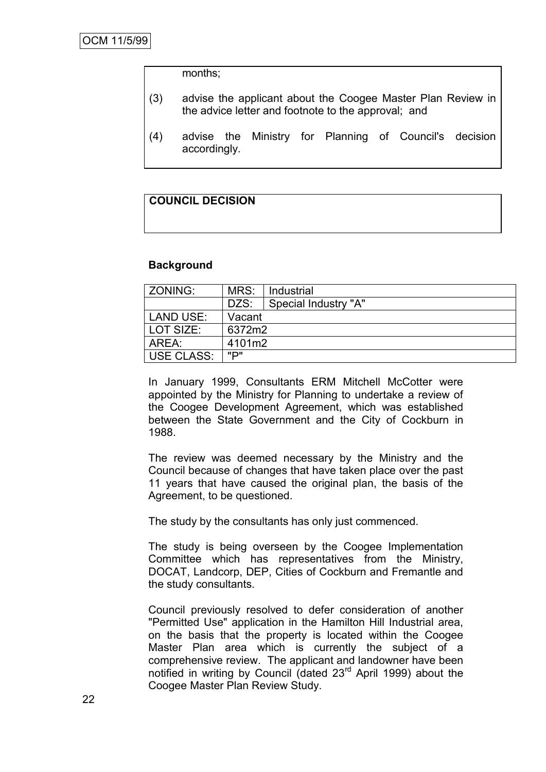months;

(3) advise the applicant about the Coogee Master Plan Review in the advice letter and footnote to the approval; and

(4) advise the Ministry for Planning of Council's decision accordingly.

**COUNCIL DECISION**

**Background**

| ZONING: | MRS: | Industrial |
|---|---|---|
| | DZS: | Special Industry "A" |
| LAND USE: | Vacant | |
| LOT SIZE: | 6372m2 | |
| AREA: | 4101m2 | |
| USE CLASS: | "P" | |

In January 1999, Consultants ERM Mitchell McCotter were appointed by the Ministry for Planning to undertake a review of the Coogee Development Agreement, which was established between the State Government and the City of Cockburn in 1988.

The review was deemed necessary by the Ministry and the Council because of changes that have taken place over the past 11 years that have caused the original plan, the basis of the Agreement, to be questioned.

The study by the consultants has only just commenced.

The study is being overseen by the Coogee Implementation Committee which has representatives from the Ministry, DOCAT, Landcorp, DEP, Cities of Cockburn and Fremantle and the study consultants.

Council previously resolved to defer consideration of another "Permitted Use" application in the Hamilton Hill Industrial area, on the basis that the property is located within the Coogee Master Plan area which is currently the subject of a comprehensive review. The applicant and landowner have been notified in writing by Council (dated 23rd April 1999) about the Coogee Master Plan Review Study.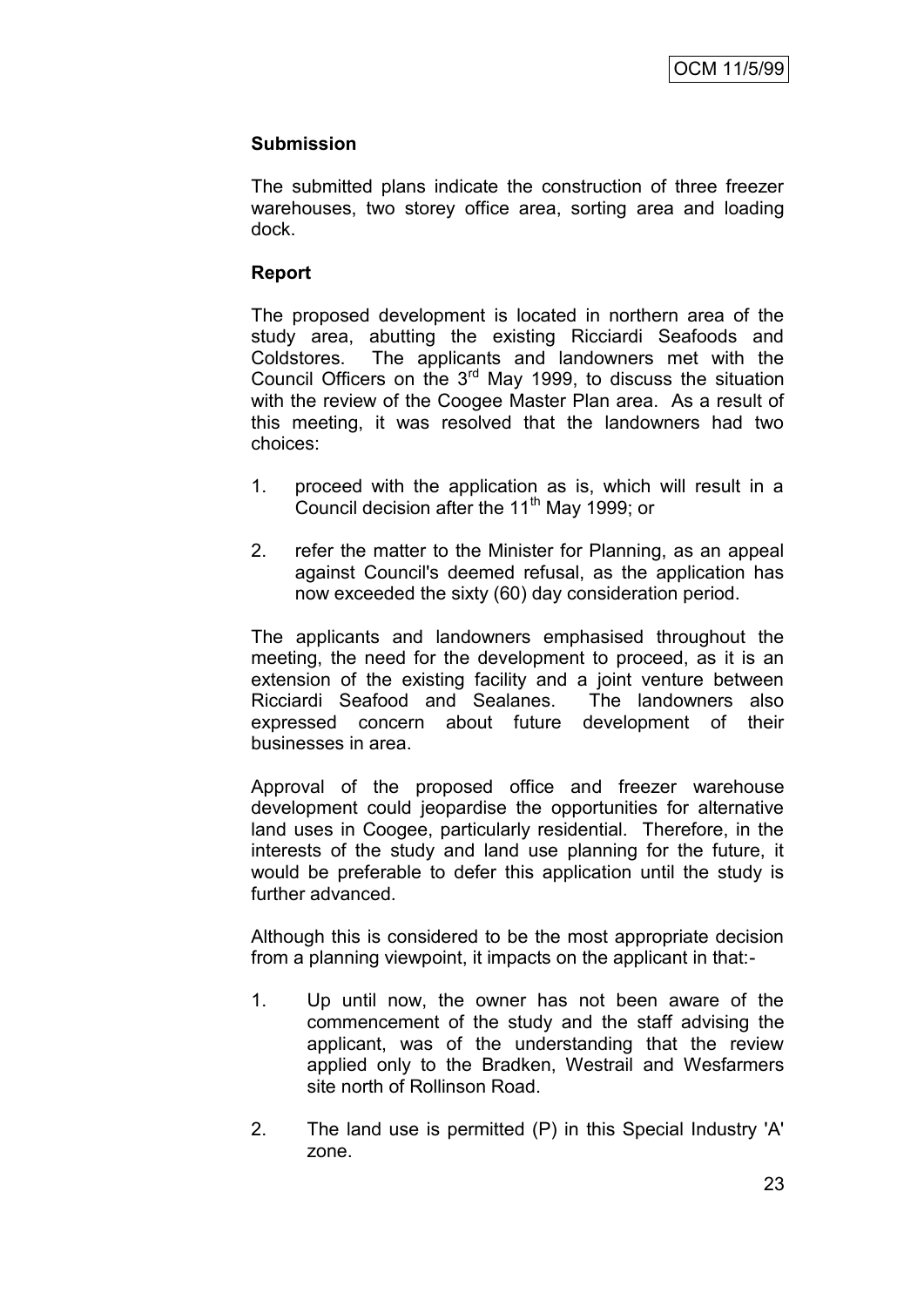**Submission**

The submitted plans indicate the construction of three freezer warehouses, two storey office area, sorting area and loading dock.

**Report**

The proposed development is located in northern area of the study area, abutting the existing Ricciardi Seafoods and Coldstores. The applicants and landowners met with the Council Officers on the 3rd May 1999, to discuss the situation with the review of the Coogee Master Plan area. As a result of this meeting, it was resolved that the landowners had two choices:

1. proceed with the application as is, which will result in a Council decision after the 11th May 1999; or

2. refer the matter to the Minister for Planning, as an appeal against Council's deemed refusal, as the application has now exceeded the sixty (60) day consideration period.

The applicants and landowners emphasised throughout the meeting, the need for the development to proceed, as it is an extension of the existing facility and a joint venture between Ricciardi Seafood and Sealanes. The landowners also expressed concern about future development of their businesses in area.

Approval of the proposed office and freezer warehouse development could jeopardise the opportunities for alternative land uses in Coogee, particularly residential. Therefore, in the interests of the study and land use planning for the future, it would be preferable to defer this application until the study is further advanced.

Although this is considered to be the most appropriate decision from a planning viewpoint, it impacts on the applicant in that:-

1. Up until now, the owner has not been aware of the commencement of the study and the staff advising the applicant, was of the understanding that the review applied only to the Bradken, Westrail and Wesfarmers site north of Rollinson Road.

2. The land use is permitted (P) in this Special Industry 'A' zone.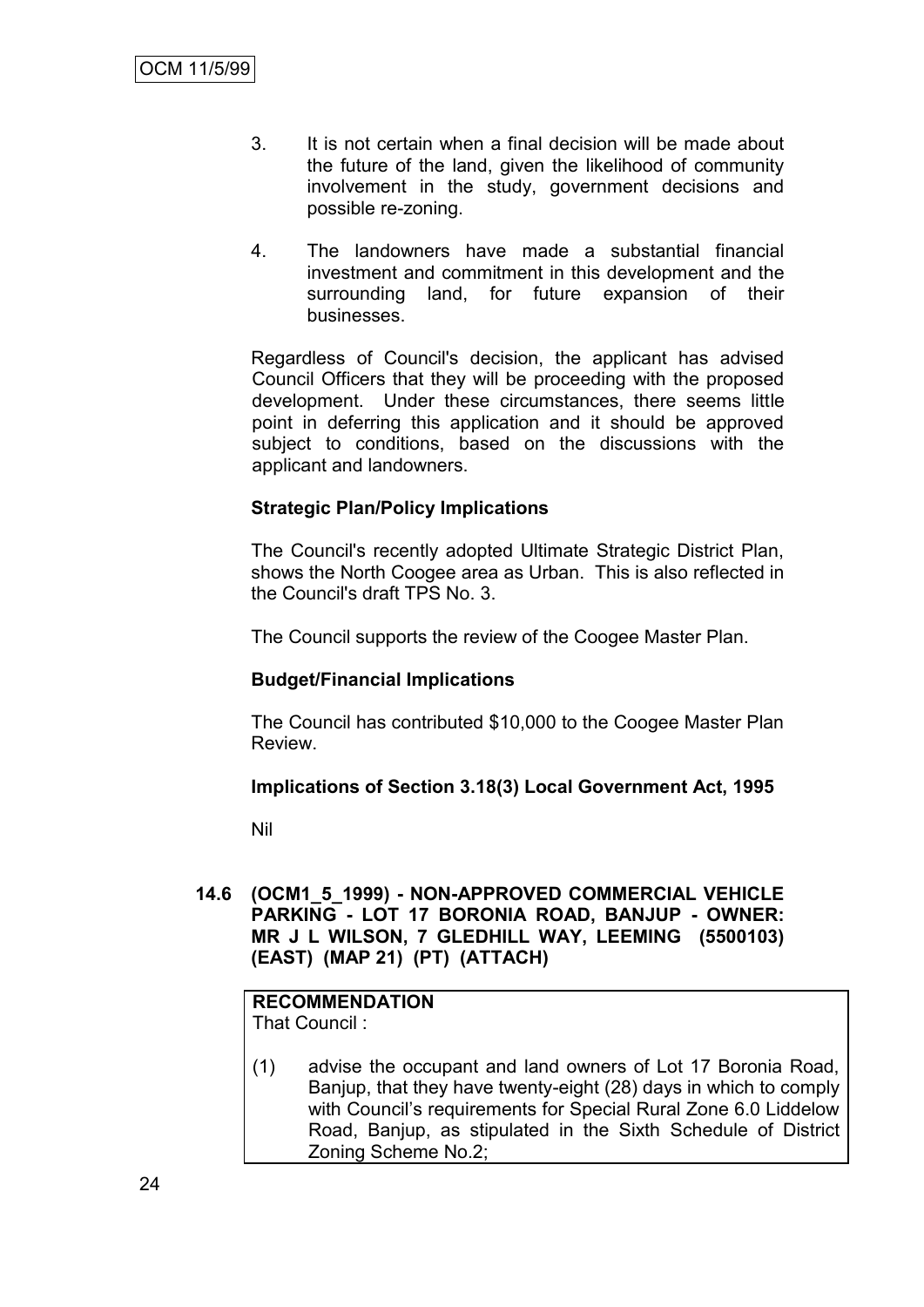3. It is not certain when a final decision will be made about the future of the land, given the likelihood of community involvement in the study, government decisions and possible re-zoning.

4. The landowners have made a substantial financial investment and commitment in this development and the surrounding land, for future expansion of their businesses.

Regardless of Council's decision, the applicant has advised Council Officers that they will be proceeding with the proposed development. Under these circumstances, there seems little point in deferring this application and it should be approved subject to conditions, based on the discussions with the applicant and landowners.

**Strategic Plan/Policy Implications**

The Council's recently adopted Ultimate Strategic District Plan, shows the North Coogee area as Urban. This is also reflected in the Council's draft TPS No. 3.

The Council supports the review of the Coogee Master Plan.

**Budget/Financial Implications**

The Council has contributed $10,000 to the Coogee Master Plan Review.

**Implications of Section 3.18(3) Local Government Act, 1995**

Nil

### 14.6 (OCM1_5_1999) - NON-APPROVED COMMERCIAL VEHICLE PARKING - LOT 17 BORONIA ROAD, BANJUP - OWNER: MR J L WILSON, 7 GLEDHILL WAY, LEEMING (5500103) (EAST) (MAP 21) (PT) (ATTACH)

**RECOMMENDATION**
That Council :

(1) advise the occupant and land owners of Lot 17 Boronia Road, Banjup, that they have twenty-eight (28) days in which to comply with Council's requirements for Special Rural Zone 6.0 Liddelow Road, Banjup, as stipulated in the Sixth Schedule of District Zoning Scheme No.2;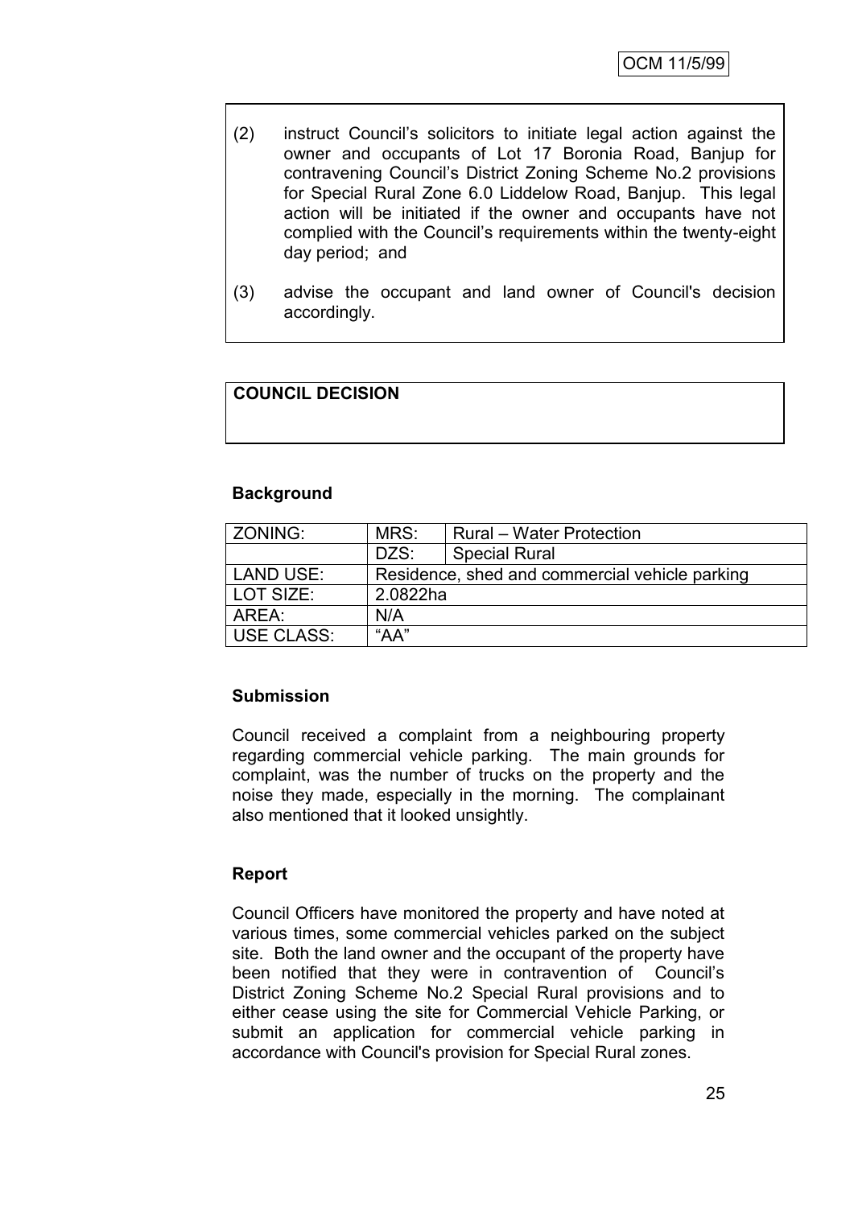(2) instruct Council's solicitors to initiate legal action against the owner and occupants of Lot 17 Boronia Road, Banjup for contravening Council's District Zoning Scheme No.2 provisions for Special Rural Zone 6.0 Liddelow Road, Banjup. This legal action will be initiated if the owner and occupants have not complied with the Council's requirements within the twenty-eight day period; and

(3) advise the occupant and land owner of Council's decision accordingly.

**COUNCIL DECISION**

**Background**

| ZONING: | MRS: | Rural – Water Protection |
|---|---|---|
| | DZS: | Special Rural |
| LAND USE: | Residence, shed and commercial vehicle parking | |
| LOT SIZE: | 2.0822ha | |
| AREA: | N/A | |
| USE CLASS: | "AA" | |

**Submission**

Council received a complaint from a neighbouring property regarding commercial vehicle parking. The main grounds for complaint, was the number of trucks on the property and the noise they made, especially in the morning. The complainant also mentioned that it looked unsightly.

**Report**

Council Officers have monitored the property and have noted at various times, some commercial vehicles parked on the subject site. Both the land owner and the occupant of the property have been notified that they were in contravention of Council's District Zoning Scheme No.2 Special Rural provisions and to either cease using the site for Commercial Vehicle Parking, or submit an application for commercial vehicle parking in accordance with Council's provision for Special Rural zones.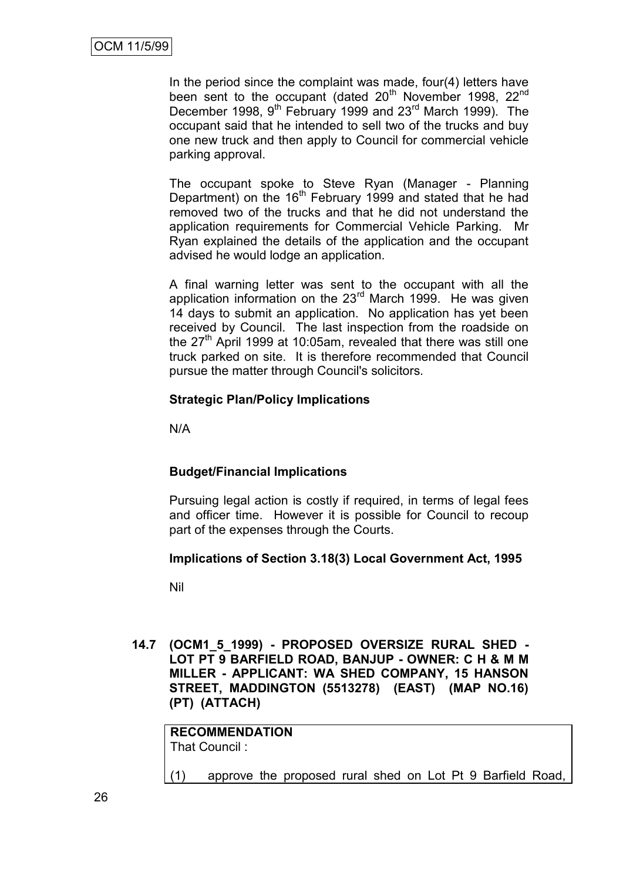In the period since the complaint was made, four(4) letters have been sent to the occupant (dated 20th November 1998, 22nd December 1998, 9th February 1999 and 23rd March 1999). The occupant said that he intended to sell two of the trucks and buy one new truck and then apply to Council for commercial vehicle parking approval.

The occupant spoke to Steve Ryan (Manager - Planning Department) on the 16th February 1999 and stated that he had removed two of the trucks and that he did not understand the application requirements for Commercial Vehicle Parking. Mr Ryan explained the details of the application and the occupant advised he would lodge an application.

A final warning letter was sent to the occupant with all the application information on the 23rd March 1999. He was given 14 days to submit an application. No application has yet been received by Council. The last inspection from the roadside on the 27th April 1999 at 10:05am, revealed that there was still one truck parked on site. It is therefore recommended that Council pursue the matter through Council's solicitors.

**Strategic Plan/Policy Implications**

N/A

**Budget/Financial Implications**

Pursuing legal action is costly if required, in terms of legal fees and officer time. However it is possible for Council to recoup part of the expenses through the Courts.

**Implications of Section 3.18(3) Local Government Act, 1995**

Nil

**14.7 (OCM1_5_1999) - PROPOSED OVERSIZE RURAL SHED - LOT PT 9 BARFIELD ROAD, BANJUP - OWNER: C H & M M MILLER - APPLICANT: WA SHED COMPANY, 15 HANSON STREET, MADDINGTON (5513278) (EAST) (MAP NO.16) (PT) (ATTACH)**

**RECOMMENDATION**

That Council :

(1) approve the proposed rural shed on Lot Pt 9 Barfield Road,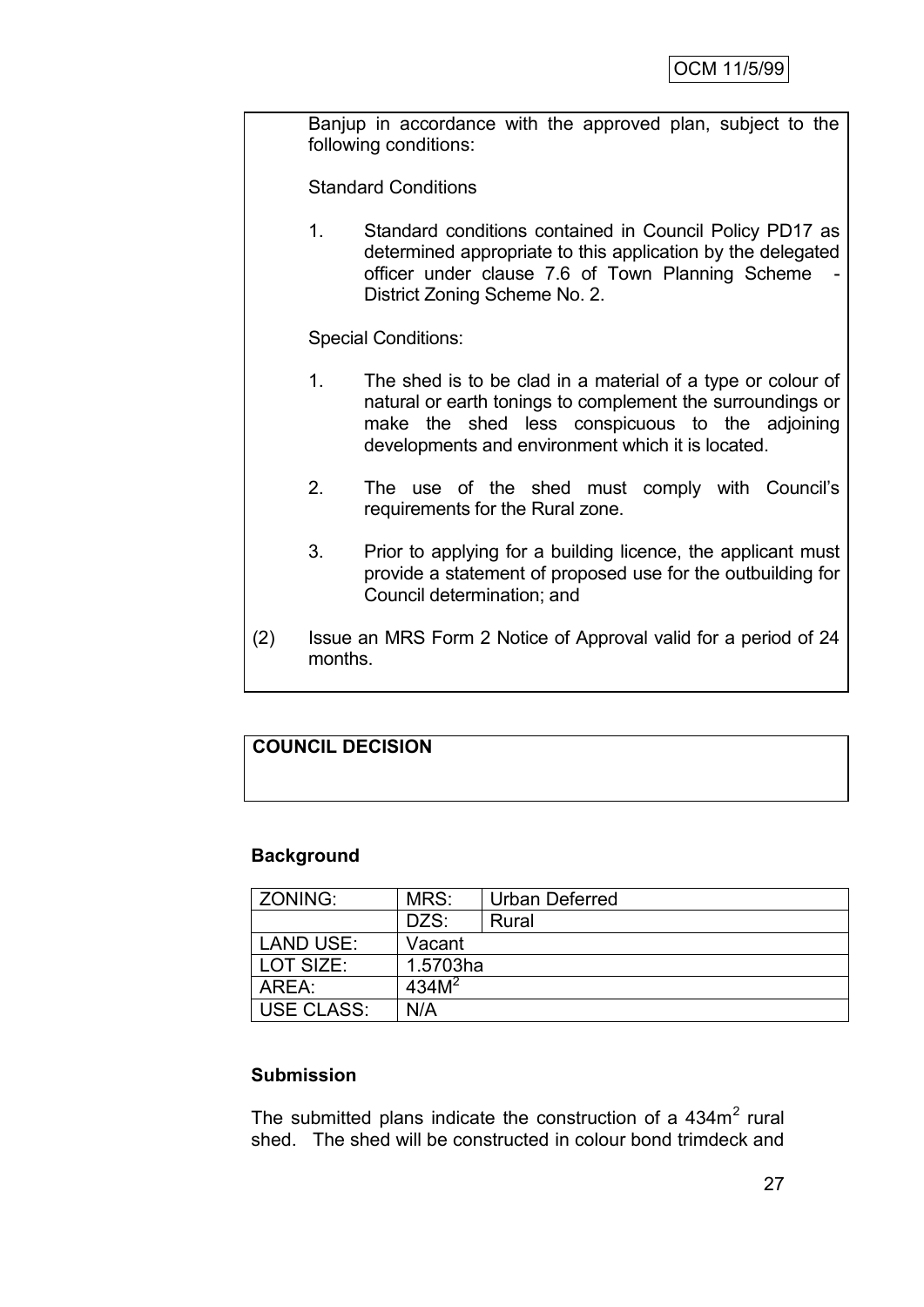Banjup in accordance with the approved plan, subject to the following conditions:

Standard Conditions

1. Standard conditions contained in Council Policy PD17 as determined appropriate to this application by the delegated officer under clause 7.6 of Town Planning Scheme - District Zoning Scheme No. 2.

Special Conditions:

1. The shed is to be clad in a material of a type or colour of natural or earth tonings to complement the surroundings or make the shed less conspicuous to the adjoining developments and environment which it is located.

2. The use of the shed must comply with Council's requirements for the Rural zone.

3. Prior to applying for a building licence, the applicant must provide a statement of proposed use for the outbuilding for Council determination; and

(2) Issue an MRS Form 2 Notice of Approval valid for a period of 24 months.

**COUNCIL DECISION**

**Background**

| ZONING: | MRS: | Urban Deferred |
|---|---|---|
| | DZS: | Rural |
| LAND USE: | Vacant | |
| LOT SIZE: | 1.5703ha | |
| AREA: | $434M^2$ | |
| USE CLASS: | N/A | |

**Submission**

The submitted plans indicate the construction of a $434m^2$ rural shed. The shed will be constructed in colour bond trimdeck and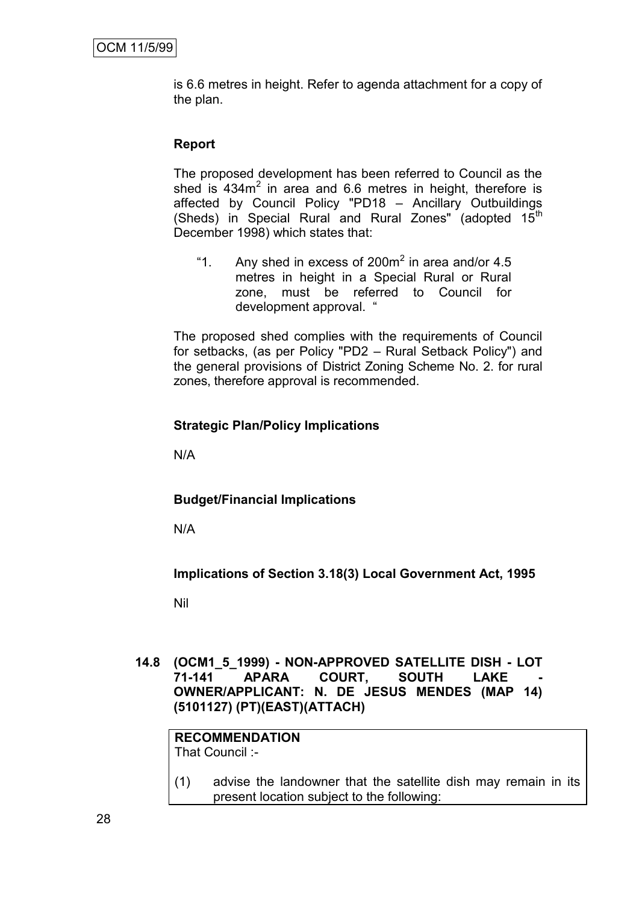is 6.6 metres in height. Refer to agenda attachment for a copy of the plan.

**Report**

The proposed development has been referred to Council as the shed is $434m^2$ in area and 6.6 metres in height, therefore is affected by Council Policy "PD18 – Ancillary Outbuildings (Sheds) in Special Rural and Rural Zones" (adopted 15th December 1998) which states that:

> "1. Any shed in excess of $200m^2$ in area and/or 4.5 metres in height in a Special Rural or Rural zone, must be referred to Council for development approval. "

The proposed shed complies with the requirements of Council for setbacks, (as per Policy "PD2 – Rural Setback Policy") and the general provisions of District Zoning Scheme No. 2. for rural zones, therefore approval is recommended.

**Strategic Plan/Policy Implications**

N/A

**Budget/Financial Implications**

N/A

**Implications of Section 3.18(3) Local Government Act, 1995**

Nil

### 14.8 (OCM1_5_1999) - NON-APPROVED SATELLITE DISH - LOT 71-141 APARA COURT, SOUTH LAKE - OWNER/APPLICANT: N. DE JESUS MENDES (MAP 14) (5101127) (PT)(EAST)(ATTACH)

**RECOMMENDATION**
That Council :-

(1) advise the landowner that the satellite dish may remain in its present location subject to the following: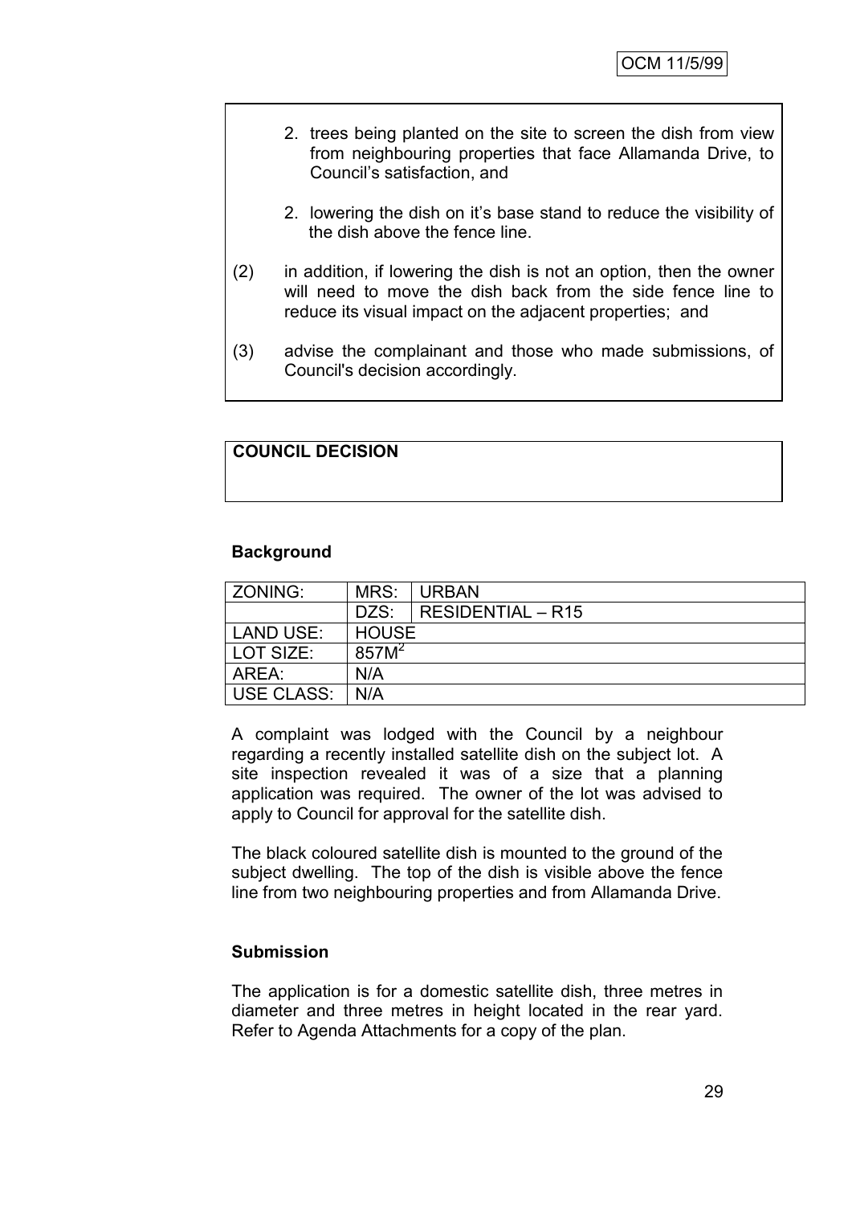2. trees being planted on the site to screen the dish from view from neighbouring properties that face Allamanda Drive, to Council's satisfaction, and

2. lowering the dish on it's base stand to reduce the visibility of the dish above the fence line.

(2) in addition, if lowering the dish is not an option, then the owner will need to move the dish back from the side fence line to reduce its visual impact on the adjacent properties; and

(3) advise the complainant and those who made submissions, of Council's decision accordingly.

**COUNCIL DECISION**

**Background**

| ZONING: | MRS: | URBAN |
|---|---|---|
| | DZS: | RESIDENTIAL – R15 |
| LAND USE: | HOUSE | |
| LOT SIZE: | $857M^2$ | |
| AREA: | N/A | |
| USE CLASS: | N/A | |

A complaint was lodged with the Council by a neighbour regarding a recently installed satellite dish on the subject lot. A site inspection revealed it was of a size that a planning application was required. The owner of the lot was advised to apply to Council for approval for the satellite dish.

The black coloured satellite dish is mounted to the ground of the subject dwelling. The top of the dish is visible above the fence line from two neighbouring properties and from Allamanda Drive.

**Submission**

The application is for a domestic satellite dish, three metres in diameter and three metres in height located in the rear yard. Refer to Agenda Attachments for a copy of the plan.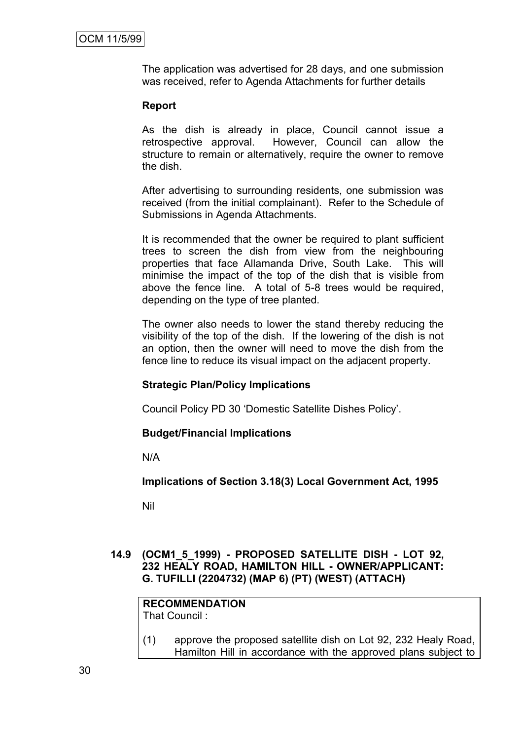The application was advertised for 28 days, and one submission was received, refer to Agenda Attachments for further details

**Report**

As the dish is already in place, Council cannot issue a retrospective approval. However, Council can allow the structure to remain or alternatively, require the owner to remove the dish.

After advertising to surrounding residents, one submission was received (from the initial complainant). Refer to the Schedule of Submissions in Agenda Attachments.

It is recommended that the owner be required to plant sufficient trees to screen the dish from view from the neighbouring properties that face Allamanda Drive, South Lake. This will minimise the impact of the top of the dish that is visible from above the fence line. A total of 5-8 trees would be required, depending on the type of tree planted.

The owner also needs to lower the stand thereby reducing the visibility of the top of the dish. If the lowering of the dish is not an option, then the owner will need to move the dish from the fence line to reduce its visual impact on the adjacent property.

**Strategic Plan/Policy Implications**

Council Policy PD 30 'Domestic Satellite Dishes Policy'.

**Budget/Financial Implications**

N/A

**Implications of Section 3.18(3) Local Government Act, 1995**

Nil

### 14.9 (OCM1_5_1999) - PROPOSED SATELLITE DISH - LOT 92, 232 HEALY ROAD, HAMILTON HILL - OWNER/APPLICANT: G. TUFILLI (2204732) (MAP 6) (PT) (WEST) (ATTACH)

**RECOMMENDATION**
That Council :

(1) approve the proposed satellite dish on Lot 92, 232 Healy Road, Hamilton Hill in accordance with the approved plans subject to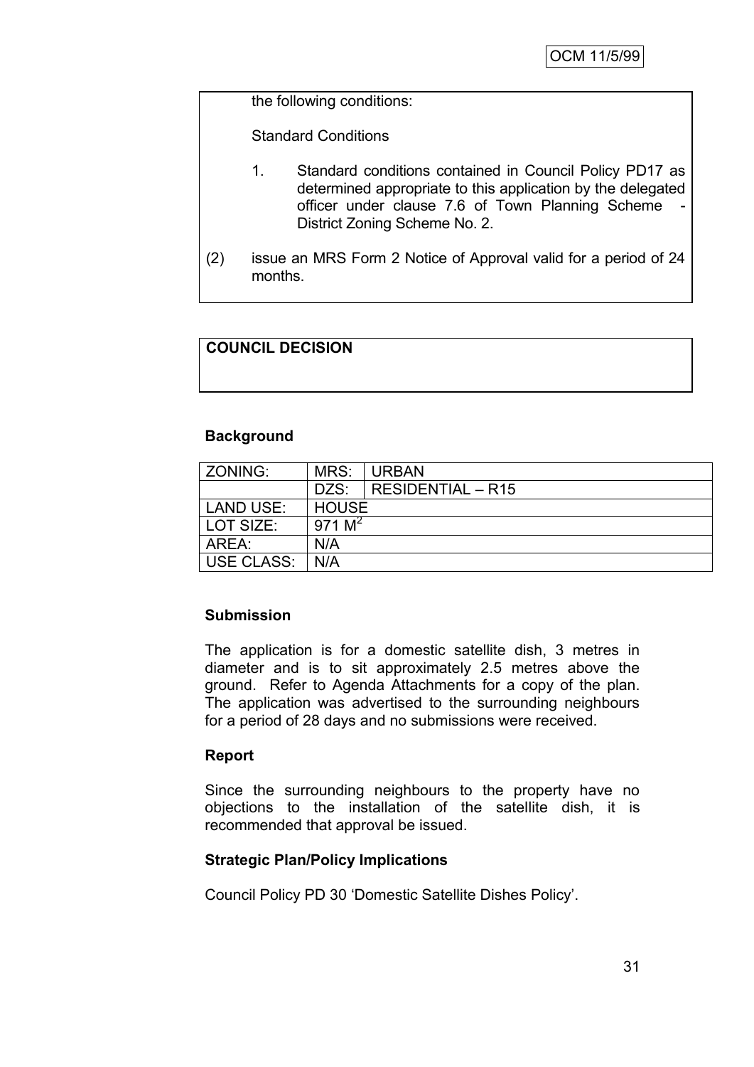the following conditions:

Standard Conditions

1. Standard conditions contained in Council Policy PD17 as determined appropriate to this application by the delegated officer under clause 7.6 of Town Planning Scheme - District Zoning Scheme No. 2.

(2) issue an MRS Form 2 Notice of Approval valid for a period of 24 months.

**COUNCIL DECISION**

**Background**

| ZONING: | MRS: | URBAN |
|---|---|---|
| | DZS: | RESIDENTIAL – R15 |
| LAND USE: | HOUSE | |
| LOT SIZE: | 971 $M^2$ | |
| AREA: | N/A | |
| USE CLASS: | N/A | |

**Submission**

The application is for a domestic satellite dish, 3 metres in diameter and is to sit approximately 2.5 metres above the ground. Refer to Agenda Attachments for a copy of the plan. The application was advertised to the surrounding neighbours for a period of 28 days and no submissions were received.

**Report**

Since the surrounding neighbours to the property have no objections to the installation of the satellite dish, it is recommended that approval be issued.

**Strategic Plan/Policy Implications**

Council Policy PD 30 'Domestic Satellite Dishes Policy'.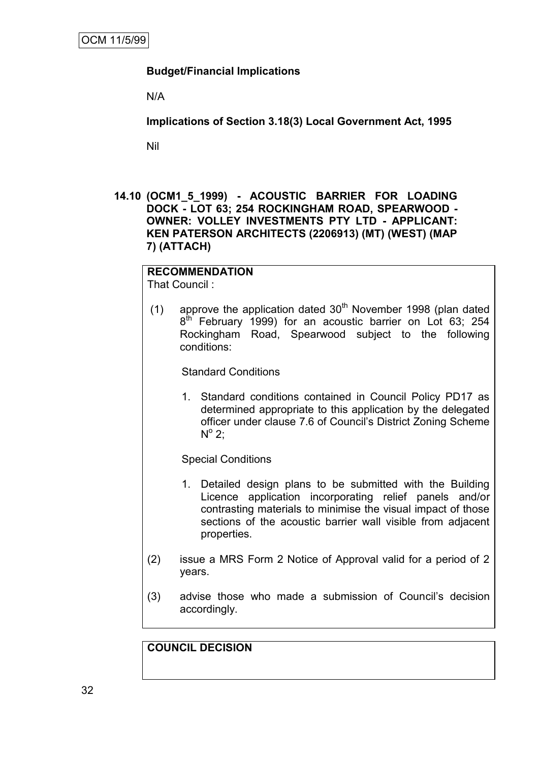**Budget/Financial Implications**

N/A

**Implications of Section 3.18(3) Local Government Act, 1995**

Nil

**14.10 (OCM1_5_1999) - ACOUSTIC BARRIER FOR LOADING DOCK - LOT 63; 254 ROCKINGHAM ROAD, SPEARWOOD - OWNER: VOLLEY INVESTMENTS PTY LTD - APPLICANT: KEN PATERSON ARCHITECTS (2206913) (MT) (WEST) (MAP 7) (ATTACH)**

**RECOMMENDATION**

That Council :

(1) approve the application dated 30th November 1998 (plan dated 8th February 1999) for an acoustic barrier on Lot 63; 254 Rockingham Road, Spearwood subject to the following conditions:

Standard Conditions

1. Standard conditions contained in Council Policy PD17 as determined appropriate to this application by the delegated officer under clause 7.6 of Council's District Zoning Scheme N$^{o}$ 2;

Special Conditions

1. Detailed design plans to be submitted with the Building Licence application incorporating relief panels and/or contrasting materials to minimise the visual impact of those sections of the acoustic barrier wall visible from adjacent properties.

(2) issue a MRS Form 2 Notice of Approval valid for a period of 2 years.

(3) advise those who made a submission of Council's decision accordingly.

**COUNCIL DECISION**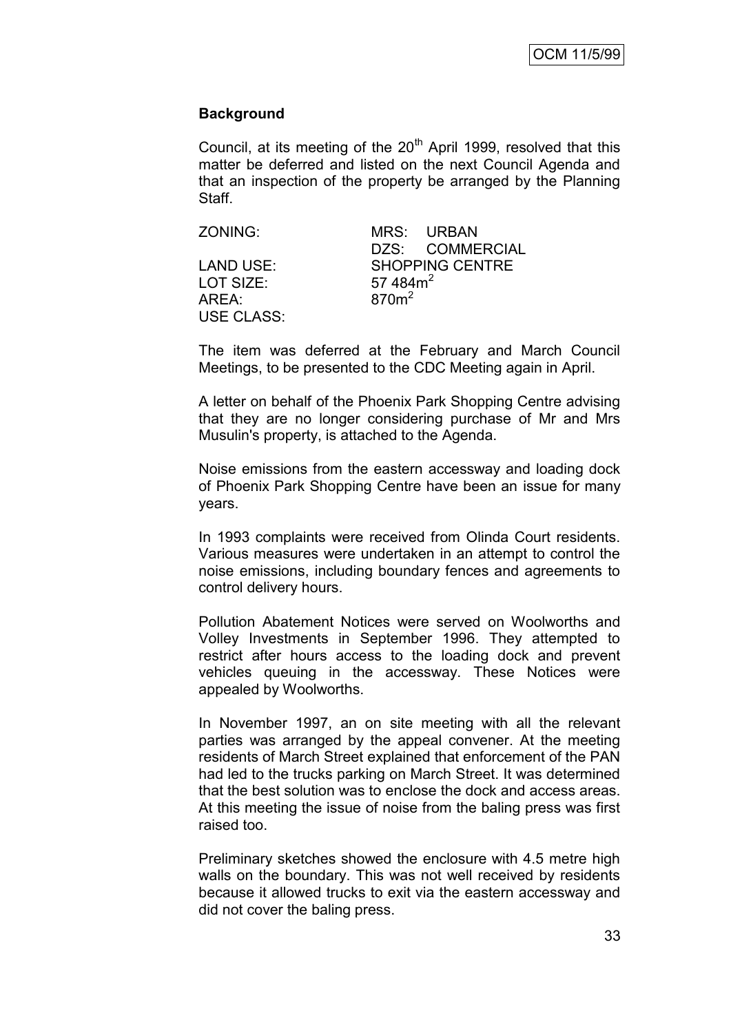### Background

Council, at its meeting of the 20th April 1999, resolved that this matter be deferred and listed on the next Council Agenda and that an inspection of the property be arranged by the Planning Staff.

| | |
|---|---|
| ZONING: | MRS: URBAN |
| | DZS: COMMERCIAL |
| LAND USE: | SHOPPING CENTRE |
| LOT SIZE: | 57 484m$^2$ |
| AREA: | 870m$^2$ |
| USE CLASS: | |

The item was deferred at the February and March Council Meetings, to be presented to the CDC Meeting again in April.

A letter on behalf of the Phoenix Park Shopping Centre advising that they are no longer considering purchase of Mr and Mrs Musulin's property, is attached to the Agenda.

Noise emissions from the eastern accessway and loading dock of Phoenix Park Shopping Centre have been an issue for many years.

In 1993 complaints were received from Olinda Court residents. Various measures were undertaken in an attempt to control the noise emissions, including boundary fences and agreements to control delivery hours.

Pollution Abatement Notices were served on Woolworths and Volley Investments in September 1996. They attempted to restrict after hours access to the loading dock and prevent vehicles queuing in the accessway. These Notices were appealed by Woolworths.

In November 1997, an on site meeting with all the relevant parties was arranged by the appeal convener. At the meeting residents of March Street explained that enforcement of the PAN had led to the trucks parking on March Street. It was determined that the best solution was to enclose the dock and access areas. At this meeting the issue of noise from the baling press was first raised too.

Preliminary sketches showed the enclosure with 4.5 metre high walls on the boundary. This was not well received by residents because it allowed trucks to exit via the eastern accessway and did not cover the baling press.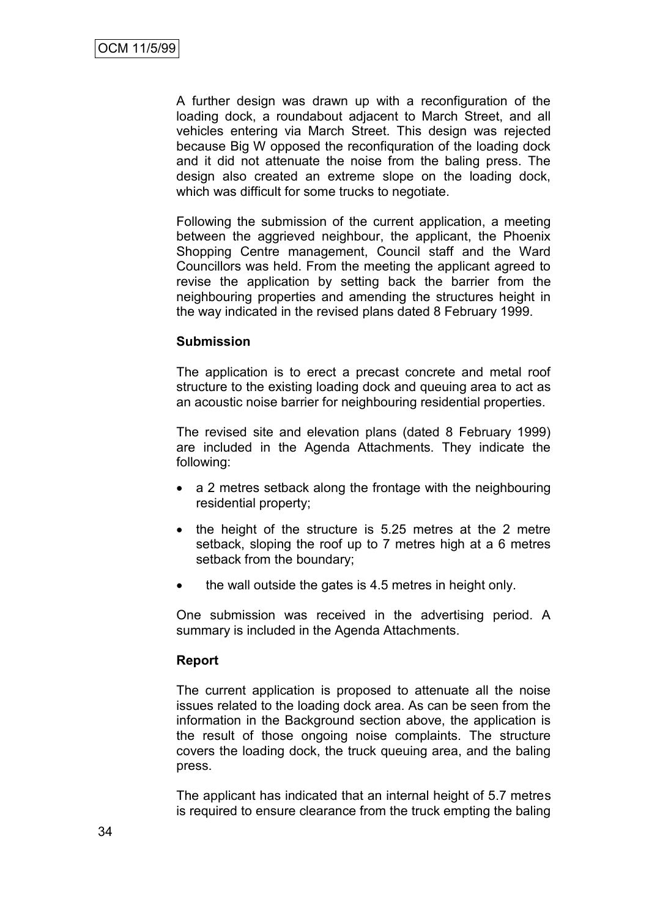A further design was drawn up with a reconfiguration of the loading dock, a roundabout adjacent to March Street, and all vehicles entering via March Street. This design was rejected because Big W opposed the reconfiquration of the loading dock and it did not attenuate the noise from the baling press. The design also created an extreme slope on the loading dock, which was difficult for some trucks to negotiate.

Following the submission of the current application, a meeting between the aggrieved neighbour, the applicant, the Phoenix Shopping Centre management, Council staff and the Ward Councillors was held. From the meeting the applicant agreed to revise the application by setting back the barrier from the neighbouring properties and amending the structures height in the way indicated in the revised plans dated 8 February 1999.

**Submission**

The application is to erect a precast concrete and metal roof structure to the existing loading dock and queuing area to act as an acoustic noise barrier for neighbouring residential properties.

The revised site and elevation plans (dated 8 February 1999) are included in the Agenda Attachments. They indicate the following:

- a 2 metres setback along the frontage with the neighbouring residential property;
- the height of the structure is 5.25 metres at the 2 metre setback, sloping the roof up to 7 metres high at a 6 metres setback from the boundary;
- the wall outside the gates is 4.5 metres in height only.

One submission was received in the advertising period. A summary is included in the Agenda Attachments.

**Report**

The current application is proposed to attenuate all the noise issues related to the loading dock area. As can be seen from the information in the Background section above, the application is the result of those ongoing noise complaints. The structure covers the loading dock, the truck queuing area, and the baling press.

The applicant has indicated that an internal height of 5.7 metres is required to ensure clearance from the truck empting the baling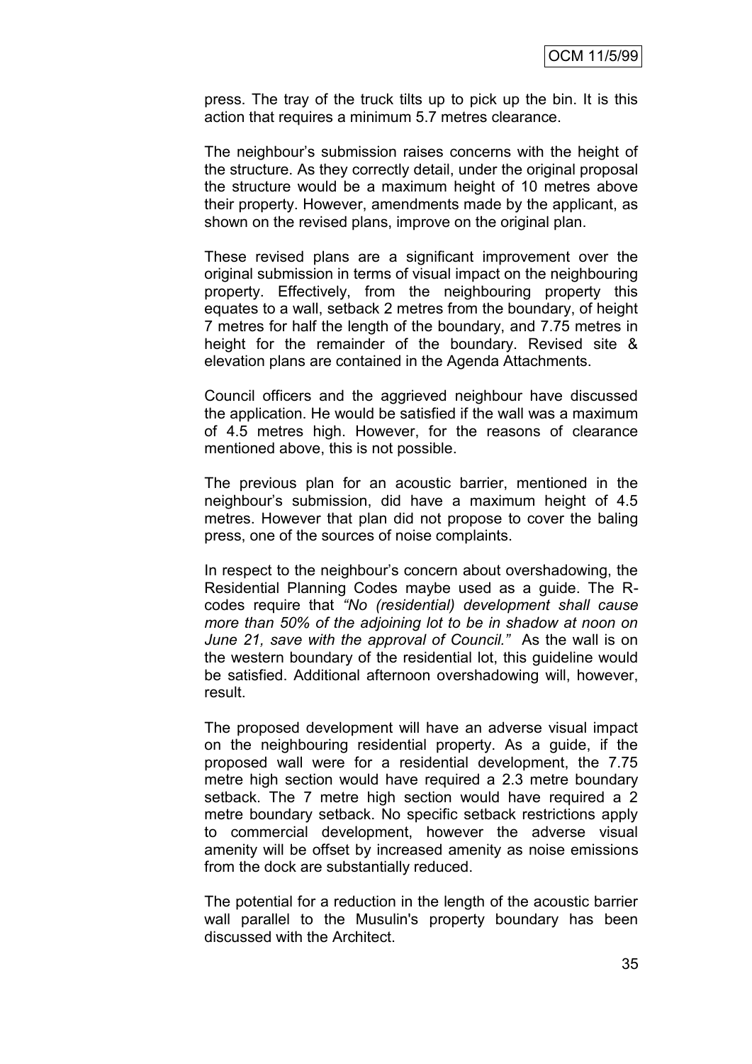press. The tray of the truck tilts up to pick up the bin. It is this action that requires a minimum 5.7 metres clearance.

The neighbour's submission raises concerns with the height of the structure. As they correctly detail, under the original proposal the structure would be a maximum height of 10 metres above their property. However, amendments made by the applicant, as shown on the revised plans, improve on the original plan.

These revised plans are a significant improvement over the original submission in terms of visual impact on the neighbouring property. Effectively, from the neighbouring property this equates to a wall, setback 2 metres from the boundary, of height 7 metres for half the length of the boundary, and 7.75 metres in height for the remainder of the boundary. Revised site & elevation plans are contained in the Agenda Attachments.

Council officers and the aggrieved neighbour have discussed the application. He would be satisfied if the wall was a maximum of 4.5 metres high. However, for the reasons of clearance mentioned above, this is not possible.

The previous plan for an acoustic barrier, mentioned in the neighbour's submission, did have a maximum height of 4.5 metres. However that plan did not propose to cover the baling press, one of the sources of noise complaints.

In respect to the neighbour's concern about overshadowing, the Residential Planning Codes maybe used as a guide. The R-codes require that *"No (residential) development shall cause more than 50% of the adjoining lot to be in shadow at noon on June 21, save with the approval of Council."* As the wall is on the western boundary of the residential lot, this guideline would be satisfied. Additional afternoon overshadowing will, however, result.

The proposed development will have an adverse visual impact on the neighbouring residential property. As a guide, if the proposed wall were for a residential development, the 7.75 metre high section would have required a 2.3 metre boundary setback. The 7 metre high section would have required a 2 metre boundary setback. No specific setback restrictions apply to commercial development, however the adverse visual amenity will be offset by increased amenity as noise emissions from the dock are substantially reduced.

The potential for a reduction in the length of the acoustic barrier wall parallel to the Musulin's property boundary has been discussed with the Architect.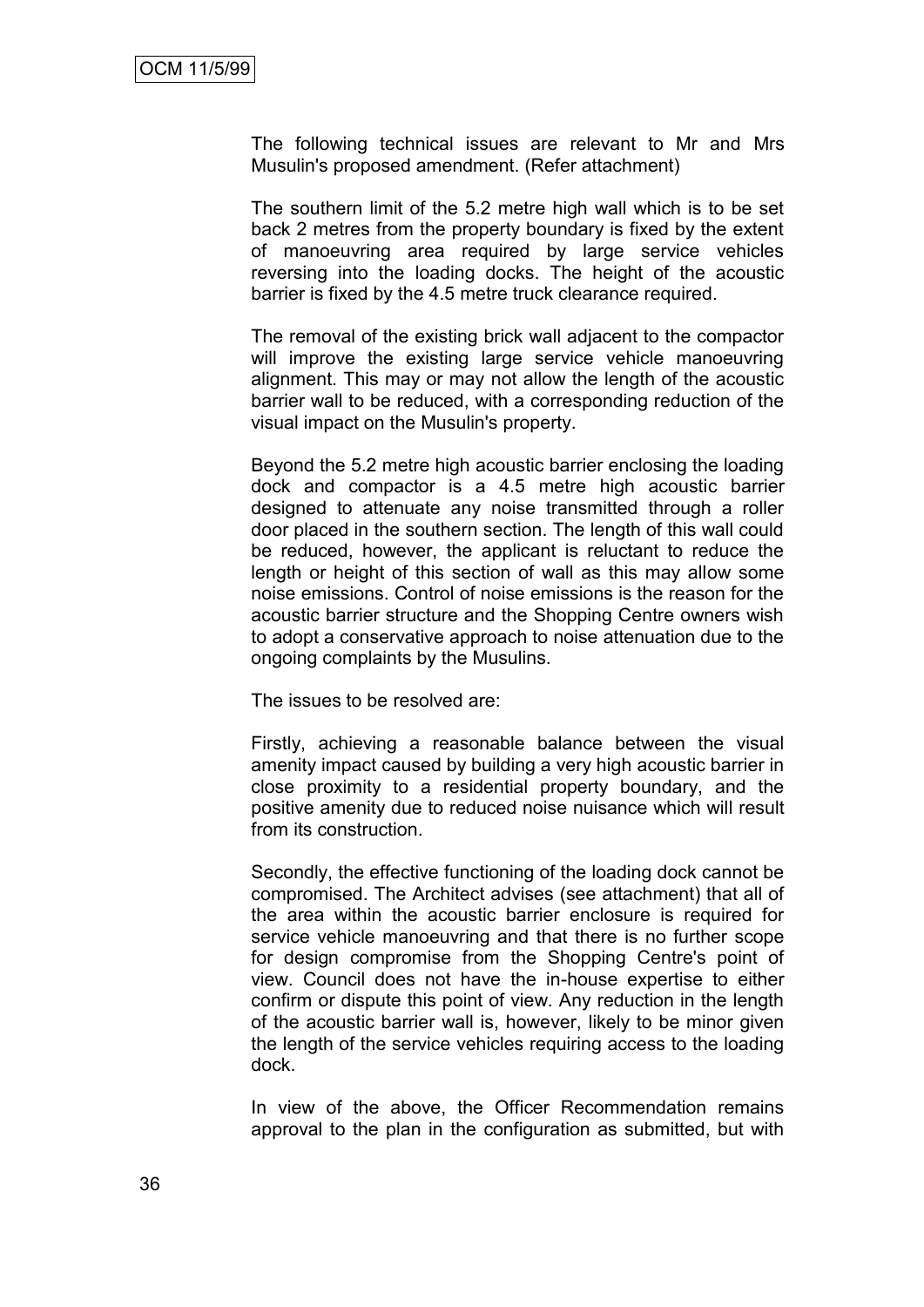The following technical issues are relevant to Mr and Mrs Musulin's proposed amendment. (Refer attachment)

The southern limit of the 5.2 metre high wall which is to be set back 2 metres from the property boundary is fixed by the extent of manoeuvring area required by large service vehicles reversing into the loading docks. The height of the acoustic barrier is fixed by the 4.5 metre truck clearance required.

The removal of the existing brick wall adjacent to the compactor will improve the existing large service vehicle manoeuvring alignment. This may or may not allow the length of the acoustic barrier wall to be reduced, with a corresponding reduction of the visual impact on the Musulin's property.

Beyond the 5.2 metre high acoustic barrier enclosing the loading dock and compactor is a 4.5 metre high acoustic barrier designed to attenuate any noise transmitted through a roller door placed in the southern section. The length of this wall could be reduced, however, the applicant is reluctant to reduce the length or height of this section of wall as this may allow some noise emissions. Control of noise emissions is the reason for the acoustic barrier structure and the Shopping Centre owners wish to adopt a conservative approach to noise attenuation due to the ongoing complaints by the Musulins.

The issues to be resolved are:

Firstly, achieving a reasonable balance between the visual amenity impact caused by building a very high acoustic barrier in close proximity to a residential property boundary, and the positive amenity due to reduced noise nuisance which will result from its construction.

Secondly, the effective functioning of the loading dock cannot be compromised. The Architect advises (see attachment) that all of the area within the acoustic barrier enclosure is required for service vehicle manoeuvring and that there is no further scope for design compromise from the Shopping Centre's point of view. Council does not have the in-house expertise to either confirm or dispute this point of view. Any reduction in the length of the acoustic barrier wall is, however, likely to be minor given the length of the service vehicles requiring access to the loading dock.

In view of the above, the Officer Recommendation remains approval to the plan in the configuration as submitted, but with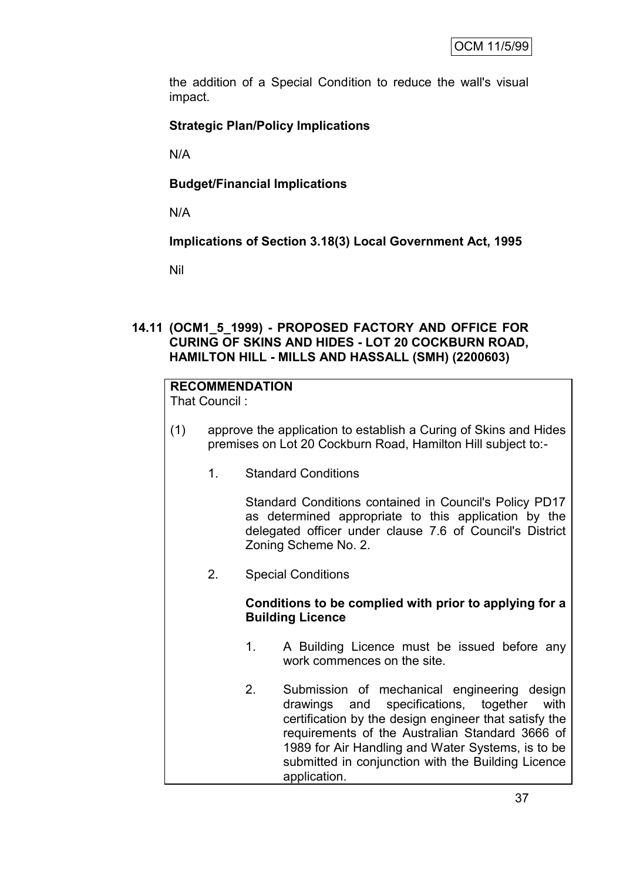the addition of a Special Condition to reduce the wall's visual impact.

**Strategic Plan/Policy Implications**

N/A

**Budget/Financial Implications**

N/A

**Implications of Section 3.18(3) Local Government Act, 1995**

Nil

### 14.11 (OCM1_5_1999) - PROPOSED FACTORY AND OFFICE FOR CURING OF SKINS AND HIDES - LOT 20 COCKBURN ROAD, HAMILTON HILL - MILLS AND HASSALL (SMH) (2200603)

**RECOMMENDATION**

That Council :

(1) approve the application to establish a Curing of Skins and Hides premises on Lot 20 Cockburn Road, Hamilton Hill subject to:-

1. Standard Conditions

   Standard Conditions contained in Council's Policy PD17 as determined appropriate to this application by the delegated officer under clause 7.6 of Council's District Zoning Scheme No. 2.

2. Special Conditions

   **Conditions to be complied with prior to applying for a Building Licence**

   1. A Building Licence must be issued before any work commences on the site.

   2. Submission of mechanical engineering design drawings and specifications, together with certification by the design engineer that satisfy the requirements of the Australian Standard 3666 of 1989 for Air Handling and Water Systems, is to be submitted in conjunction with the Building Licence application.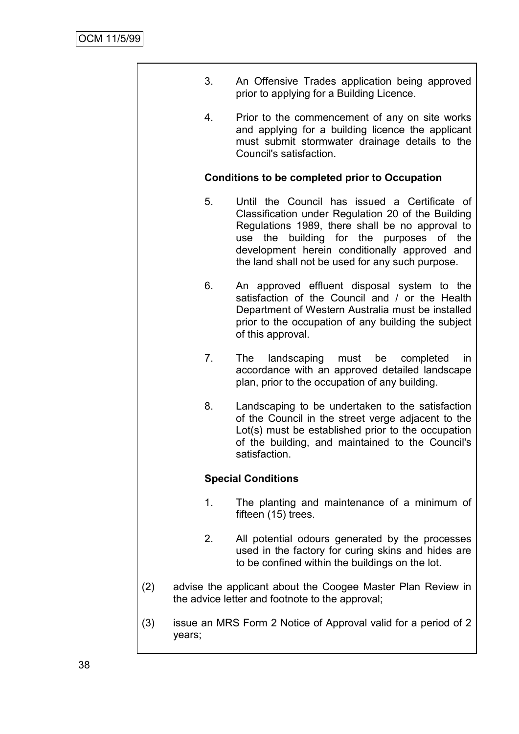3. An Offensive Trades application being approved prior to applying for a Building Licence.

4. Prior to the commencement of any on site works and applying for a building licence the applicant must submit stormwater drainage details to the Council's satisfaction.

**Conditions to be completed prior to Occupation**

5. Until the Council has issued a Certificate of Classification under Regulation 20 of the Building Regulations 1989, there shall be no approval to use the building for the purposes of the development herein conditionally approved and the land shall not be used for any such purpose.

6. An approved effluent disposal system to the satisfaction of the Council and / or the Health Department of Western Australia must be installed prior to the occupation of any building the subject of this approval.

7. The landscaping must be completed in accordance with an approved detailed landscape plan, prior to the occupation of any building.

8. Landscaping to be undertaken to the satisfaction of the Council in the street verge adjacent to the Lot(s) must be established prior to the occupation of the building, and maintained to the Council's satisfaction.

**Special Conditions**

1. The planting and maintenance of a minimum of fifteen (15) trees.

2. All potential odours generated by the processes used in the factory for curing skins and hides are to be confined within the buildings on the lot.

(2) advise the applicant about the Coogee Master Plan Review in the advice letter and footnote to the approval;

(3) issue an MRS Form 2 Notice of Approval valid for a period of 2 years;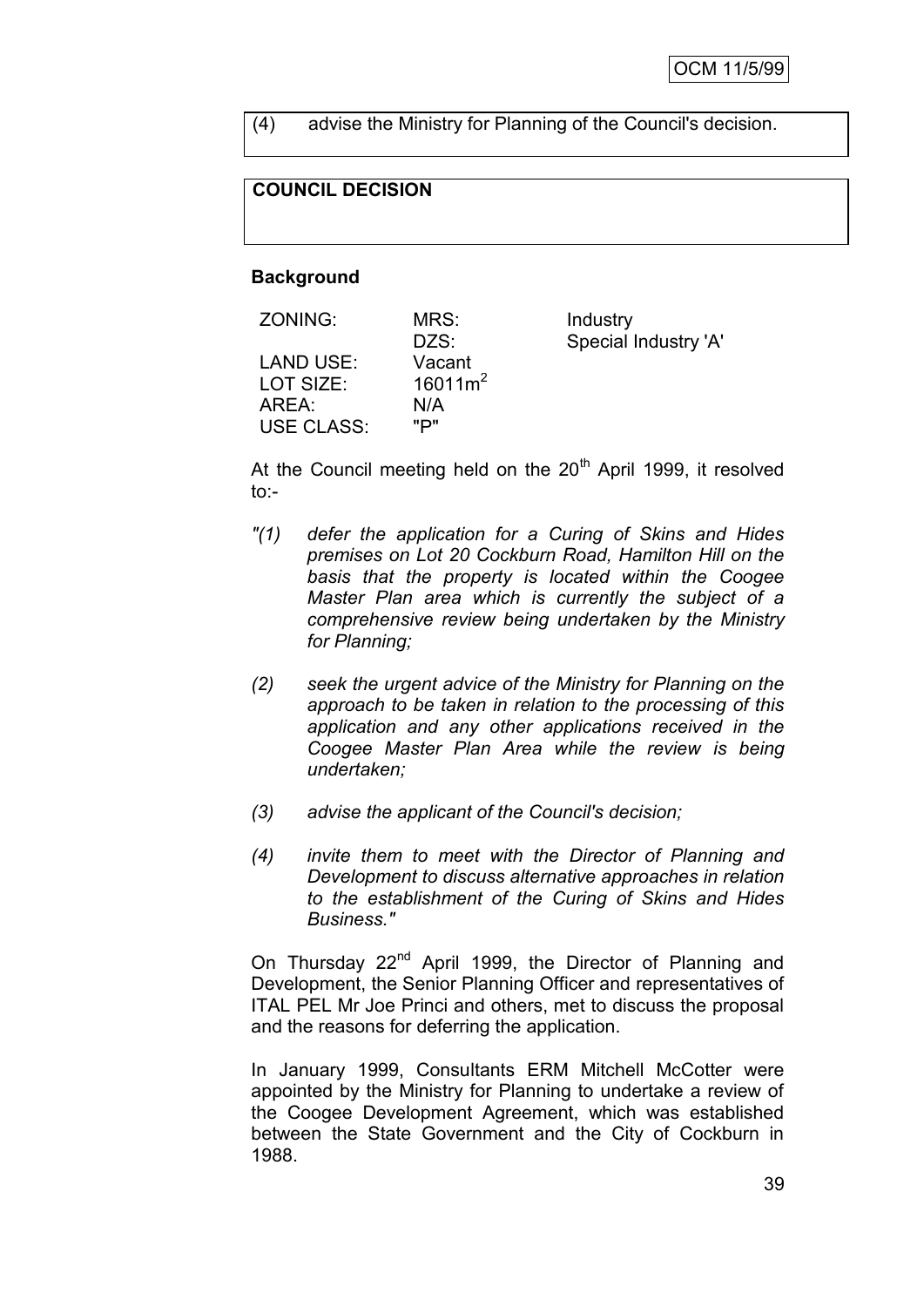(4) advise the Ministry for Planning of the Council's decision.

**COUNCIL DECISION**

**Background**

| ZONING: | MRS: | Industry |
|---|---|---|
| | DZS: | Special Industry 'A' |
| LAND USE: | Vacant | |
| LOT SIZE: | 16011m$^2$ | |
| AREA: | N/A | |
| USE CLASS: | "P" | |

At the Council meeting held on the 20th April 1999, it resolved to:-

*"(1) defer the application for a Curing of Skins and Hides premises on Lot 20 Cockburn Road, Hamilton Hill on the basis that the property is located within the Coogee Master Plan area which is currently the subject of a comprehensive review being undertaken by the Ministry for Planning;*

*(2) seek the urgent advice of the Ministry for Planning on the approach to be taken in relation to the processing of this application and any other applications received in the Coogee Master Plan Area while the review is being undertaken;*

*(3) advise the applicant of the Council's decision;*

*(4) invite them to meet with the Director of Planning and Development to discuss alternative approaches in relation to the establishment of the Curing of Skins and Hides Business."*

On Thursday 22nd April 1999, the Director of Planning and Development, the Senior Planning Officer and representatives of ITAL PEL Mr Joe Princi and others, met to discuss the proposal and the reasons for deferring the application.

In January 1999, Consultants ERM Mitchell McCotter were appointed by the Ministry for Planning to undertake a review of the Coogee Development Agreement, which was established between the State Government and the City of Cockburn in 1988.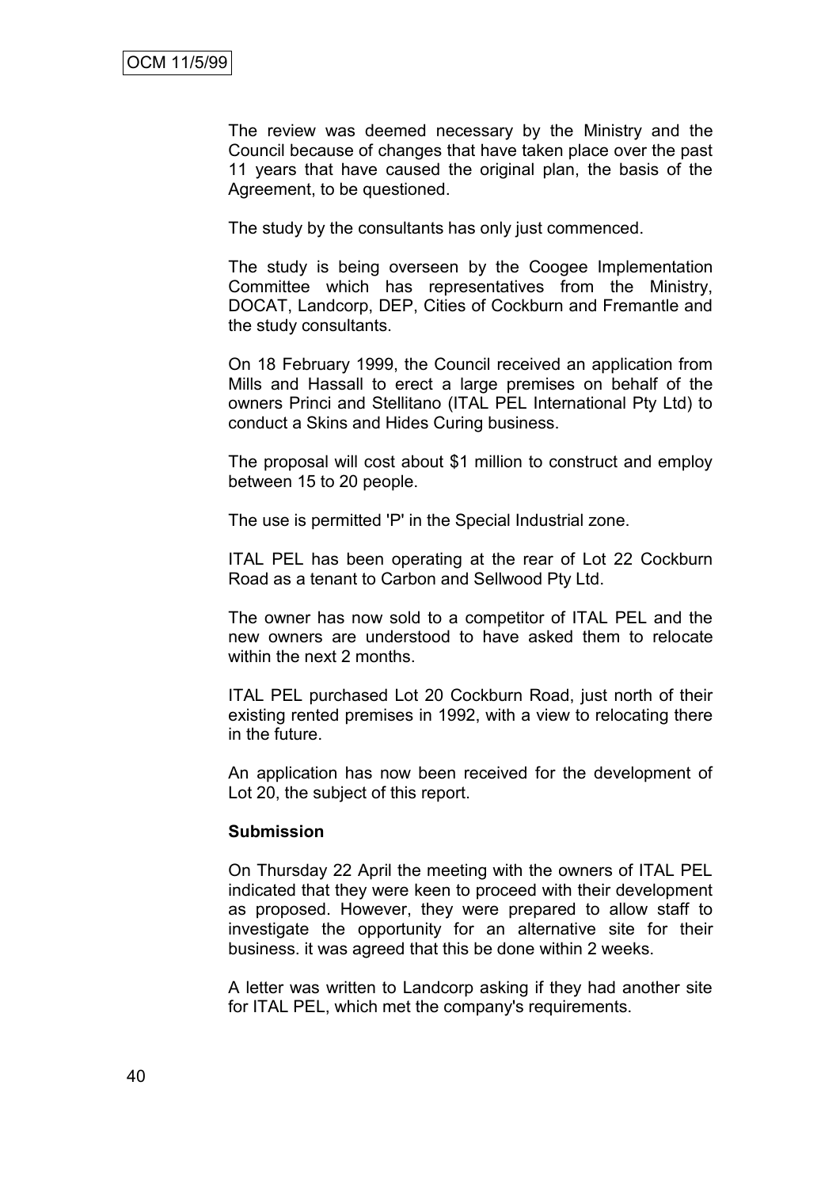The review was deemed necessary by the Ministry and the Council because of changes that have taken place over the past 11 years that have caused the original plan, the basis of the Agreement, to be questioned.

The study by the consultants has only just commenced.

The study is being overseen by the Coogee Implementation Committee which has representatives from the Ministry, DOCAT, Landcorp, DEP, Cities of Cockburn and Fremantle and the study consultants.

On 18 February 1999, the Council received an application from Mills and Hassall to erect a large premises on behalf of the owners Princi and Stellitano (ITAL PEL International Pty Ltd) to conduct a Skins and Hides Curing business.

The proposal will cost about $1 million to construct and employ between 15 to 20 people.

The use is permitted 'P' in the Special Industrial zone.

ITAL PEL has been operating at the rear of Lot 22 Cockburn Road as a tenant to Carbon and Sellwood Pty Ltd.

The owner has now sold to a competitor of ITAL PEL and the new owners are understood to have asked them to relocate within the next 2 months.

ITAL PEL purchased Lot 20 Cockburn Road, just north of their existing rented premises in 1992, with a view to relocating there in the future.

An application has now been received for the development of Lot 20, the subject of this report.

**Submission**

On Thursday 22 April the meeting with the owners of ITAL PEL indicated that they were keen to proceed with their development as proposed. However, they were prepared to allow staff to investigate the opportunity for an alternative site for their business. it was agreed that this be done within 2 weeks.

A letter was written to Landcorp asking if they had another site for ITAL PEL, which met the company's requirements.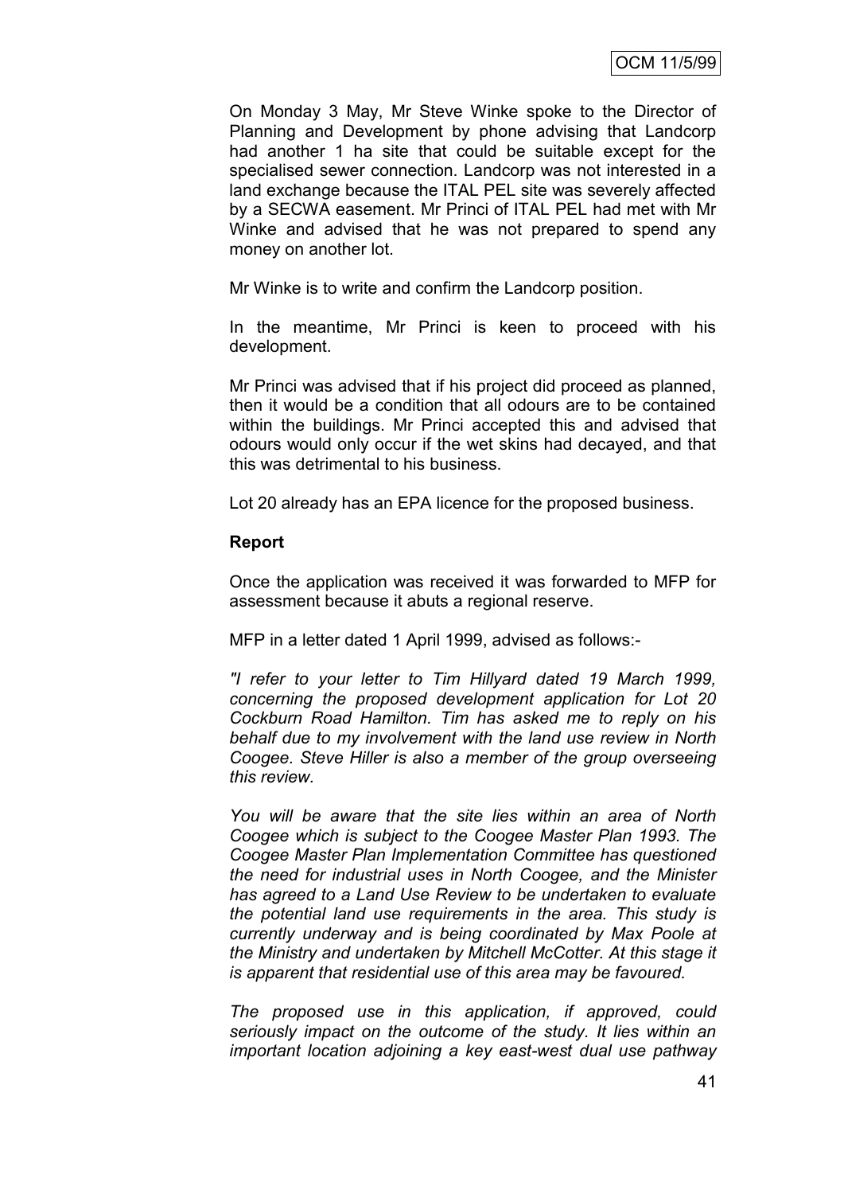On Monday 3 May, Mr Steve Winke spoke to the Director of Planning and Development by phone advising that Landcorp had another 1 ha site that could be suitable except for the specialised sewer connection. Landcorp was not interested in a land exchange because the ITAL PEL site was severely affected by a SECWA easement. Mr Princi of ITAL PEL had met with Mr Winke and advised that he was not prepared to spend any money on another lot.

Mr Winke is to write and confirm the Landcorp position.

In the meantime, Mr Princi is keen to proceed with his development.

Mr Princi was advised that if his project did proceed as planned, then it would be a condition that all odours are to be contained within the buildings. Mr Princi accepted this and advised that odours would only occur if the wet skins had decayed, and that this was detrimental to his business.

Lot 20 already has an EPA licence for the proposed business.

**Report**

Once the application was received it was forwarded to MFP for assessment because it abuts a regional reserve.

MFP in a letter dated 1 April 1999, advised as follows:-

*"I refer to your letter to Tim Hillyard dated 19 March 1999, concerning the proposed development application for Lot 20 Cockburn Road Hamilton. Tim has asked me to reply on his behalf due to my involvement with the land use review in North Coogee. Steve Hiller is also a member of the group overseeing this review.*

*You will be aware that the site lies within an area of North Coogee which is subject to the Coogee Master Plan 1993. The Coogee Master Plan Implementation Committee has questioned the need for industrial uses in North Coogee, and the Minister has agreed to a Land Use Review to be undertaken to evaluate the potential land use requirements in the area. This study is currently underway and is being coordinated by Max Poole at the Ministry and undertaken by Mitchell McCotter. At this stage it is apparent that residential use of this area may be favoured.*

*The proposed use in this application, if approved, could seriously impact on the outcome of the study. It lies within an important location adjoining a key east-west dual use pathway*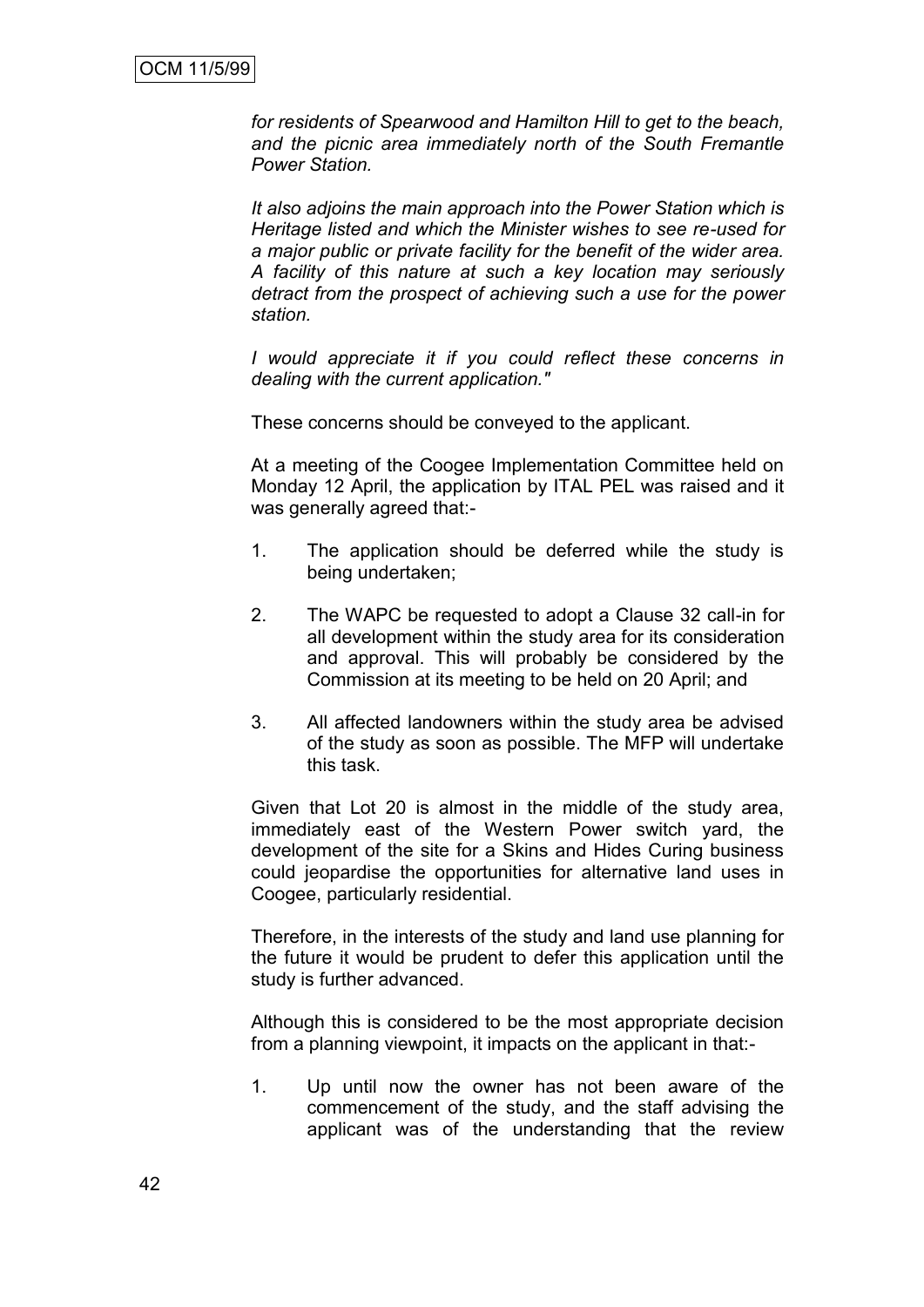*for residents of Spearwood and Hamilton Hill to get to the beach, and the picnic area immediately north of the South Fremantle Power Station.*

*It also adjoins the main approach into the Power Station which is Heritage listed and which the Minister wishes to see re-used for a major public or private facility for the benefit of the wider area. A facility of this nature at such a key location may seriously detract from the prospect of achieving such a use for the power station.*

*I would appreciate it if you could reflect these concerns in dealing with the current application."*

These concerns should be conveyed to the applicant.

At a meeting of the Coogee Implementation Committee held on Monday 12 April, the application by ITAL PEL was raised and it was generally agreed that:-

1. The application should be deferred while the study is being undertaken;
2. The WAPC be requested to adopt a Clause 32 call-in for all development within the study area for its consideration and approval. This will probably be considered by the Commission at its meeting to be held on 20 April; and
3. All affected landowners within the study area be advised of the study as soon as possible. The MFP will undertake this task.

Given that Lot 20 is almost in the middle of the study area, immediately east of the Western Power switch yard, the development of the site for a Skins and Hides Curing business could jeopardise the opportunities for alternative land uses in Coogee, particularly residential.

Therefore, in the interests of the study and land use planning for the future it would be prudent to defer this application until the study is further advanced.

Although this is considered to be the most appropriate decision from a planning viewpoint, it impacts on the applicant in that:-

1. Up until now the owner has not been aware of the commencement of the study, and the staff advising the applicant was of the understanding that the review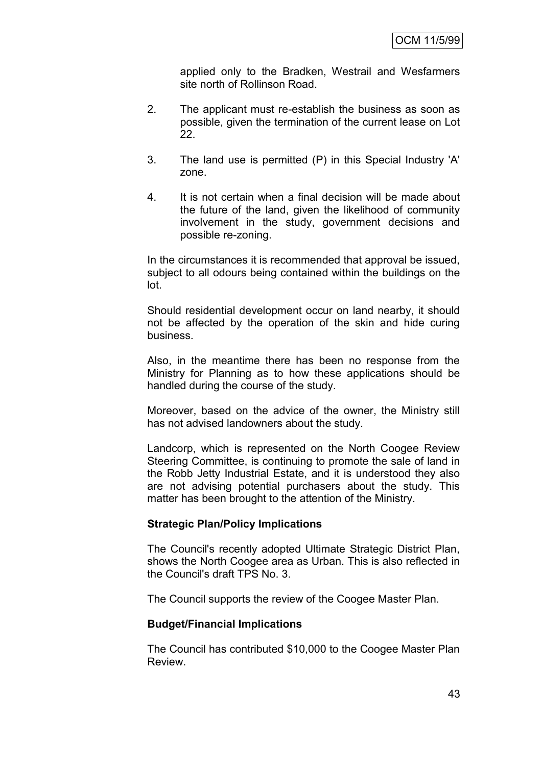applied only to the Bradken, Westrail and Wesfarmers site north of Rollinson Road.

2. The applicant must re-establish the business as soon as possible, given the termination of the current lease on Lot 22.

3. The land use is permitted (P) in this Special Industry 'A' zone.

4. It is not certain when a final decision will be made about the future of the land, given the likelihood of community involvement in the study, government decisions and possible re-zoning.

In the circumstances it is recommended that approval be issued, subject to all odours being contained within the buildings on the lot.

Should residential development occur on land nearby, it should not be affected by the operation of the skin and hide curing business.

Also, in the meantime there has been no response from the Ministry for Planning as to how these applications should be handled during the course of the study.

Moreover, based on the advice of the owner, the Ministry still has not advised landowners about the study.

Landcorp, which is represented on the North Coogee Review Steering Committee, is continuing to promote the sale of land in the Robb Jetty Industrial Estate, and it is understood they also are not advising potential purchasers about the study. This matter has been brought to the attention of the Ministry.

**Strategic Plan/Policy Implications**

The Council's recently adopted Ultimate Strategic District Plan, shows the North Coogee area as Urban. This is also reflected in the Council's draft TPS No. 3.

The Council supports the review of the Coogee Master Plan.

**Budget/Financial Implications**

The Council has contributed $10,000 to the Coogee Master Plan Review.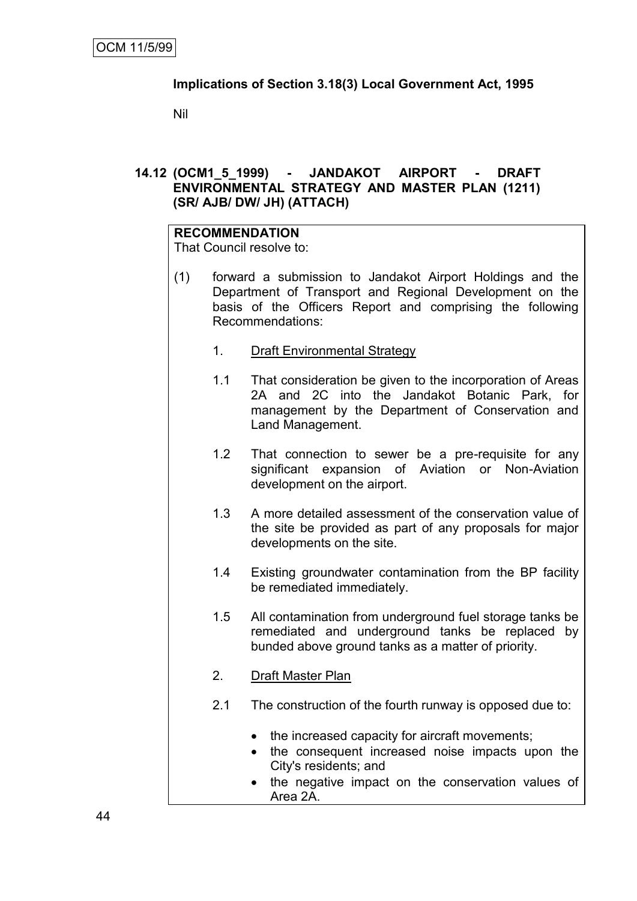**Implications of Section 3.18(3) Local Government Act, 1995**

Nil

## 14.12 (OCM1_5_1999) - JANDAKOT AIRPORT - DRAFT ENVIRONMENTAL STRATEGY AND MASTER PLAN (1211) (SR/ AJB/ DW/ JH) (ATTACH)

**RECOMMENDATION**

That Council resolve to:

(1) forward a submission to Jandakot Airport Holdings and the Department of Transport and Regional Development on the basis of the Officers Report and comprising the following Recommendations:

1. Draft Environmental Strategy

1.1 That consideration be given to the incorporation of Areas 2A and 2C into the Jandakot Botanic Park, for management by the Department of Conservation and Land Management.

1.2 That connection to sewer be a pre-requisite for any significant expansion of Aviation or Non-Aviation development on the airport.

1.3 A more detailed assessment of the conservation value of the site be provided as part of any proposals for major developments on the site.

1.4 Existing groundwater contamination from the BP facility be remediated immediately.

1.5 All contamination from underground fuel storage tanks be remediated and underground tanks be replaced by bunded above ground tanks as a matter of priority.

2. Draft Master Plan

2.1 The construction of the fourth runway is opposed due to:

- the increased capacity for aircraft movements;
- the consequent increased noise impacts upon the City's residents; and
- the negative impact on the conservation values of Area 2A.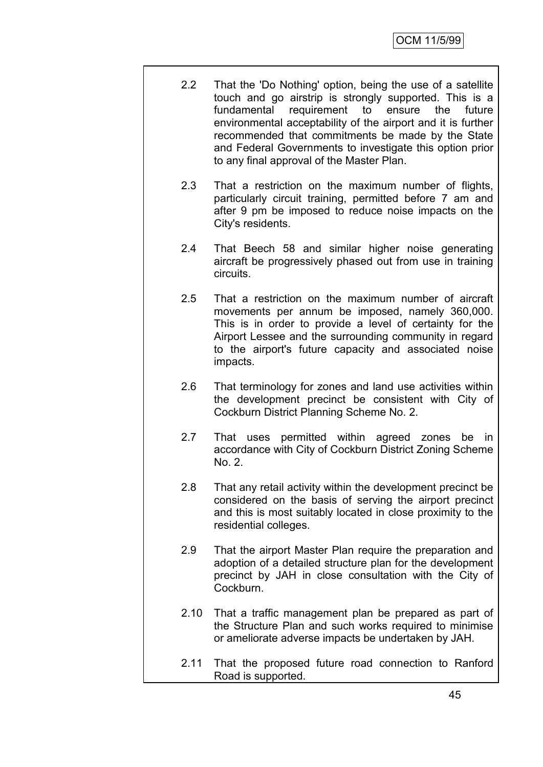2.2 That the 'Do Nothing' option, being the use of a satellite touch and go airstrip is strongly supported. This is a fundamental requirement to ensure the future environmental acceptability of the airport and it is further recommended that commitments be made by the State and Federal Governments to investigate this option prior to any final approval of the Master Plan.

2.3 That a restriction on the maximum number of flights, particularly circuit training, permitted before 7 am and after 9 pm be imposed to reduce noise impacts on the City's residents.

2.4 That Beech 58 and similar higher noise generating aircraft be progressively phased out from use in training circuits.

2.5 That a restriction on the maximum number of aircraft movements per annum be imposed, namely 360,000. This is in order to provide a level of certainty for the Airport Lessee and the surrounding community in regard to the airport's future capacity and associated noise impacts.

2.6 That terminology for zones and land use activities within the development precinct be consistent with City of Cockburn District Planning Scheme No. 2.

2.7 That uses permitted within agreed zones be in accordance with City of Cockburn District Zoning Scheme No. 2.

2.8 That any retail activity within the development precinct be considered on the basis of serving the airport precinct and this is most suitably located in close proximity to the residential colleges.

2.9 That the airport Master Plan require the preparation and adoption of a detailed structure plan for the development precinct by JAH in close consultation with the City of Cockburn.

2.10 That a traffic management plan be prepared as part of the Structure Plan and such works required to minimise or ameliorate adverse impacts be undertaken by JAH.

2.11 That the proposed future road connection to Ranford Road is supported.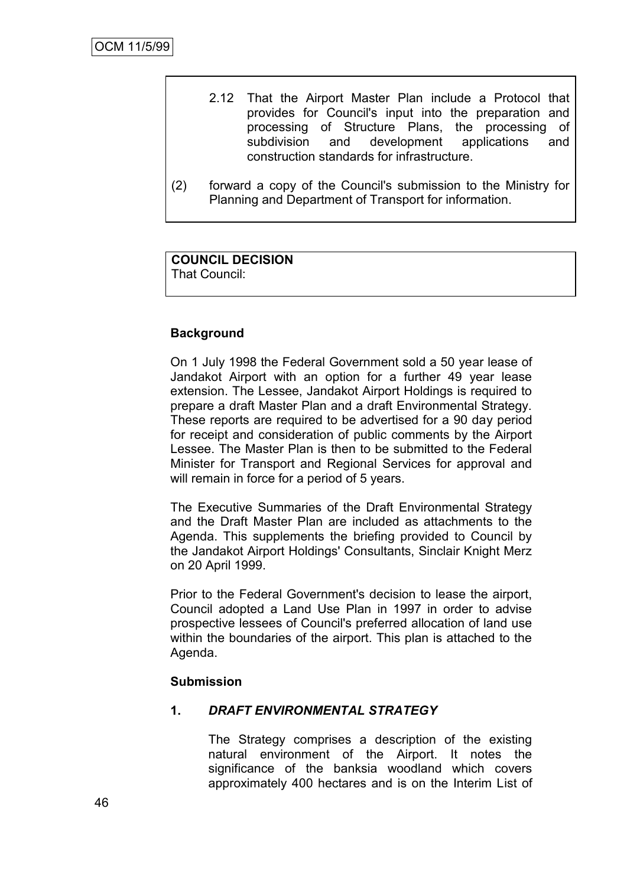2.12 That the Airport Master Plan include a Protocol that provides for Council's input into the preparation and processing of Structure Plans, the processing of subdivision and development applications and construction standards for infrastructure.

(2) forward a copy of the Council's submission to the Ministry for Planning and Department of Transport for information.

**COUNCIL DECISION**
That Council:

**Background**

On 1 July 1998 the Federal Government sold a 50 year lease of Jandakot Airport with an option for a further 49 year lease extension. The Lessee, Jandakot Airport Holdings is required to prepare a draft Master Plan and a draft Environmental Strategy. These reports are required to be advertised for a 90 day period for receipt and consideration of public comments by the Airport Lessee. The Master Plan is then to be submitted to the Federal Minister for Transport and Regional Services for approval and will remain in force for a period of 5 years.

The Executive Summaries of the Draft Environmental Strategy and the Draft Master Plan are included as attachments to the Agenda. This supplements the briefing provided to Council by the Jandakot Airport Holdings' Consultants, Sinclair Knight Merz on 20 April 1999.

Prior to the Federal Government's decision to lease the airport, Council adopted a Land Use Plan in 1997 in order to advise prospective lessees of Council's preferred allocation of land use within the boundaries of the airport. This plan is attached to the Agenda.

**Submission**

**1. *DRAFT ENVIRONMENTAL STRATEGY***

The Strategy comprises a description of the existing natural environment of the Airport. It notes the significance of the banksia woodland which covers approximately 400 hectares and is on the Interim List of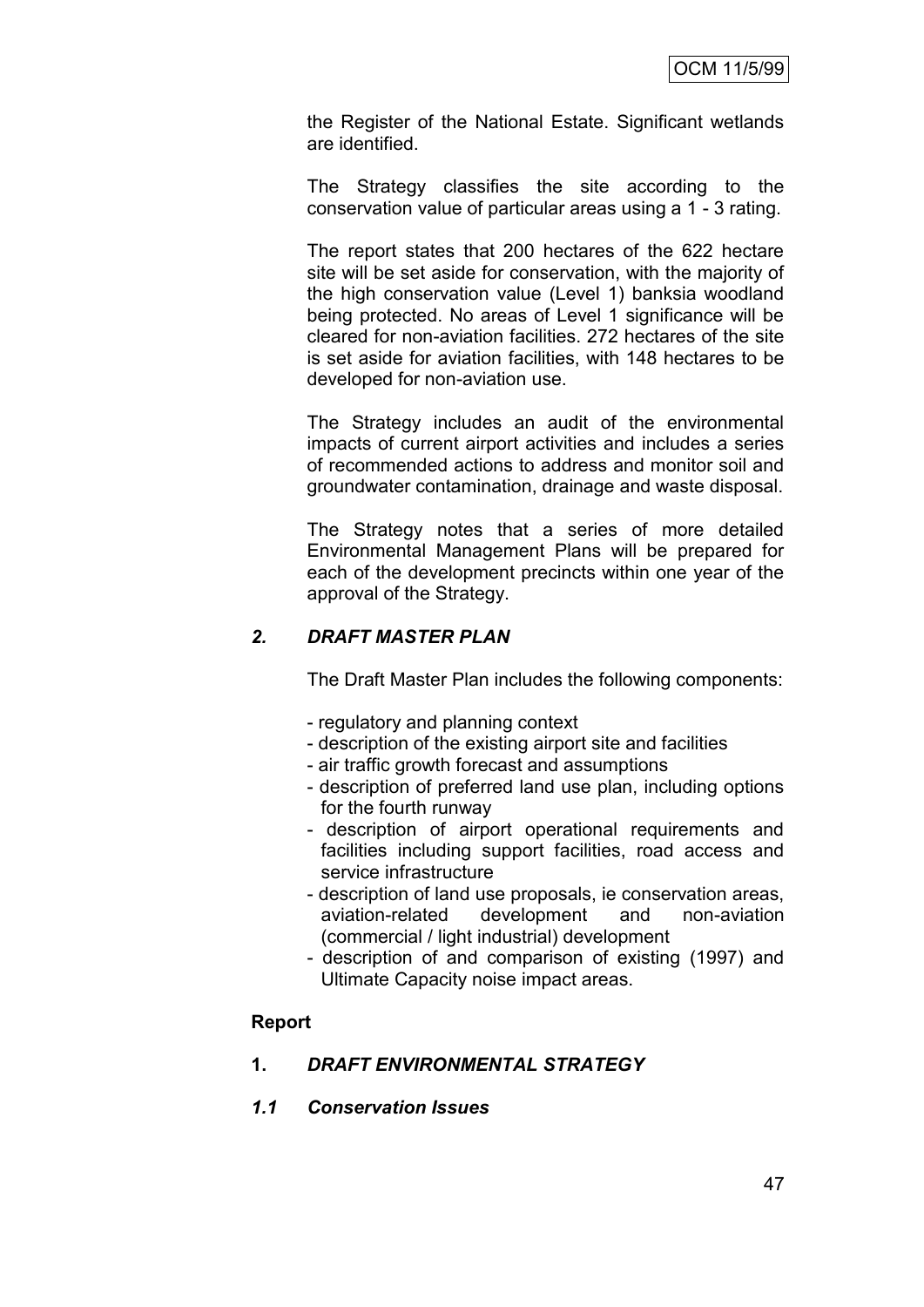the Register of the National Estate. Significant wetlands are identified.

The Strategy classifies the site according to the conservation value of particular areas using a 1 - 3 rating.

The report states that 200 hectares of the 622 hectare site will be set aside for conservation, with the majority of the high conservation value (Level 1) banksia woodland being protected. No areas of Level 1 significance will be cleared for non-aviation facilities. 272 hectares of the site is set aside for aviation facilities, with 148 hectares to be developed for non-aviation use.

The Strategy includes an audit of the environmental impacts of current airport activities and includes a series of recommended actions to address and monitor soil and groundwater contamination, drainage and waste disposal.

The Strategy notes that a series of more detailed Environmental Management Plans will be prepared for each of the development precincts within one year of the approval of the Strategy.

### *2. DRAFT MASTER PLAN*

The Draft Master Plan includes the following components:

- regulatory and planning context
- description of the existing airport site and facilities
- air traffic growth forecast and assumptions
- description of preferred land use plan, including options for the fourth runway
- description of airport operational requirements and facilities including support facilities, road access and service infrastructure
- description of land use proposals, ie conservation areas, aviation-related development and non-aviation (commercial / light industrial) development
- description of and comparison of existing (1997) and Ultimate Capacity noise impact areas.

**Report**

### 1. *DRAFT ENVIRONMENTAL STRATEGY*

#### *1.1 Conservation Issues*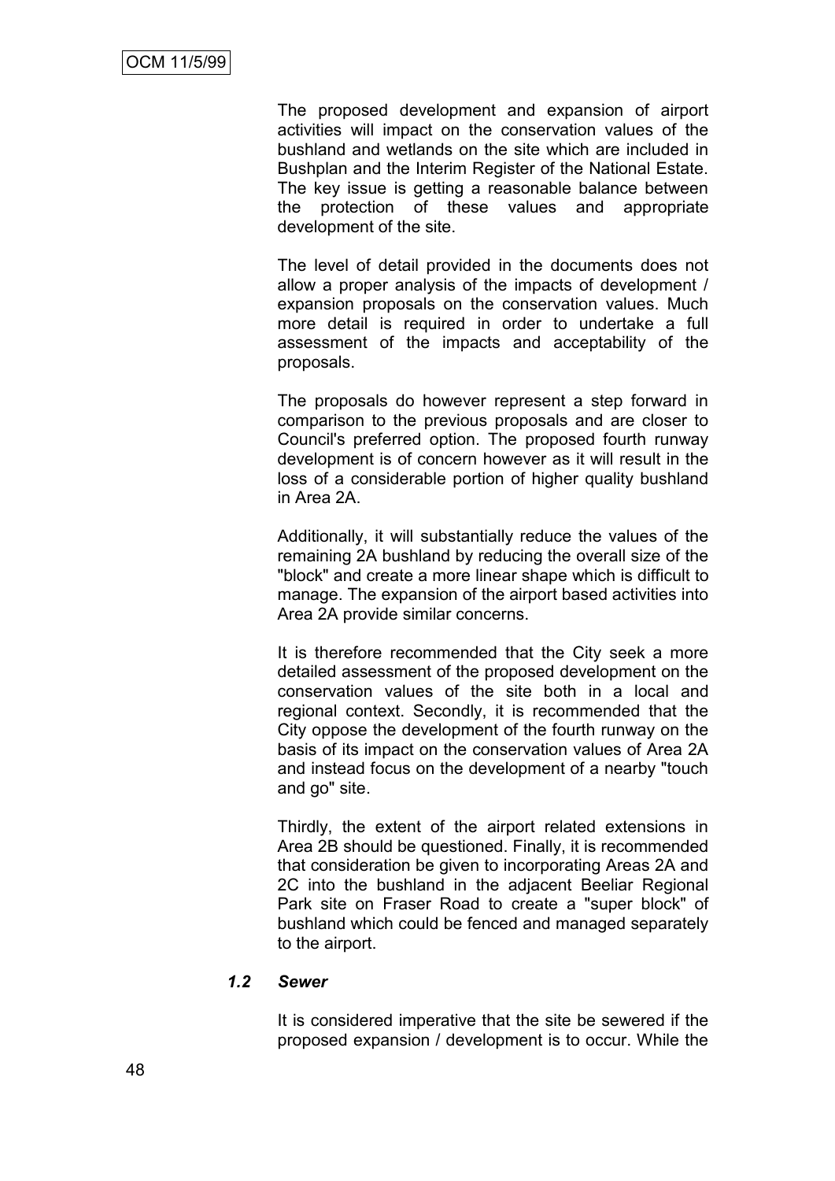The proposed development and expansion of airport activities will impact on the conservation values of the bushland and wetlands on the site which are included in Bushplan and the Interim Register of the National Estate. The key issue is getting a reasonable balance between the protection of these values and appropriate development of the site.

The level of detail provided in the documents does not allow a proper analysis of the impacts of development / expansion proposals on the conservation values. Much more detail is required in order to undertake a full assessment of the impacts and acceptability of the proposals.

The proposals do however represent a step forward in comparison to the previous proposals and are closer to Council's preferred option. The proposed fourth runway development is of concern however as it will result in the loss of a considerable portion of higher quality bushland in Area 2A.

Additionally, it will substantially reduce the values of the remaining 2A bushland by reducing the overall size of the "block" and create a more linear shape which is difficult to manage. The expansion of the airport based activities into Area 2A provide similar concerns.

It is therefore recommended that the City seek a more detailed assessment of the proposed development on the conservation values of the site both in a local and regional context. Secondly, it is recommended that the City oppose the development of the fourth runway on the basis of its impact on the conservation values of Area 2A and instead focus on the development of a nearby "touch and go" site.

Thirdly, the extent of the airport related extensions in Area 2B should be questioned. Finally, it is recommended that consideration be given to incorporating Areas 2A and 2C into the bushland in the adjacent Beeliar Regional Park site on Fraser Road to create a "super block" of bushland which could be fenced and managed separately to the airport.

### *1.2 Sewer*

It is considered imperative that the site be sewered if the proposed expansion / development is to occur. While the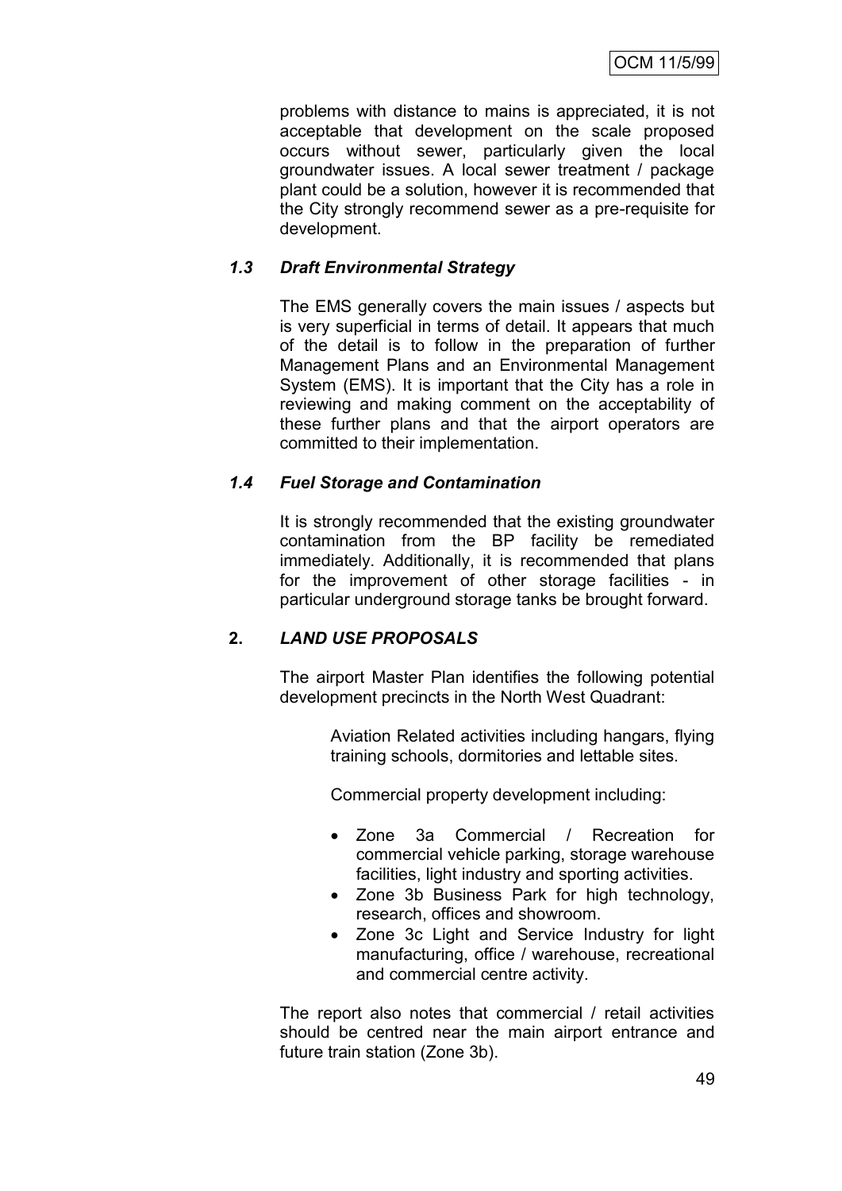problems with distance to mains is appreciated, it is not acceptable that development on the scale proposed occurs without sewer, particularly given the local groundwater issues. A local sewer treatment / package plant could be a solution, however it is recommended that the City strongly recommend sewer as a pre-requisite for development.

### *1.3 Draft Environmental Strategy*

The EMS generally covers the main issues / aspects but is very superficial in terms of detail. It appears that much of the detail is to follow in the preparation of further Management Plans and an Environmental Management System (EMS). It is important that the City has a role in reviewing and making comment on the acceptability of these further plans and that the airport operators are committed to their implementation.

### *1.4 Fuel Storage and Contamination*

It is strongly recommended that the existing groundwater contamination from the BP facility be remediated immediately. Additionally, it is recommended that plans for the improvement of other storage facilities - in particular underground storage tanks be brought forward.

## **2. *LAND USE PROPOSALS***

The airport Master Plan identifies the following potential development precincts in the North West Quadrant:

Aviation Related activities including hangars, flying training schools, dormitories and lettable sites.

Commercial property development including:

- Zone 3a Commercial / Recreation for commercial vehicle parking, storage warehouse facilities, light industry and sporting activities.
- Zone 3b Business Park for high technology, research, offices and showroom.
- Zone 3c Light and Service Industry for light manufacturing, office / warehouse, recreational and commercial centre activity.

The report also notes that commercial / retail activities should be centred near the main airport entrance and future train station (Zone 3b).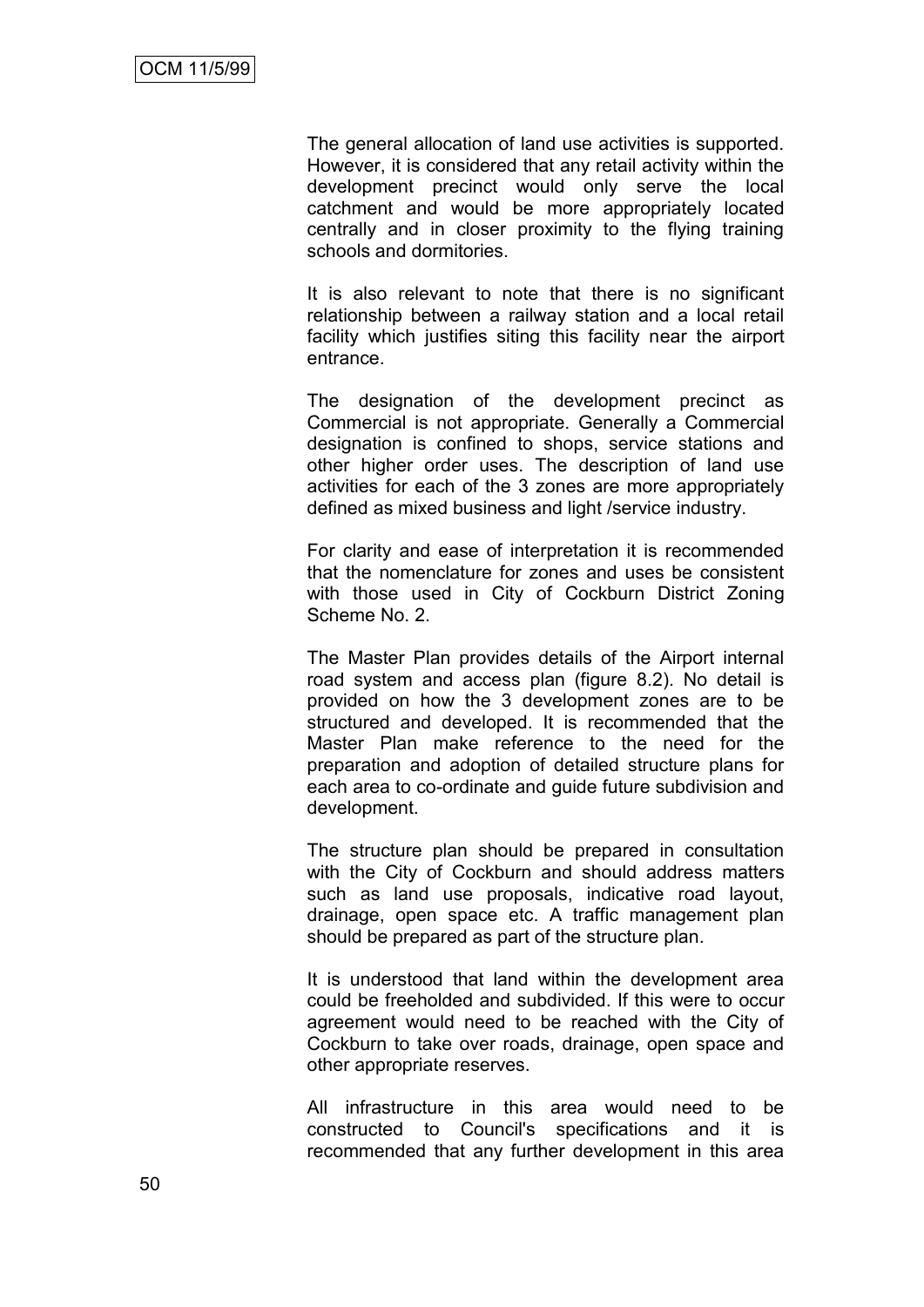The general allocation of land use activities is supported. However, it is considered that any retail activity within the development precinct would only serve the local catchment and would be more appropriately located centrally and in closer proximity to the flying training schools and dormitories.

It is also relevant to note that there is no significant relationship between a railway station and a local retail facility which justifies siting this facility near the airport entrance.

The designation of the development precinct as Commercial is not appropriate. Generally a Commercial designation is confined to shops, service stations and other higher order uses. The description of land use activities for each of the 3 zones are more appropriately defined as mixed business and light /service industry.

For clarity and ease of interpretation it is recommended that the nomenclature for zones and uses be consistent with those used in City of Cockburn District Zoning Scheme No. 2.

The Master Plan provides details of the Airport internal road system and access plan (figure 8.2). No detail is provided on how the 3 development zones are to be structured and developed. It is recommended that the Master Plan make reference to the need for the preparation and adoption of detailed structure plans for each area to co-ordinate and guide future subdivision and development.

The structure plan should be prepared in consultation with the City of Cockburn and should address matters such as land use proposals, indicative road layout, drainage, open space etc. A traffic management plan should be prepared as part of the structure plan.

It is understood that land within the development area could be freeholded and subdivided. If this were to occur agreement would need to be reached with the City of Cockburn to take over roads, drainage, open space and other appropriate reserves.

All infrastructure in this area would need to be constructed to Council's specifications and it is recommended that any further development in this area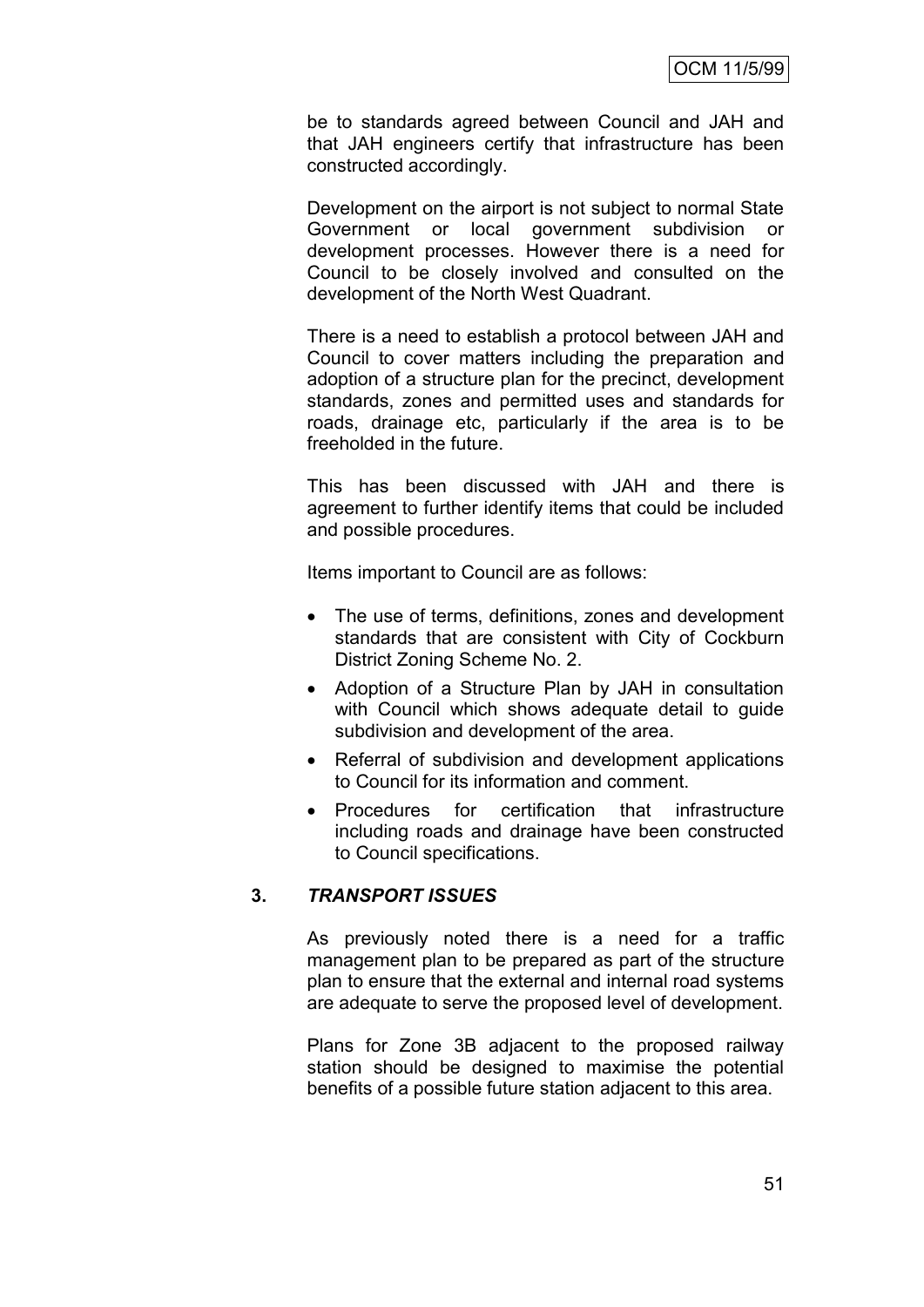be to standards agreed between Council and JAH and that JAH engineers certify that infrastructure has been constructed accordingly.

Development on the airport is not subject to normal State Government or local government subdivision or development processes. However there is a need for Council to be closely involved and consulted on the development of the North West Quadrant.

There is a need to establish a protocol between JAH and Council to cover matters including the preparation and adoption of a structure plan for the precinct, development standards, zones and permitted uses and standards for roads, drainage etc, particularly if the area is to be freeholded in the future.

This has been discussed with JAH and there is agreement to further identify items that could be included and possible procedures.

Items important to Council are as follows:

- The use of terms, definitions, zones and development standards that are consistent with City of Cockburn District Zoning Scheme No. 2.
- Adoption of a Structure Plan by JAH in consultation with Council which shows adequate detail to guide subdivision and development of the area.
- Referral of subdivision and development applications to Council for its information and comment.
- Procedures for certification that infrastructure including roads and drainage have been constructed to Council specifications.

### 3. *TRANSPORT ISSUES*

As previously noted there is a need for a traffic management plan to be prepared as part of the structure plan to ensure that the external and internal road systems are adequate to serve the proposed level of development.

Plans for Zone 3B adjacent to the proposed railway station should be designed to maximise the potential benefits of a possible future station adjacent to this area.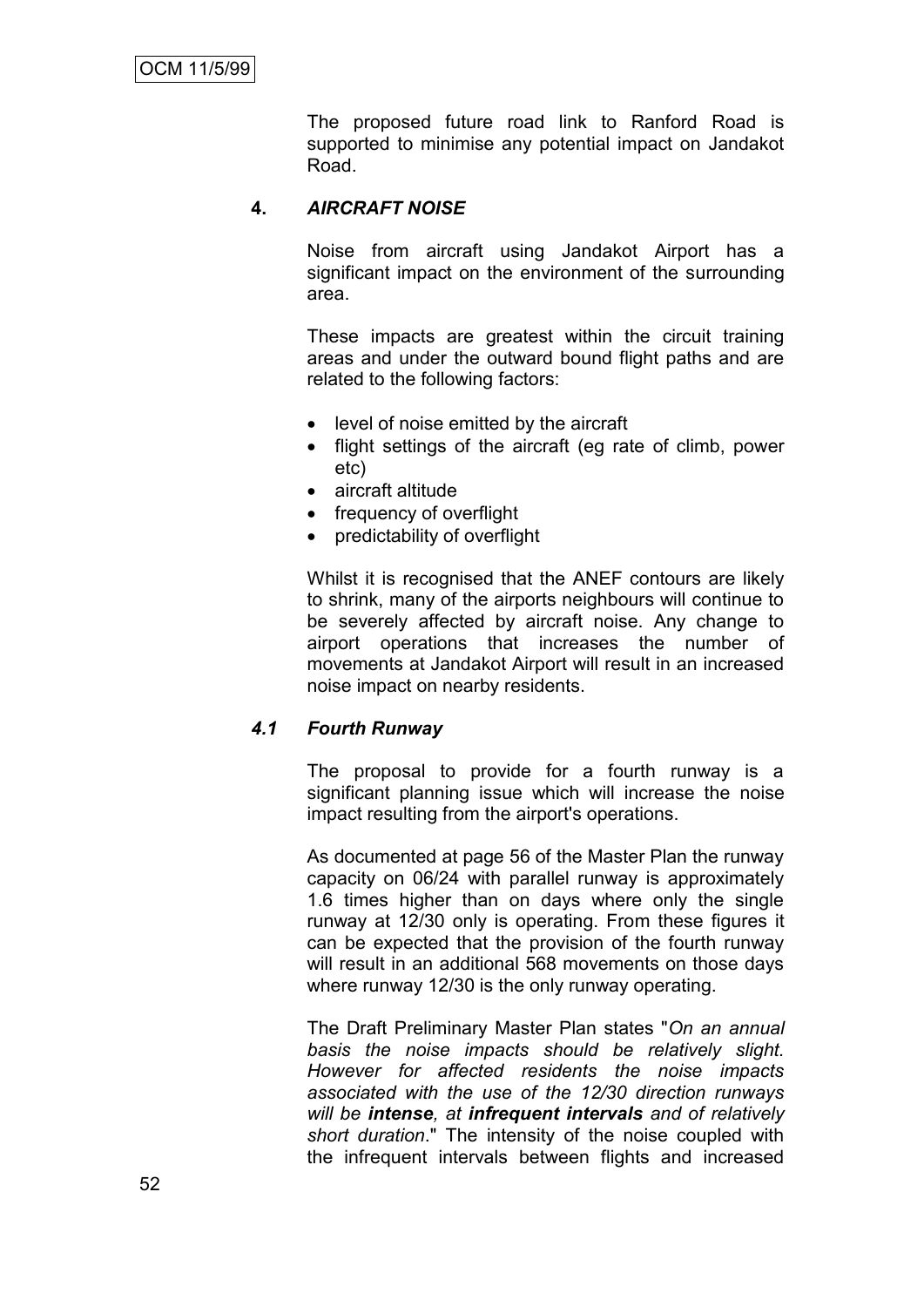The proposed future road link to Ranford Road is supported to minimise any potential impact on Jandakot Road.

## 4. *AIRCRAFT NOISE*

Noise from aircraft using Jandakot Airport has a significant impact on the environment of the surrounding area.

These impacts are greatest within the circuit training areas and under the outward bound flight paths and are related to the following factors:

- level of noise emitted by the aircraft
- flight settings of the aircraft (eg rate of climb, power etc)
- aircraft altitude
- frequency of overflight
- predictability of overflight

Whilst it is recognised that the ANEF contours are likely to shrink, many of the airports neighbours will continue to be severely affected by aircraft noise. Any change to airport operations that increases the number of movements at Jandakot Airport will result in an increased noise impact on nearby residents.

### *4.1 Fourth Runway*

The proposal to provide for a fourth runway is a significant planning issue which will increase the noise impact resulting from the airport's operations.

As documented at page 56 of the Master Plan the runway capacity on 06/24 with parallel runway is approximately 1.6 times higher than on days where only the single runway at 12/30 only is operating. From these figures it can be expected that the provision of the fourth runway will result in an additional 568 movements on those days where runway 12/30 is the only runway operating.

The Draft Preliminary Master Plan states "*On an annual basis the noise impacts should be relatively slight. However for affected residents the noise impacts associated with the use of the 12/30 direction runways will be **intense**, at **infrequent intervals** and of relatively short duration*." The intensity of the noise coupled with the infrequent intervals between flights and increased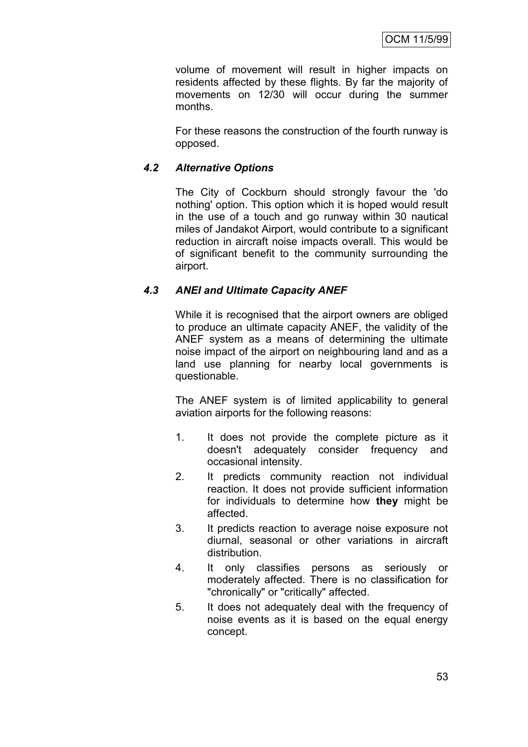volume of movement will result in higher impacts on residents affected by these flights. By far the majority of movements on 12/30 will occur during the summer months.

For these reasons the construction of the fourth runway is opposed.

### *4.2 Alternative Options*

The City of Cockburn should strongly favour the 'do nothing' option. This option which it is hoped would result in the use of a touch and go runway within 30 nautical miles of Jandakot Airport, would contribute to a significant reduction in aircraft noise impacts overall. This would be of significant benefit to the community surrounding the airport.

### *4.3 ANEI and Ultimate Capacity ANEF*

While it is recognised that the airport owners are obliged to produce an ultimate capacity ANEF, the validity of the ANEF system as a means of determining the ultimate noise impact of the airport on neighbouring land and as a land use planning for nearby local governments is questionable.

The ANEF system is of limited applicability to general aviation airports for the following reasons:

1. It does not provide the complete picture as it doesn't adequately consider frequency and occasional intensity.
2. It predicts community reaction not individual reaction. It does not provide sufficient information for individuals to determine how **they** might be affected.
3. It predicts reaction to average noise exposure not diurnal, seasonal or other variations in aircraft distribution.
4. It only classifies persons as seriously or moderately affected. There is no classification for "chronically" or "critically" affected.
5. It does not adequately deal with the frequency of noise events as it is based on the equal energy concept.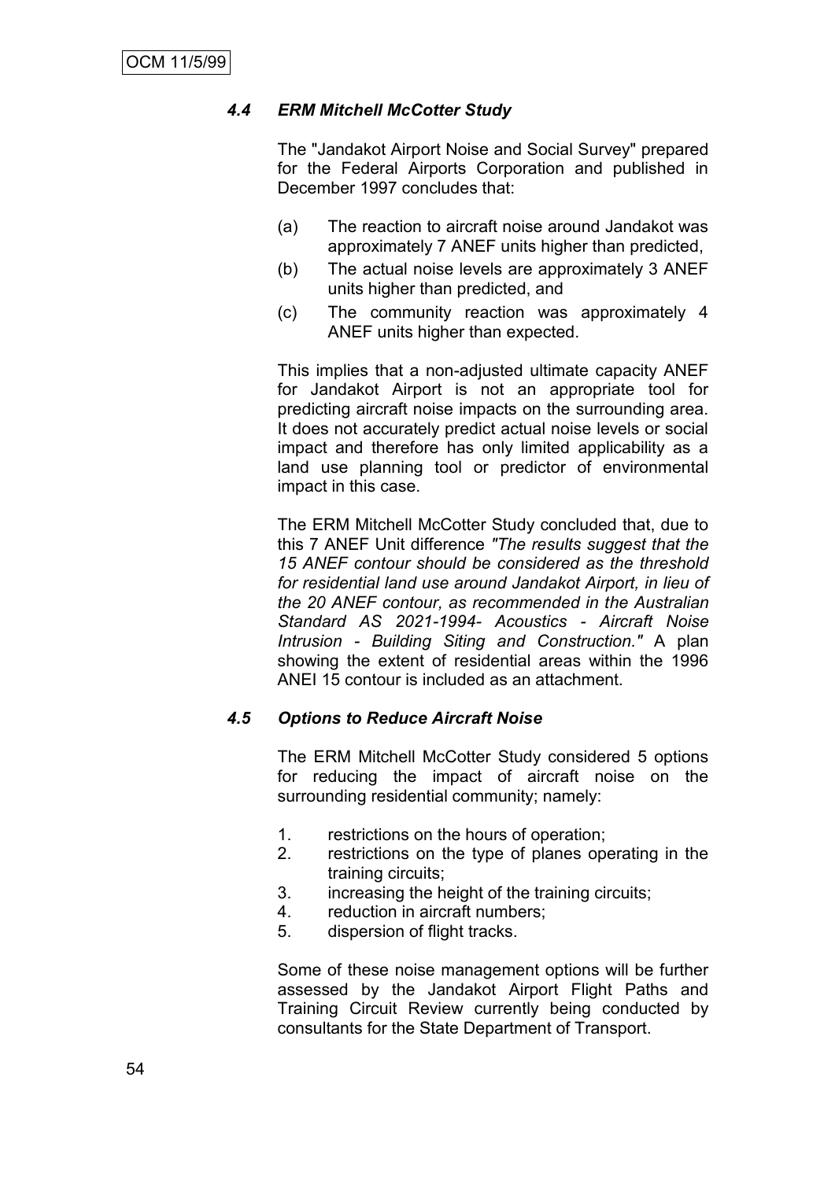### *4.4 ERM Mitchell McCotter Study*

The "Jandakot Airport Noise and Social Survey" prepared for the Federal Airports Corporation and published in December 1997 concludes that:

(a) The reaction to aircraft noise around Jandakot was approximately 7 ANEF units higher than predicted,

(b) The actual noise levels are approximately 3 ANEF units higher than predicted, and

(c) The community reaction was approximately 4 ANEF units higher than expected.

This implies that a non-adjusted ultimate capacity ANEF for Jandakot Airport is not an appropriate tool for predicting aircraft noise impacts on the surrounding area. It does not accurately predict actual noise levels or social impact and therefore has only limited applicability as a land use planning tool or predictor of environmental impact in this case.

The ERM Mitchell McCotter Study concluded that, due to this 7 ANEF Unit difference *"The results suggest that the 15 ANEF contour should be considered as the threshold for residential land use around Jandakot Airport, in lieu of the 20 ANEF contour, as recommended in the Australian Standard AS 2021-1994- Acoustics - Aircraft Noise Intrusion - Building Siting and Construction."* A plan showing the extent of residential areas within the 1996 ANEI 15 contour is included as an attachment.

### *4.5 Options to Reduce Aircraft Noise*

The ERM Mitchell McCotter Study considered 5 options for reducing the impact of aircraft noise on the surrounding residential community; namely:

1. restrictions on the hours of operation;
2. restrictions on the type of planes operating in the training circuits;
3. increasing the height of the training circuits;
4. reduction in aircraft numbers;
5. dispersion of flight tracks.

Some of these noise management options will be further assessed by the Jandakot Airport Flight Paths and Training Circuit Review currently being conducted by consultants for the State Department of Transport.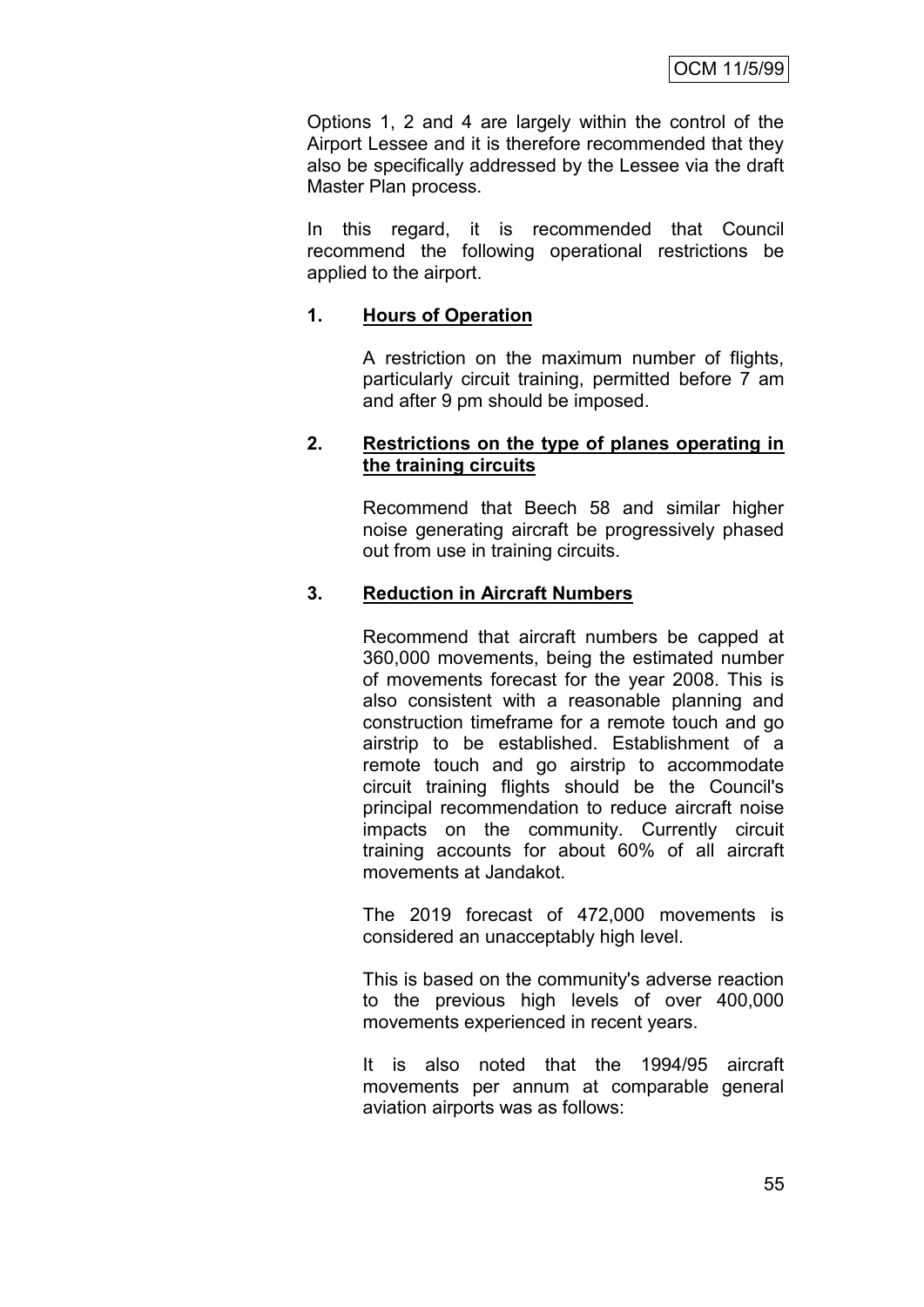Options 1, 2 and 4 are largely within the control of the Airport Lessee and it is therefore recommended that they also be specifically addressed by the Lessee via the draft Master Plan process.

In this regard, it is recommended that Council recommend the following operational restrictions be applied to the airport.

**1. Hours of Operation**

A restriction on the maximum number of flights, particularly circuit training, permitted before 7 am and after 9 pm should be imposed.

**2. Restrictions on the type of planes operating in the training circuits**

Recommend that Beech 58 and similar higher noise generating aircraft be progressively phased out from use in training circuits.

**3. Reduction in Aircraft Numbers**

Recommend that aircraft numbers be capped at 360,000 movements, being the estimated number of movements forecast for the year 2008. This is also consistent with a reasonable planning and construction timeframe for a remote touch and go airstrip to be established. Establishment of a remote touch and go airstrip to accommodate circuit training flights should be the Council's principal recommendation to reduce aircraft noise impacts on the community. Currently circuit training accounts for about 60% of all aircraft movements at Jandakot.

The 2019 forecast of 472,000 movements is considered an unacceptably high level.

This is based on the community's adverse reaction to the previous high levels of over 400,000 movements experienced in recent years.

It is also noted that the 1994/95 aircraft movements per annum at comparable general aviation airports was as follows: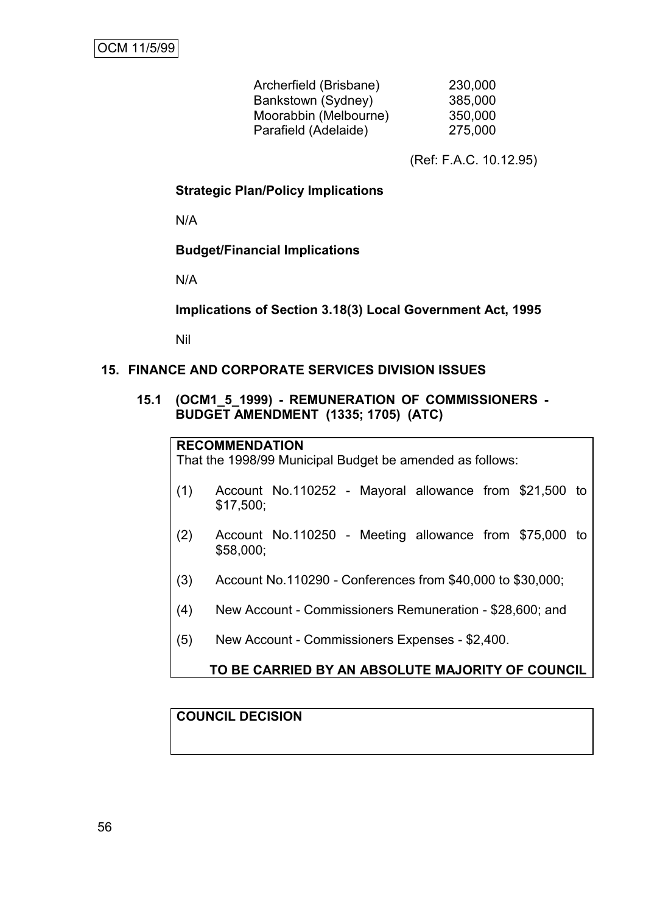| | |
|---|---|
| Archerfield (Brisbane) | 230,000 |
| Bankstown (Sydney) | 385,000 |
| Moorabbin (Melbourne) | 350,000 |
| Parafield (Adelaide) | 275,000 |

(Ref: F.A.C. 10.12.95)

**Strategic Plan/Policy Implications**

N/A

**Budget/Financial Implications**

N/A

**Implications of Section 3.18(3) Local Government Act, 1995**

Nil

## 15. FINANCE AND CORPORATE SERVICES DIVISION ISSUES

### 15.1 (OCM1_5_1999) - REMUNERATION OF COMMISSIONERS - BUDGET AMENDMENT (1335; 1705) (ATC)

**RECOMMENDATION**

That the 1998/99 Municipal Budget be amended as follows:

(1) Account No.110252 - Mayoral allowance from $21,500 to $17,500;

(2) Account No.110250 - Meeting allowance from $75,000 to $58,000;

(3) Account No.110290 - Conferences from $40,000 to $30,000;

(4) New Account - Commissioners Remuneration - $28,600; and

(5) New Account - Commissioners Expenses - $2,400.

**TO BE CARRIED BY AN ABSOLUTE MAJORITY OF COUNCIL**

**COUNCIL DECISION**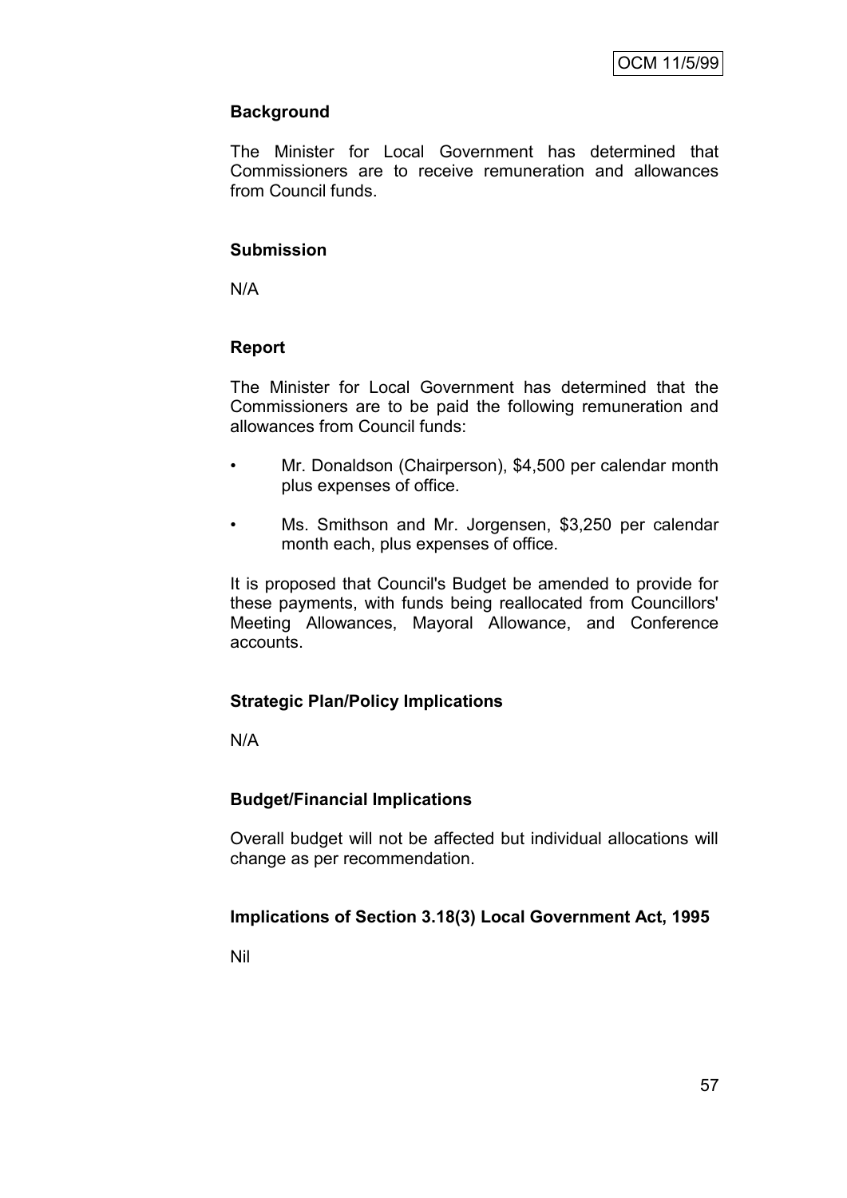**Background**

The Minister for Local Government has determined that Commissioners are to receive remuneration and allowances from Council funds.

**Submission**

N/A

**Report**

The Minister for Local Government has determined that the Commissioners are to be paid the following remuneration and allowances from Council funds:

- Mr. Donaldson (Chairperson), $4,500 per calendar month plus expenses of office.
- Ms. Smithson and Mr. Jorgensen, $3,250 per calendar month each, plus expenses of office.

It is proposed that Council's Budget be amended to provide for these payments, with funds being reallocated from Councillors' Meeting Allowances, Mayoral Allowance, and Conference accounts.

**Strategic Plan/Policy Implications**

N/A

**Budget/Financial Implications**

Overall budget will not be affected but individual allocations will change as per recommendation.

**Implications of Section 3.18(3) Local Government Act, 1995**

Nil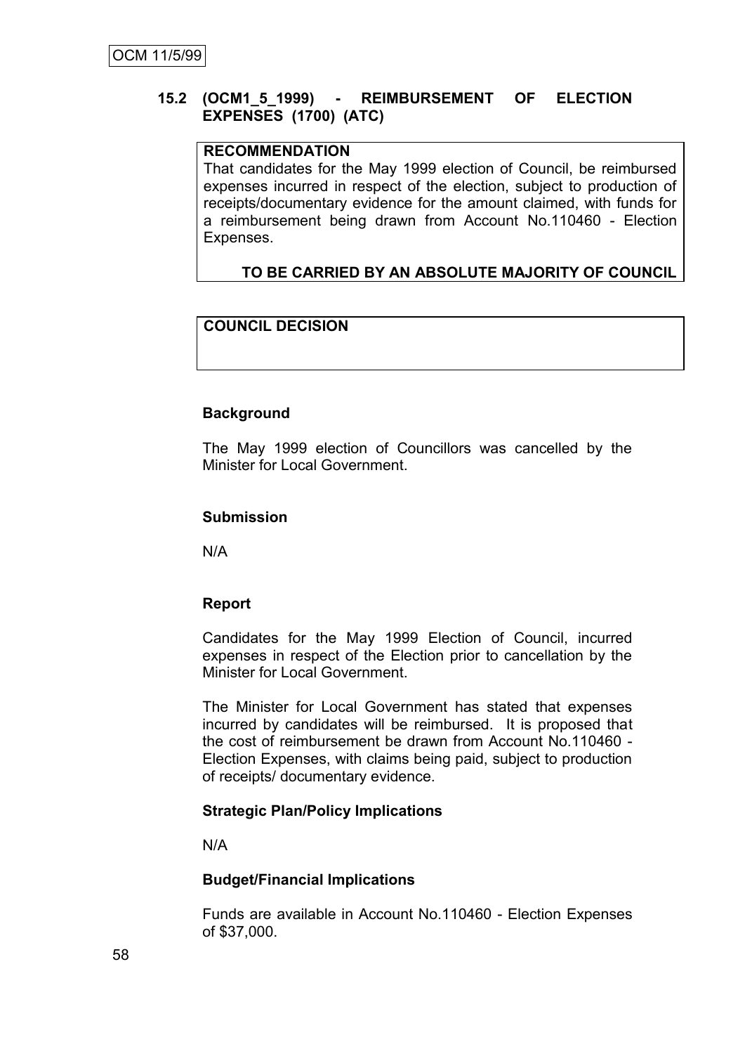## 15.2 (OCM1_5_1999) - REIMBURSEMENT OF ELECTION EXPENSES (1700) (ATC)

**RECOMMENDATION**

That candidates for the May 1999 election of Council, be reimbursed expenses incurred in respect of the election, subject to production of receipts/documentary evidence for the amount claimed, with funds for a reimbursement being drawn from Account No.110460 - Election Expenses.

**TO BE CARRIED BY AN ABSOLUTE MAJORITY OF COUNCIL**

**COUNCIL DECISION**

**Background**

The May 1999 election of Councillors was cancelled by the Minister for Local Government.

**Submission**

N/A

**Report**

Candidates for the May 1999 Election of Council, incurred expenses in respect of the Election prior to cancellation by the Minister for Local Government.

The Minister for Local Government has stated that expenses incurred by candidates will be reimbursed. It is proposed that the cost of reimbursement be drawn from Account No.110460 - Election Expenses, with claims being paid, subject to production of receipts/ documentary evidence.

**Strategic Plan/Policy Implications**

N/A

**Budget/Financial Implications**

Funds are available in Account No.110460 - Election Expenses of $37,000.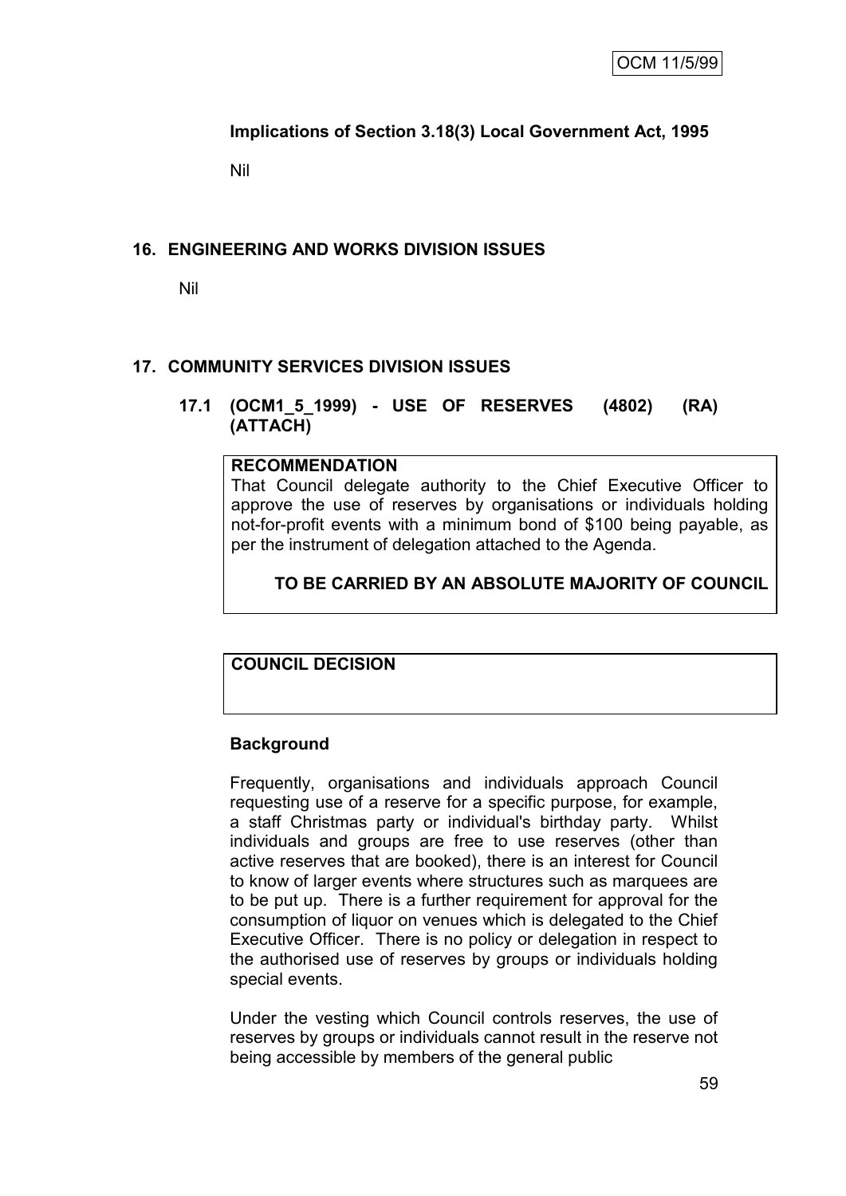**Implications of Section 3.18(3) Local Government Act, 1995**

Nil

## 16. ENGINEERING AND WORKS DIVISION ISSUES

Nil

## 17. COMMUNITY SERVICES DIVISION ISSUES

### 17.1 (OCM1_5_1999) - USE OF RESERVES (4802) (RA) (ATTACH)

**RECOMMENDATION**

That Council delegate authority to the Chief Executive Officer to approve the use of reserves by organisations or individuals holding not-for-profit events with a minimum bond of $100 being payable, as per the instrument of delegation attached to the Agenda.

**TO BE CARRIED BY AN ABSOLUTE MAJORITY OF COUNCIL**

**COUNCIL DECISION**

**Background**

Frequently, organisations and individuals approach Council requesting use of a reserve for a specific purpose, for example, a staff Christmas party or individual's birthday party. Whilst individuals and groups are free to use reserves (other than active reserves that are booked), there is an interest for Council to know of larger events where structures such as marquees are to be put up. There is a further requirement for approval for the consumption of liquor on venues which is delegated to the Chief Executive Officer. There is no policy or delegation in respect to the authorised use of reserves by groups or individuals holding special events.

Under the vesting which Council controls reserves, the use of reserves by groups or individuals cannot result in the reserve not being accessible by members of the general public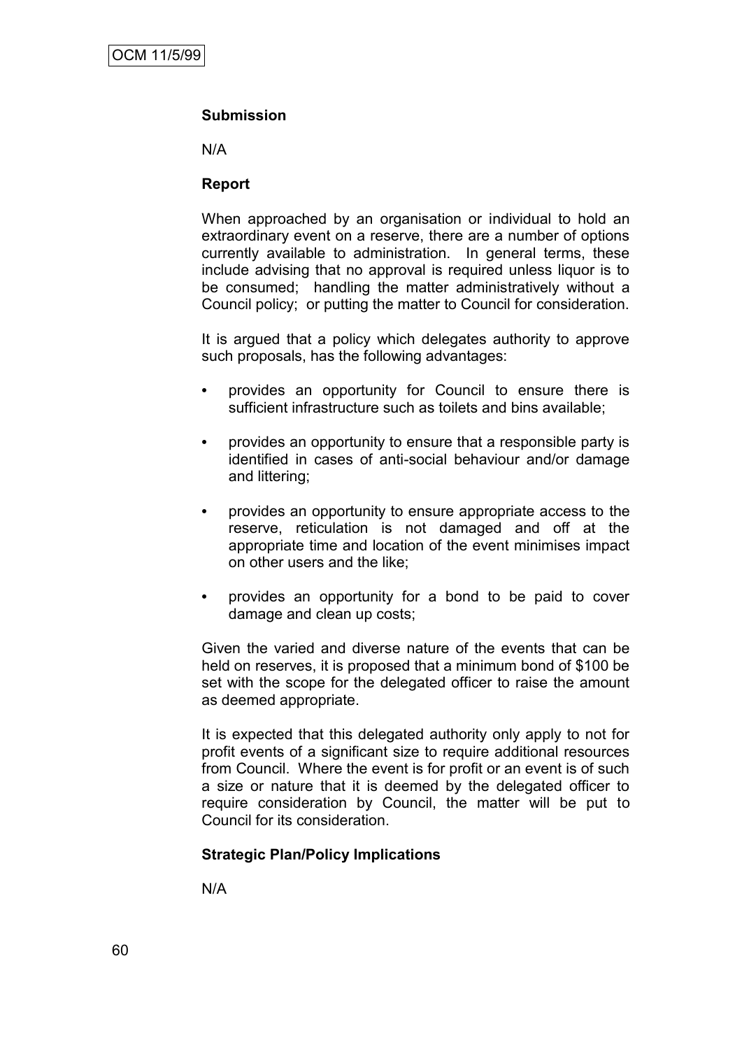### Submission

N/A

### Report

When approached by an organisation or individual to hold an extraordinary event on a reserve, there are a number of options currently available to administration. In general terms, these include advising that no approval is required unless liquor is to be consumed; handling the matter administratively without a Council policy; or putting the matter to Council for consideration.

It is argued that a policy which delegates authority to approve such proposals, has the following advantages:

- provides an opportunity for Council to ensure there is sufficient infrastructure such as toilets and bins available;
- provides an opportunity to ensure that a responsible party is identified in cases of anti-social behaviour and/or damage and littering;
- provides an opportunity to ensure appropriate access to the reserve, reticulation is not damaged and off at the appropriate time and location of the event minimises impact on other users and the like;
- provides an opportunity for a bond to be paid to cover damage and clean up costs;

Given the varied and diverse nature of the events that can be held on reserves, it is proposed that a minimum bond of $100 be set with the scope for the delegated officer to raise the amount as deemed appropriate.

It is expected that this delegated authority only apply to not for profit events of a significant size to require additional resources from Council. Where the event is for profit or an event is of such a size or nature that it is deemed by the delegated officer to require consideration by Council, the matter will be put to Council for its consideration.

### Strategic Plan/Policy Implications

N/A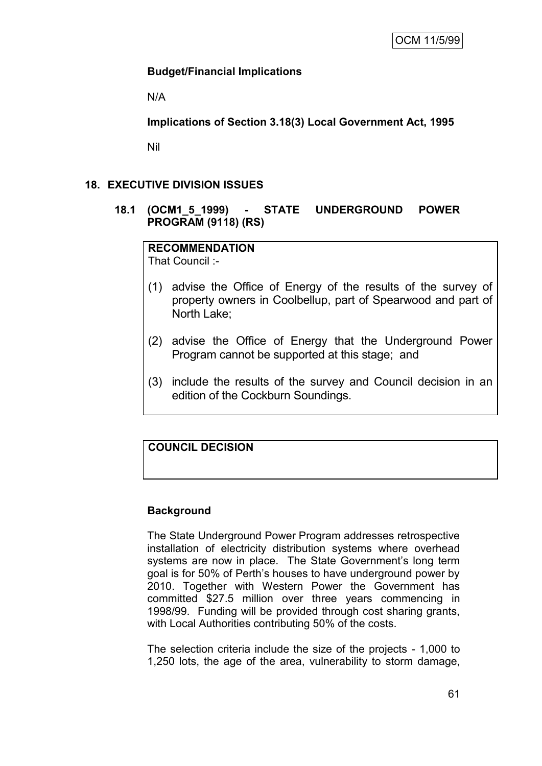**Budget/Financial Implications**

N/A

**Implications of Section 3.18(3) Local Government Act, 1995**

Nil

## 18. EXECUTIVE DIVISION ISSUES

### 18.1 (OCM1_5_1999) - STATE UNDERGROUND POWER PROGRAM (9118) (RS)

**RECOMMENDATION**
That Council :-

(1) advise the Office of Energy of the results of the survey of property owners in Coolbellup, part of Spearwood and part of North Lake;

(2) advise the Office of Energy that the Underground Power Program cannot be supported at this stage; and

(3) include the results of the survey and Council decision in an edition of the Cockburn Soundings.

**COUNCIL DECISION**

**Background**

The State Underground Power Program addresses retrospective installation of electricity distribution systems where overhead systems are now in place. The State Government's long term goal is for 50% of Perth's houses to have underground power by 2010. Together with Western Power the Government has committed $27.5 million over three years commencing in 1998/99. Funding will be provided through cost sharing grants, with Local Authorities contributing 50% of the costs.

The selection criteria include the size of the projects - 1,000 to 1,250 lots, the age of the area, vulnerability to storm damage,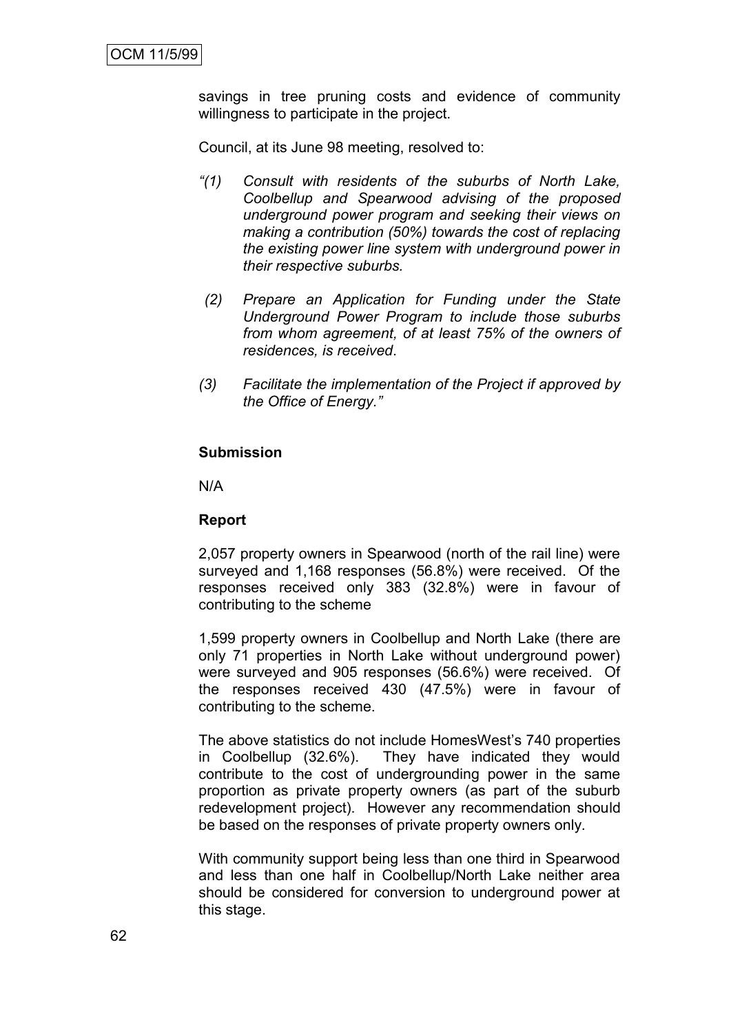savings in tree pruning costs and evidence of community willingness to participate in the project.

Council, at its June 98 meeting, resolved to:

*"(1) Consult with residents of the suburbs of North Lake, Coolbellup and Spearwood advising of the proposed underground power program and seeking their views on making a contribution (50%) towards the cost of replacing the existing power line system with underground power in their respective suburbs.*

*(2) Prepare an Application for Funding under the State Underground Power Program to include those suburbs from whom agreement, of at least 75% of the owners of residences, is received.*

*(3) Facilitate the implementation of the Project if approved by the Office of Energy."*

**Submission**

N/A

**Report**

2,057 property owners in Spearwood (north of the rail line) were surveyed and 1,168 responses (56.8%) were received. Of the responses received only 383 (32.8%) were in favour of contributing to the scheme

1,599 property owners in Coolbellup and North Lake (there are only 71 properties in North Lake without underground power) were surveyed and 905 responses (56.6%) were received. Of the responses received 430 (47.5%) were in favour of contributing to the scheme.

The above statistics do not include HomesWest's 740 properties in Coolbellup (32.6%). They have indicated they would contribute to the cost of undergrounding power in the same proportion as private property owners (as part of the suburb redevelopment project). However any recommendation should be based on the responses of private property owners only.

With community support being less than one third in Spearwood and less than one half in Coolbellup/North Lake neither area should be considered for conversion to underground power at this stage.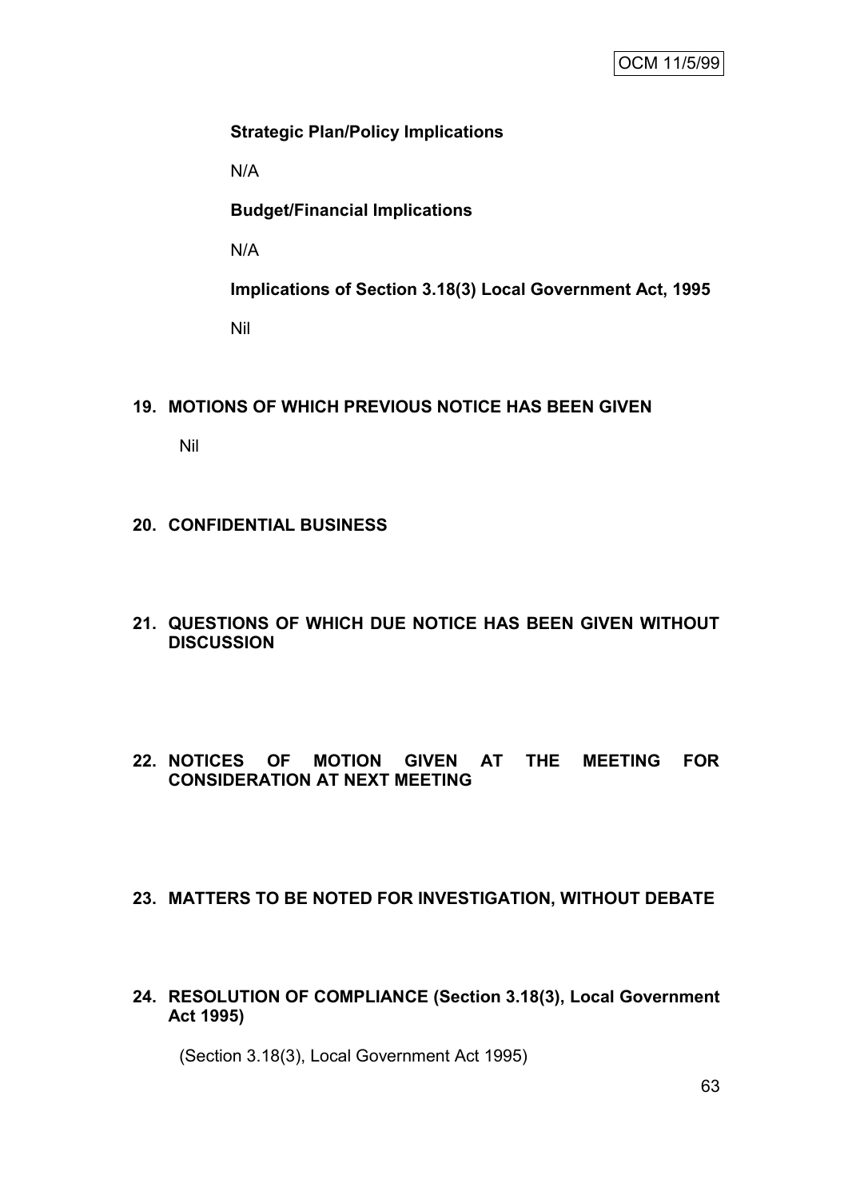**Strategic Plan/Policy Implications**

N/A

**Budget/Financial Implications**

N/A

**Implications of Section 3.18(3) Local Government Act, 1995**

Nil

## 19. MOTIONS OF WHICH PREVIOUS NOTICE HAS BEEN GIVEN

Nil

## 20. CONFIDENTIAL BUSINESS

## 21. QUESTIONS OF WHICH DUE NOTICE HAS BEEN GIVEN WITHOUT DISCUSSION

## 22. NOTICES OF MOTION GIVEN AT THE MEETING FOR CONSIDERATION AT NEXT MEETING

## 23. MATTERS TO BE NOTED FOR INVESTIGATION, WITHOUT DEBATE

## 24. RESOLUTION OF COMPLIANCE (Section 3.18(3), Local Government Act 1995)

(Section 3.18(3), Local Government Act 1995)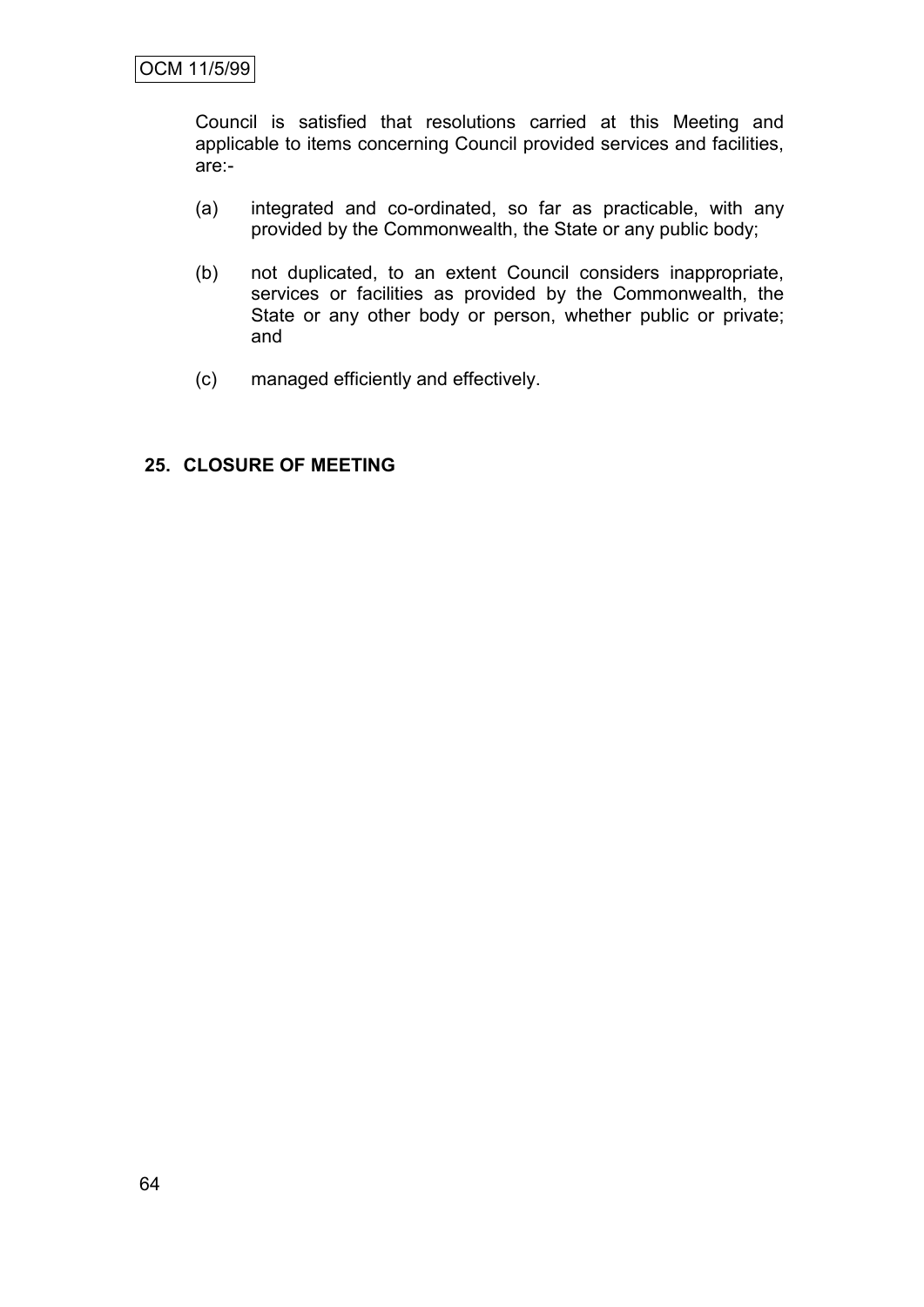Council is satisfied that resolutions carried at this Meeting and applicable to items concerning Council provided services and facilities, are:-

(a) integrated and co-ordinated, so far as practicable, with any provided by the Commonwealth, the State or any public body;

(b) not duplicated, to an extent Council considers inappropriate, services or facilities as provided by the Commonwealth, the State or any other body or person, whether public or private; and

(c) managed efficiently and effectively.

## 25. CLOSURE OF MEETING